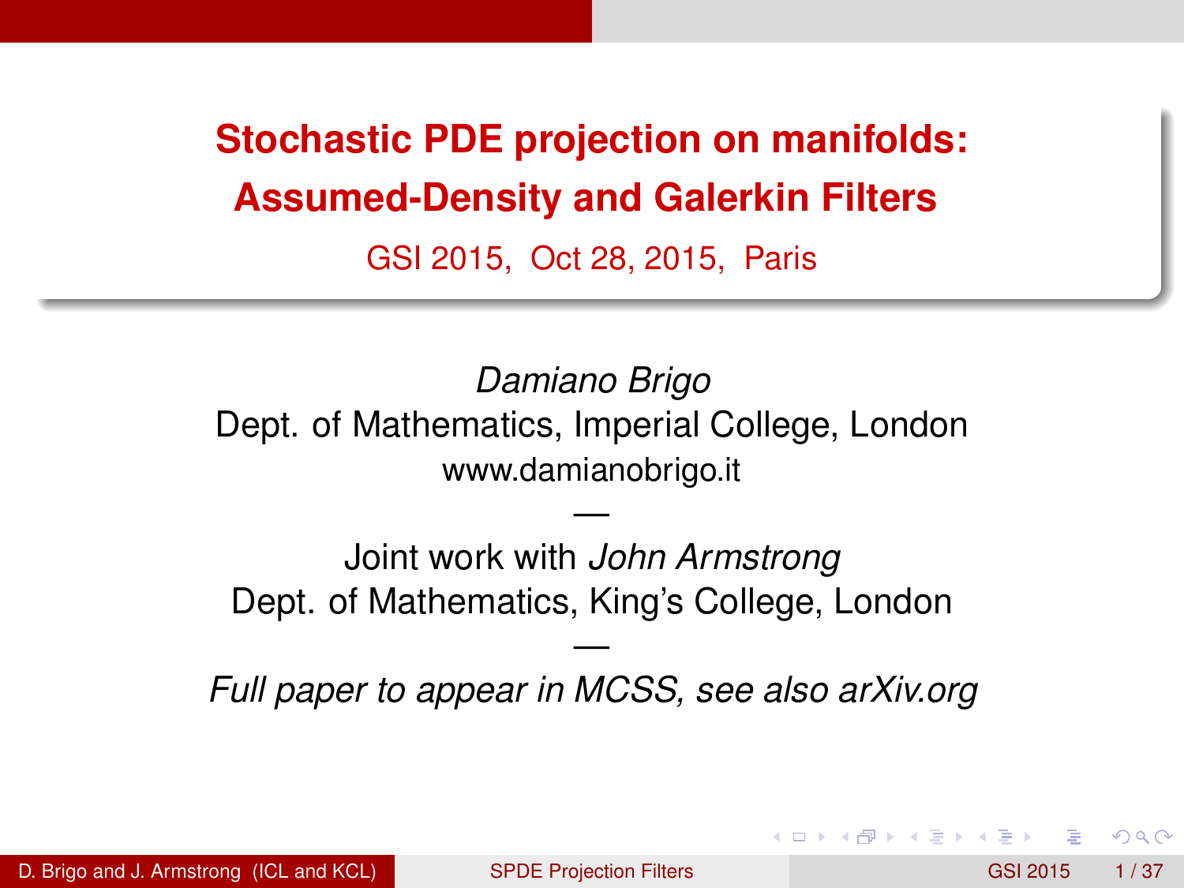# Stochastic PDE projection on manifolds: Assumed-Density and Galerkin Filters

GSI 2015, Oct 28, 2015, Paris

*Damiano Brigo*
Dept. of Mathematics, Imperial College, London
www.damianobrigo.it

—

Joint work with *John Armstrong*
Dept. of Mathematics, King's College, London

—

*Full paper to appear in MCSS, see also arXiv.org*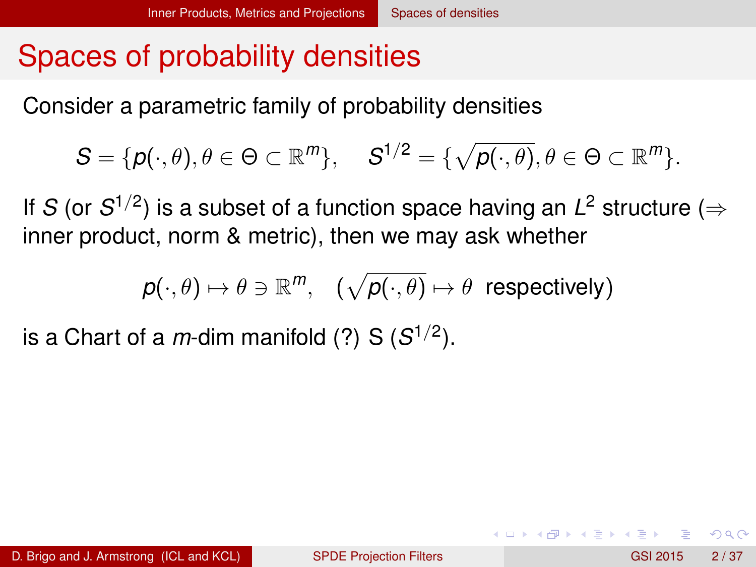# Spaces of probability densities

Consider a parametric family of probability densities

$$S = \{p(\cdot, \theta), \theta \in \Theta \subset \mathbb{R}^m\}, \quad S^{1/2} = \{\sqrt{p(\cdot, \theta)}, \theta \in \Theta \subset \mathbb{R}^m\}.$$

If $S$ (or $S^{1/2}$) is a subset of a function space having an $L^2$ structure ($\Rightarrow$ inner product, norm & metric), then we may ask whether

$$p(\cdot, \theta) \mapsto \theta \ni \mathbb{R}^m, \quad (\sqrt{p(\cdot, \theta)} \mapsto \theta \text{ respectively})$$

is a Chart of a $m$-dim manifold (?) S ($S^{1/2}$).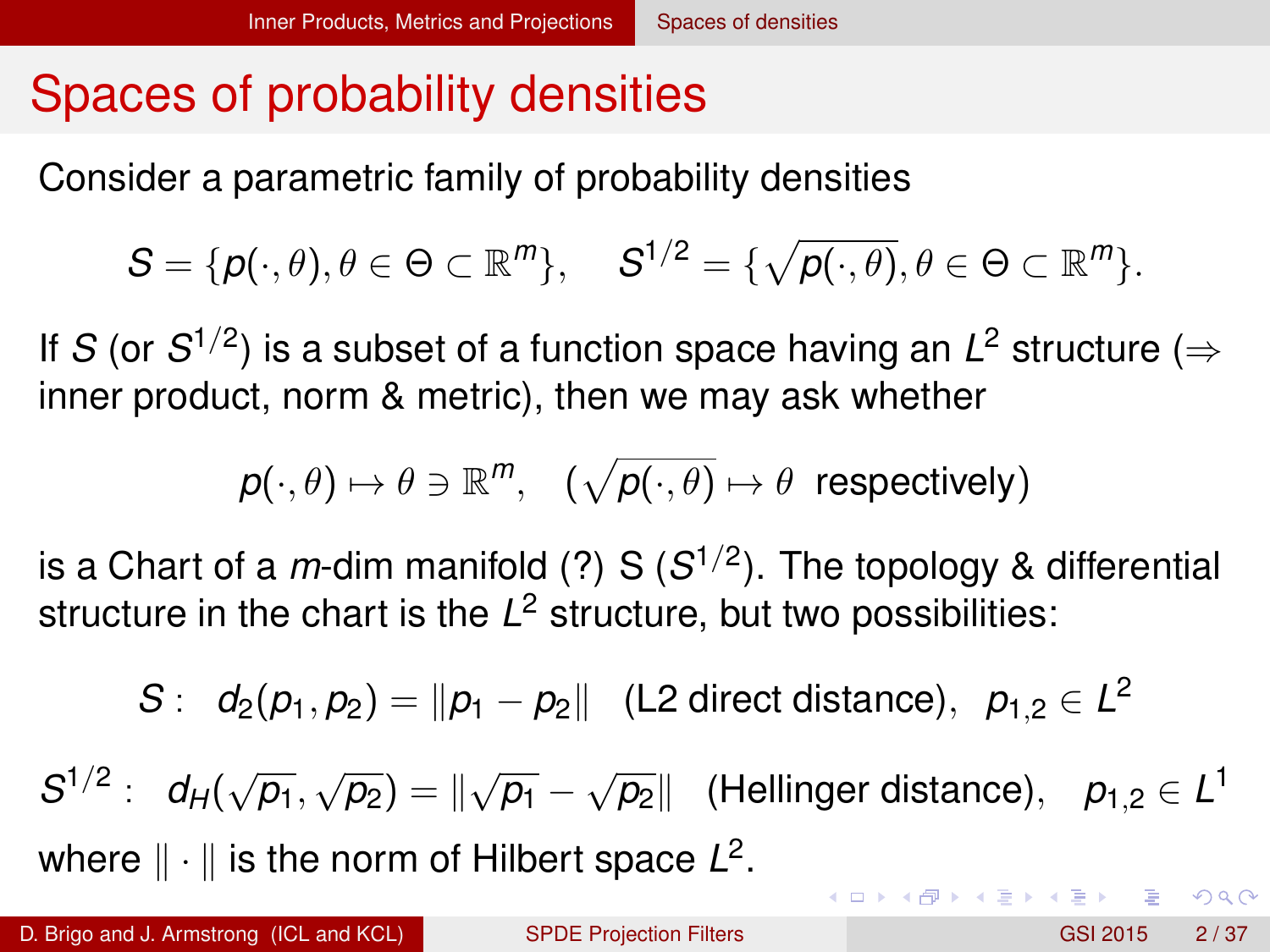# Spaces of probability densities

Consider a parametric family of probability densities

$$S = \{p(\cdot, \theta), \theta \in \Theta \subset \mathbb{R}^m\}, \quad S^{1/2} = \{\sqrt{p(\cdot, \theta)}, \theta \in \Theta \subset \mathbb{R}^m\}.$$

If $S$ (or $S^{1/2}$) is a subset of a function space having an $L^2$ structure ($\Rightarrow$ inner product, norm & metric), then we may ask whether

$$p(\cdot, \theta) \mapsto \theta \ni \mathbb{R}^m, \quad (\sqrt{p(\cdot, \theta)} \mapsto \theta \text{ respectively})$$

is a Chart of a $m$-dim manifold (?) S ($S^{1/2}$). The topology & differential structure in the chart is the $L^2$ structure, but two possibilities:

$$S: \quad d_2(p_1, p_2) = \|p_1 - p_2\| \quad \text{(L2 direct distance)}, \quad p_{1,2} \in L^2$$

$$S^{1/2}: \quad d_H(\sqrt{p_1}, \sqrt{p_2}) = \|\sqrt{p_1} - \sqrt{p_2}\| \quad \text{(Hellinger distance)}, \quad p_{1,2} \in L^1$$

where $\|\cdot\|$ is the norm of Hilbert space $L^2$.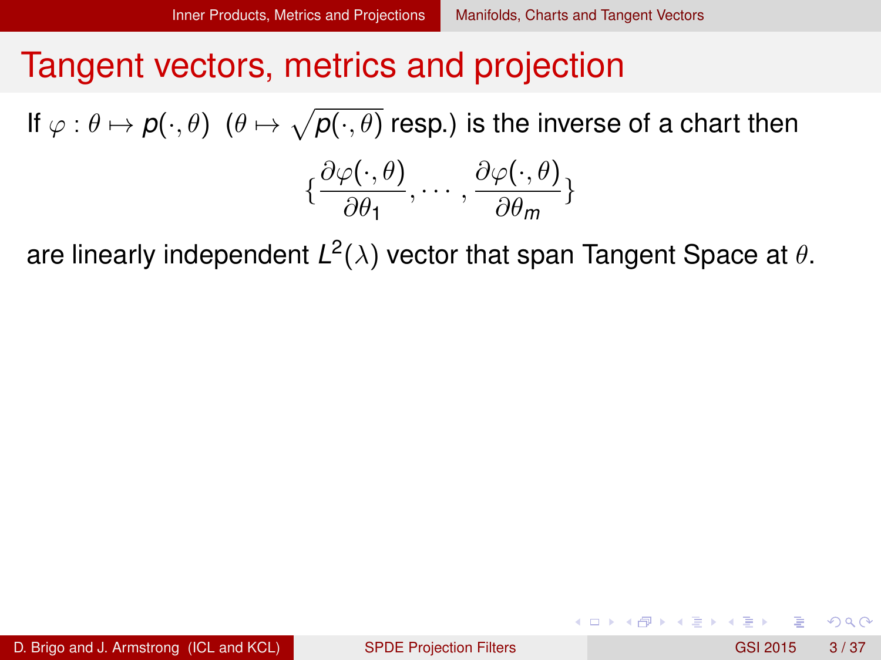# Tangent vectors, metrics and projection

If $\varphi : \theta \mapsto p(\cdot, \theta)$ ($\theta \mapsto \sqrt{p(\cdot, \theta)}$ resp.) is the inverse of a chart then

$$\left\{\frac{\partial \varphi(\cdot, \theta)}{\partial \theta_1}, \cdots, \frac{\partial \varphi(\cdot, \theta)}{\partial \theta_m}\right\}$$

are linearly independent $L^2(\lambda)$ vector that span Tangent Space at $\theta$.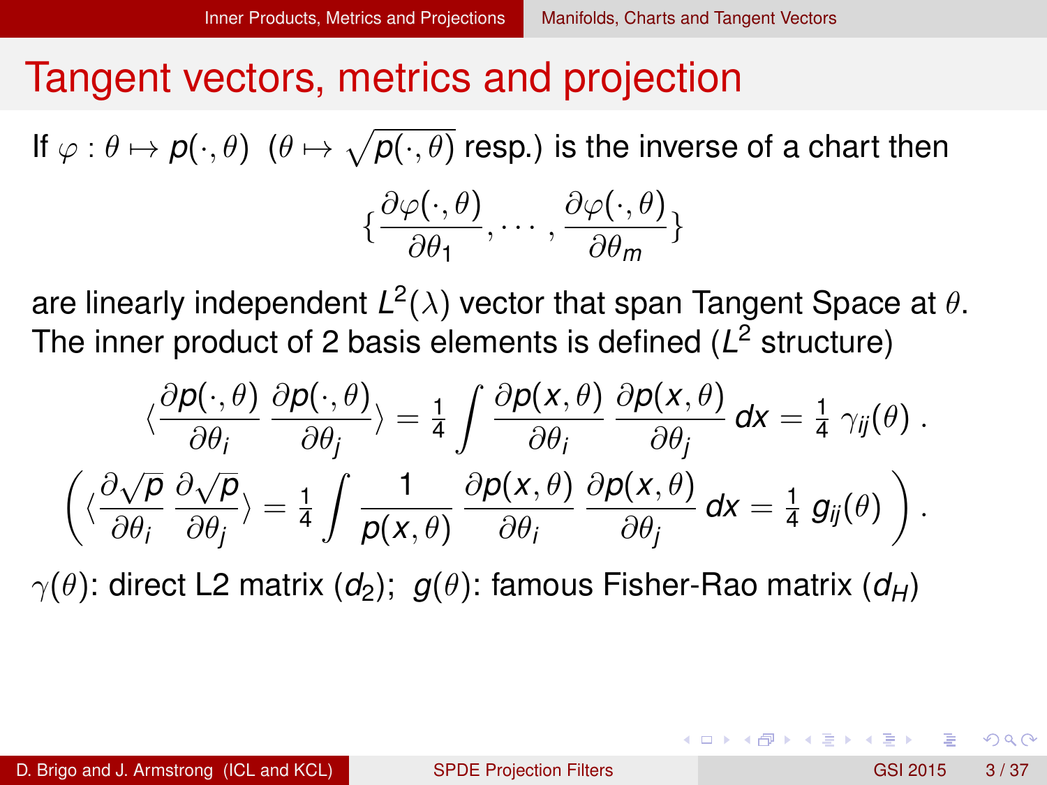# Tangent vectors, metrics and projection

If $\varphi : \theta \mapsto p(\cdot,\theta)$ ($\theta \mapsto \sqrt{p(\cdot,\theta)}$ resp.) is the inverse of a chart then

$$\{\frac{\partial \varphi(\cdot,\theta)}{\partial \theta_1}, \cdots, \frac{\partial \varphi(\cdot,\theta)}{\partial \theta_m}\}$$

are linearly independent $L^2(\lambda)$ vector that span Tangent Space at $\theta$. The inner product of 2 basis elements is defined ($L^2$ structure)

$$\langle \frac{\partial p(\cdot,\theta)}{\partial \theta_i} \, \frac{\partial p(\cdot,\theta)}{\partial \theta_j} \rangle = \frac{1}{4} \int \frac{\partial p(x,\theta)}{\partial \theta_i} \, \frac{\partial p(x,\theta)}{\partial \theta_j} \, dx = \frac{1}{4} \, \gamma_{ij}(\theta) \, .$$

$$\left( \langle \frac{\partial \sqrt{p}}{\partial \theta_i} \, \frac{\partial \sqrt{p}}{\partial \theta_j} \rangle = \frac{1}{4} \int \frac{1}{p(x,\theta)} \, \frac{\partial p(x,\theta)}{\partial \theta_i} \, \frac{\partial p(x,\theta)}{\partial \theta_j} \, dx = \frac{1}{4} \, g_{ij}(\theta) \right) .$$

$\gamma(\theta)$: direct L2 matrix ($d_2$); $g(\theta)$: famous Fisher-Rao matrix ($d_H$)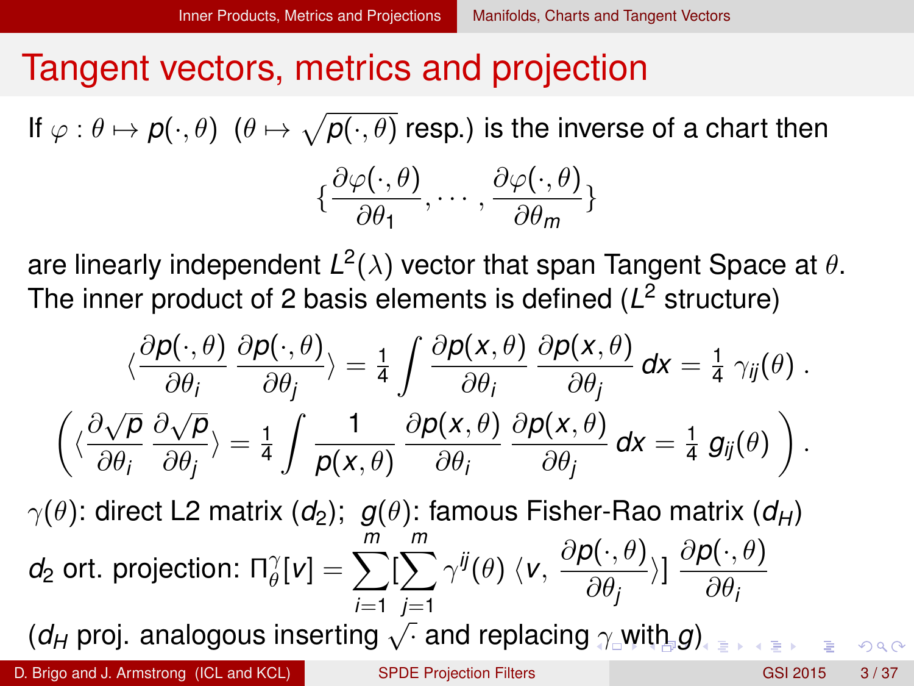# Tangent vectors, metrics and projection

If $\varphi : \theta \mapsto p(\cdot, \theta)$ ($\theta \mapsto \sqrt{p(\cdot, \theta)}$ resp.) is the inverse of a chart then

$$\{\frac{\partial \varphi(\cdot, \theta)}{\partial \theta_1}, \cdots, \frac{\partial \varphi(\cdot, \theta)}{\partial \theta_m}\}$$

are linearly independent $L^2(\lambda)$ vector that span Tangent Space at $\theta$. The inner product of 2 basis elements is defined ($L^2$ structure)

$$\langle \frac{\partial p(\cdot, \theta)}{\partial \theta_i} \frac{\partial p(\cdot, \theta)}{\partial \theta_j} \rangle = \frac{1}{4} \int \frac{\partial p(x, \theta)}{\partial \theta_i} \frac{\partial p(x, \theta)}{\partial \theta_j} dx = \frac{1}{4} \gamma_{ij}(\theta) .$$

$$\left( \langle \frac{\partial \sqrt{p}}{\partial \theta_i} \frac{\partial \sqrt{p}}{\partial \theta_j} \rangle = \frac{1}{4} \int \frac{1}{p(x, \theta)} \frac{\partial p(x, \theta)}{\partial \theta_i} \frac{\partial p(x, \theta)}{\partial \theta_j} dx = \frac{1}{4} g_{ij}(\theta) \right) .$$

$\gamma(\theta)$: direct L2 matrix ($d_2$); $g(\theta)$: famous Fisher-Rao matrix ($d_H$)

$d_2$ ort. projection: $\Pi_\theta^\gamma[v] = \sum_{i=1}^{m} [\sum_{j=1}^{m} \gamma^{ij}(\theta) \langle v, \frac{\partial p(\cdot, \theta)}{\partial \theta_j} \rangle] \frac{\partial p(\cdot, \theta)}{\partial \theta_i}$

($d_H$ proj. analogous inserting $\sqrt{\cdot}$ and replacing $\gamma$ with $g$)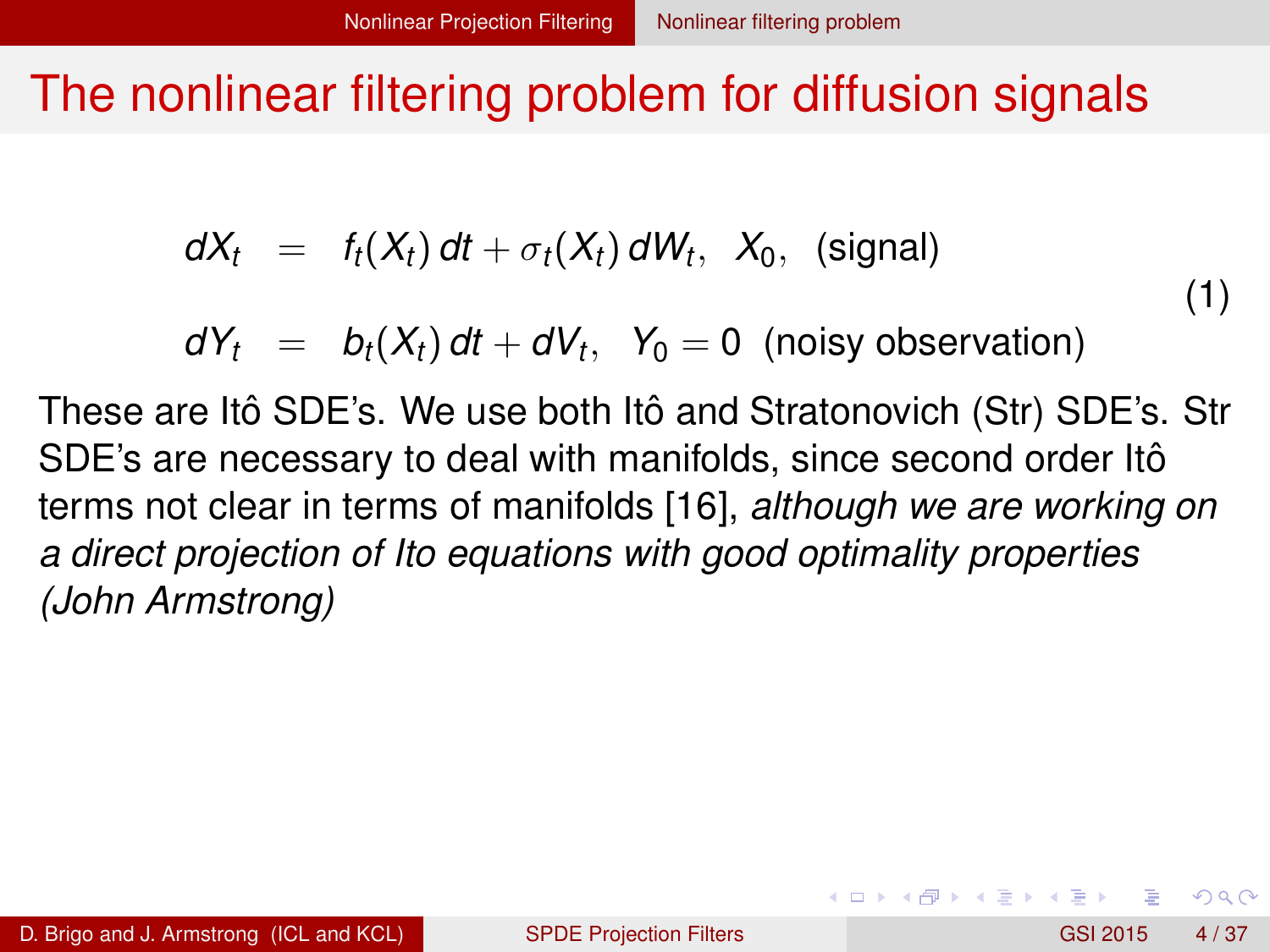# The nonlinear filtering problem for diffusion signals

$$
\begin{aligned}
dX_t &= f_t(X_t)\,dt + \sigma_t(X_t)\,dW_t, \quad X_0, \quad \text{(signal)} \\
dY_t &= b_t(X_t)\,dt + dV_t, \quad Y_0 = 0 \quad \text{(noisy observation)}
\end{aligned}
\tag{1}
$$

These are Itô SDE's. We use both Itô and Stratonovich (Str) SDE's. Str SDE's are necessary to deal with manifolds, since second order Itô terms not clear in terms of manifolds [16], *although we are working on a direct projection of Ito equations with good optimality properties (John Armstrong)*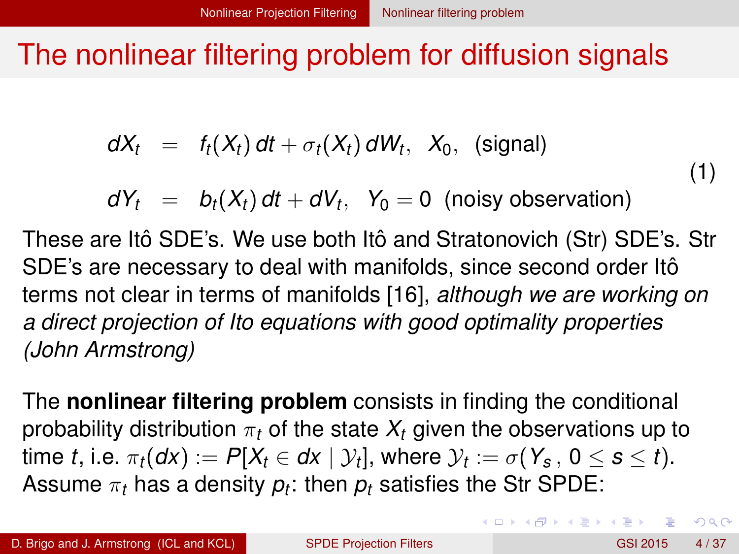# The nonlinear filtering problem for diffusion signals

$$
\begin{aligned}
dX_t &= f_t(X_t)\,dt + \sigma_t(X_t)\,dW_t, \quad X_0, \quad \text{(signal)} \\
dY_t &= b_t(X_t)\,dt + dV_t, \quad Y_0 = 0 \quad \text{(noisy observation)}
\end{aligned}
\tag{1}
$$

These are Itô SDE's. We use both Itô and Stratonovich (Str) SDE's. Str SDE's are necessary to deal with manifolds, since second order Itô terms not clear in terms of manifolds [16], *although we are working on a direct projection of Ito equations with good optimality properties (John Armstrong)*

The **nonlinear filtering problem** consists in finding the conditional probability distribution $\pi_t$ of the state $X_t$ given the observations up to time $t$, i.e. $\pi_t(dx) := P[X_t \in dx \mid \mathcal{Y}_t]$, where $\mathcal{Y}_t := \sigma(Y_s\,,\, 0 \leq s \leq t)$. Assume $\pi_t$ has a density $p_t$: then $p_t$ satisfies the Str SPDE: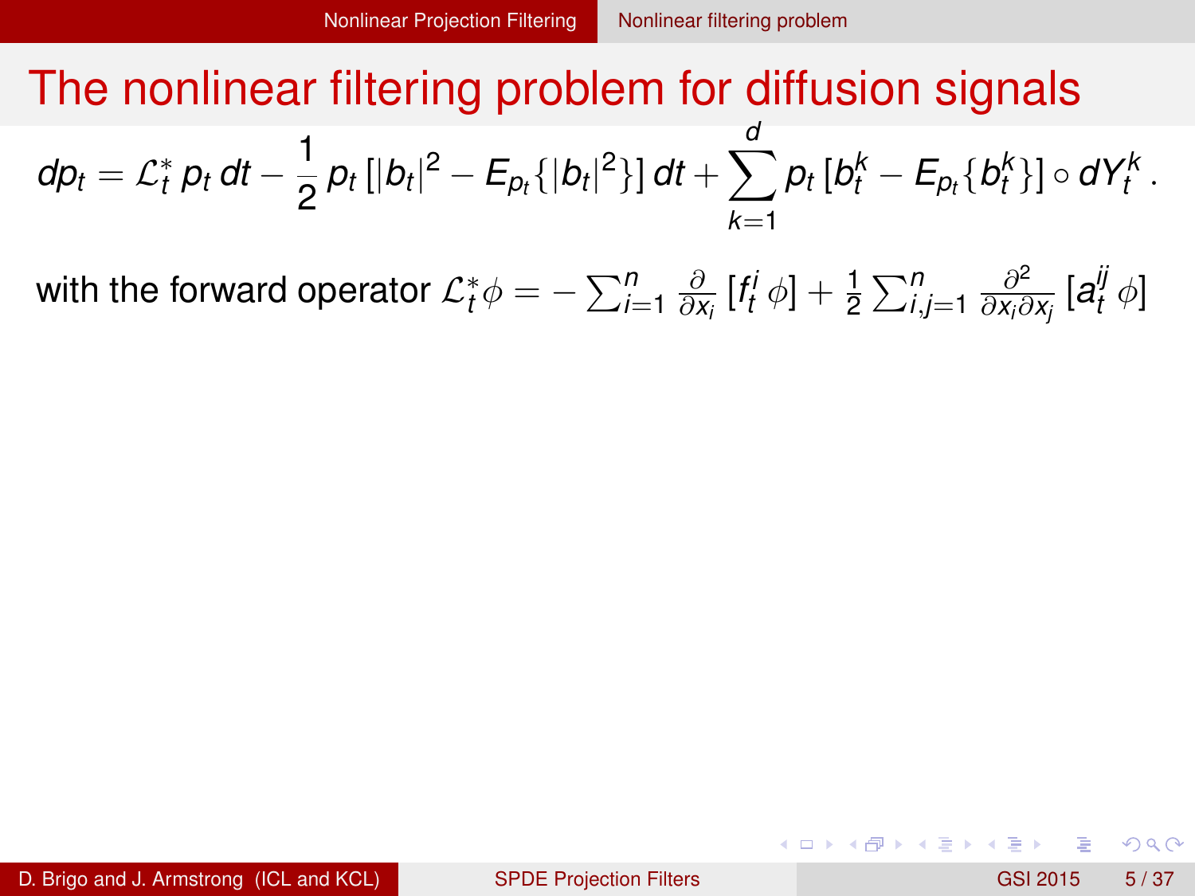# The nonlinear filtering problem for diffusion signals

$$dp_t = \mathcal{L}_t^* \, p_t \, dt - \frac{1}{2} \, p_t \, [|b_t|^2 - E_{p_t}\{|b_t|^2\}] \, dt + \sum_{k=1}^{d} p_t \, [b_t^k - E_{p_t}\{b_t^k\}] \circ dY_t^k \, .$$

with the forward operator $\mathcal{L}_t^* \phi = -\sum_{i=1}^{n} \frac{\partial}{\partial x_i} [f_t^i \, \phi] + \frac{1}{2} \sum_{i,j=1}^{n} \frac{\partial^2}{\partial x_i \partial x_j} [a_t^{ij} \, \phi]$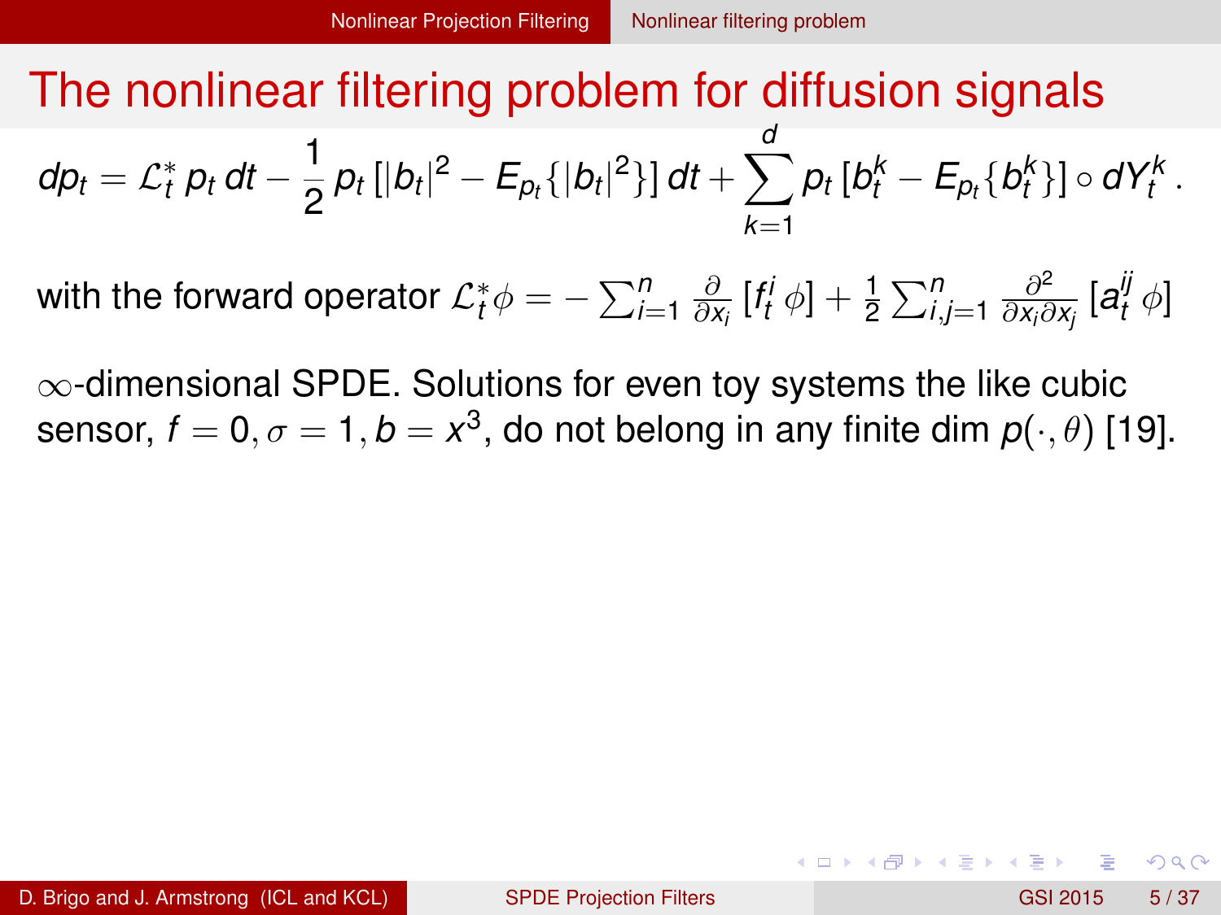# The nonlinear filtering problem for diffusion signals

$$dp_t = \mathcal{L}_t^* \, p_t \, dt - \frac{1}{2} \, p_t \, [|b_t|^2 - E_{p_t}\{|b_t|^2\}] \, dt + \sum_{k=1}^{d} p_t \, [b_t^k - E_{p_t}\{b_t^k\}] \circ dY_t^k \, .$$

with the forward operator $\mathcal{L}_t^* \phi = -\sum_{i=1}^n \frac{\partial}{\partial x_i} [f_t^i \, \phi] + \frac{1}{2} \sum_{i,j=1}^n \frac{\partial^2}{\partial x_i \partial x_j} [a_t^{ij} \, \phi]$

$\infty$-dimensional SPDE. Solutions for even toy systems the like cubic sensor, $f = 0, \sigma = 1, b = x^3$, do not belong in any finite dim $p(\cdot, \theta)$ [19].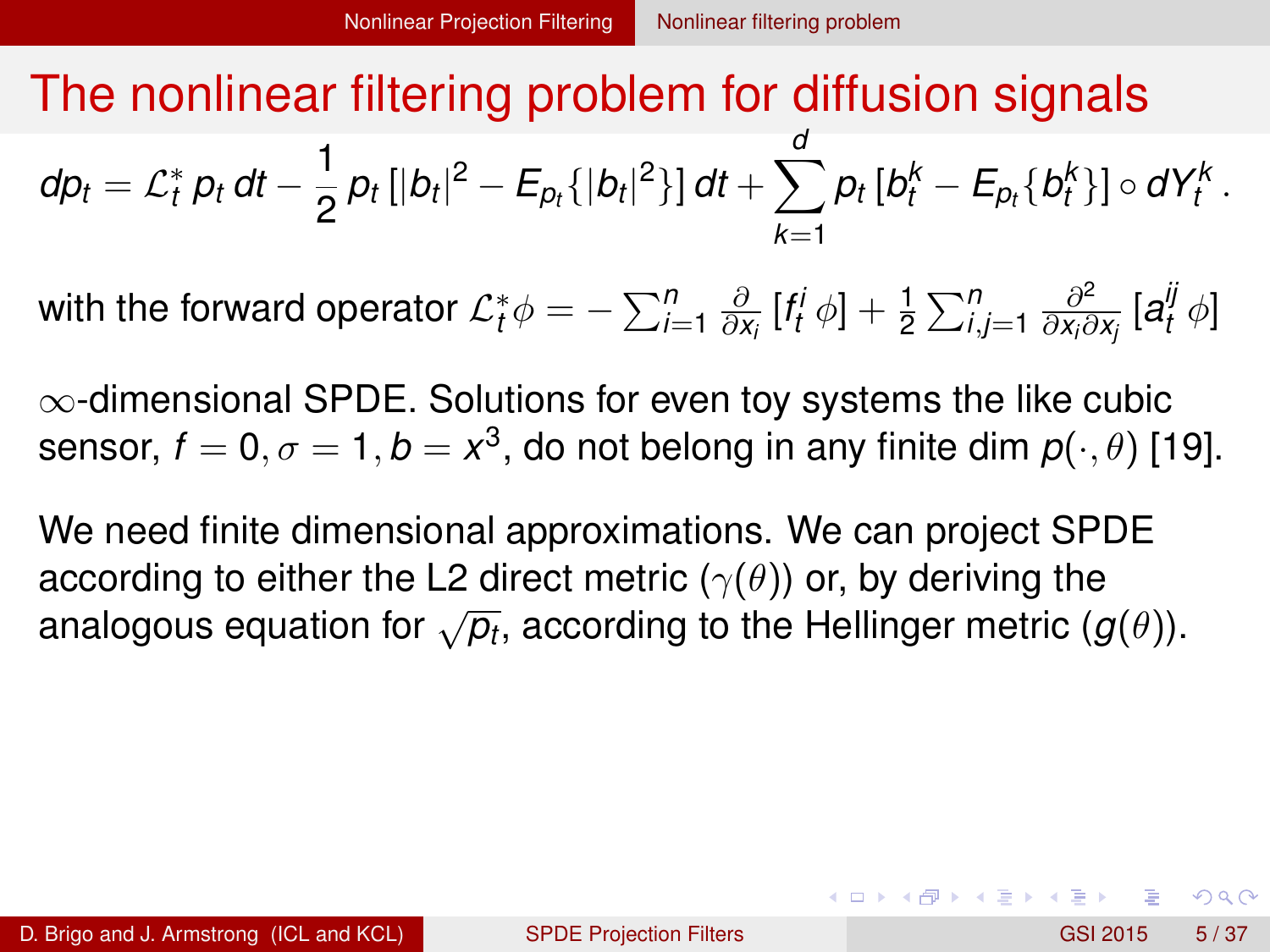# The nonlinear filtering problem for diffusion signals

$$dp_t = \mathcal{L}_t^* \, p_t \, dt - \frac{1}{2} \, p_t \, [|b_t|^2 - E_{p_t}\{|b_t|^2\}] \, dt + \sum_{k=1}^{d} p_t \, [b_t^k - E_{p_t}\{b_t^k\}] \circ dY_t^k \, .$$

with the forward operator $\mathcal{L}_t^* \phi = -\sum_{i=1}^n \frac{\partial}{\partial x_i} [f_t^i \, \phi] + \frac{1}{2} \sum_{i,j=1}^n \frac{\partial^2}{\partial x_i \partial x_j} [a_t^{ij} \, \phi]$

$\infty$-dimensional SPDE. Solutions for even toy systems the like cubic sensor, $f = 0, \sigma = 1, b = x^3$, do not belong in any finite dim $p(\cdot, \theta)$ [19].

We need finite dimensional approximations. We can project SPDE according to either the L2 direct metric ($\gamma(\theta)$) or, by deriving the analogous equation for $\sqrt{p_t}$, according to the Hellinger metric ($g(\theta)$).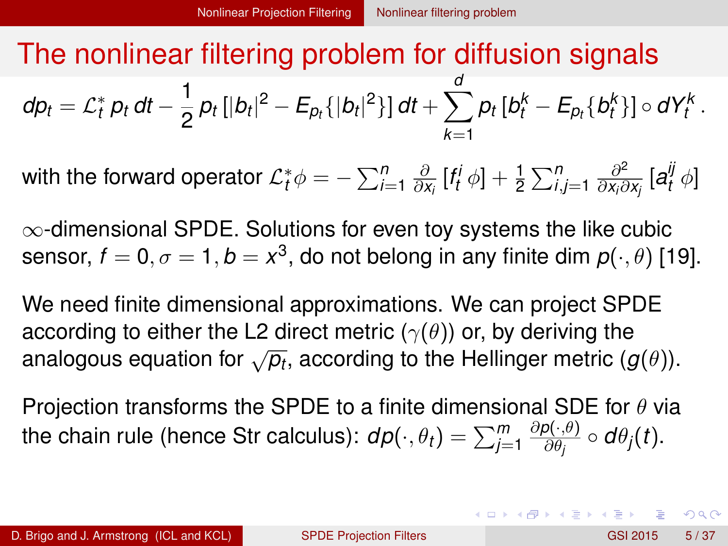# The nonlinear filtering problem for diffusion signals

$$dp_t = \mathcal{L}_t^* \, p_t \, dt - \frac{1}{2} \, p_t \, [|b_t|^2 - E_{p_t}\{|b_t|^2\}] \, dt + \sum_{k=1}^{d} p_t \, [b_t^k - E_{p_t}\{b_t^k\}] \circ dY_t^k \, .$$

with the forward operator $\mathcal{L}_t^* \phi = -\sum_{i=1}^n \frac{\partial}{\partial x_i} \, [f_t^i \, \phi] + \frac{1}{2} \sum_{i,j=1}^n \frac{\partial^2}{\partial x_i \partial x_j} \, [a_t^{ij} \, \phi]$

$\infty$-dimensional SPDE. Solutions for even toy systems the like cubic sensor, $f = 0, \sigma = 1, b = x^3$, do not belong in any finite dim $p(\cdot, \theta)$ [19].

We need finite dimensional approximations. We can project SPDE according to either the L2 direct metric ($\gamma(\theta)$) or, by deriving the analogous equation for $\sqrt{p_t}$, according to the Hellinger metric ($g(\theta)$).

Projection transforms the SPDE to a finite dimensional SDE for $\theta$ via the chain rule (hence Str calculus): $dp(\cdot, \theta_t) = \sum_{j=1}^m \frac{\partial p(\cdot,\theta)}{\partial \theta_j} \circ d\theta_j(t)$.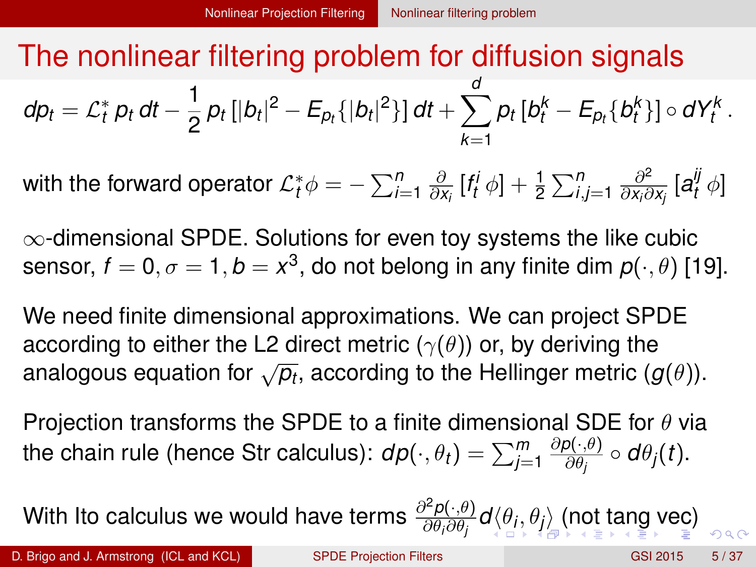# The nonlinear filtering problem for diffusion signals

$$dp_t = \mathcal{L}_t^* \, p_t \, dt - \frac{1}{2} \, p_t \, [|b_t|^2 - E_{p_t}\{|b_t|^2\}] \, dt + \sum_{k=1}^{d} p_t \, [b_t^k - E_{p_t}\{b_t^k\}] \circ dY_t^k \, .$$

with the forward operator $\mathcal{L}_t^* \phi = - \sum_{i=1}^n \frac{\partial}{\partial x_i} [f_t^i \, \phi] + \frac{1}{2} \sum_{i,j=1}^n \frac{\partial^2}{\partial x_i \partial x_j} [a_t^{ij} \, \phi]$

$\infty$-dimensional SPDE. Solutions for even toy systems the like cubic sensor, $f = 0, \sigma = 1, b = x^3$, do not belong in any finite dim $p(\cdot, \theta)$ [19].

We need finite dimensional approximations. We can project SPDE according to either the L2 direct metric ($\gamma(\theta)$) or, by deriving the analogous equation for $\sqrt{p_t}$, according to the Hellinger metric ($g(\theta)$).

Projection transforms the SPDE to a finite dimensional SDE for $\theta$ via the chain rule (hence Str calculus): $dp(\cdot, \theta_t) = \sum_{j=1}^m \frac{\partial p(\cdot,\theta)}{\partial \theta_j} \circ d\theta_j(t)$.

With Ito calculus we would have terms $\frac{\partial^2 p(\cdot,\theta)}{\partial \theta_i \partial \theta_j} d\langle \theta_i, \theta_j \rangle$ (not tang vec)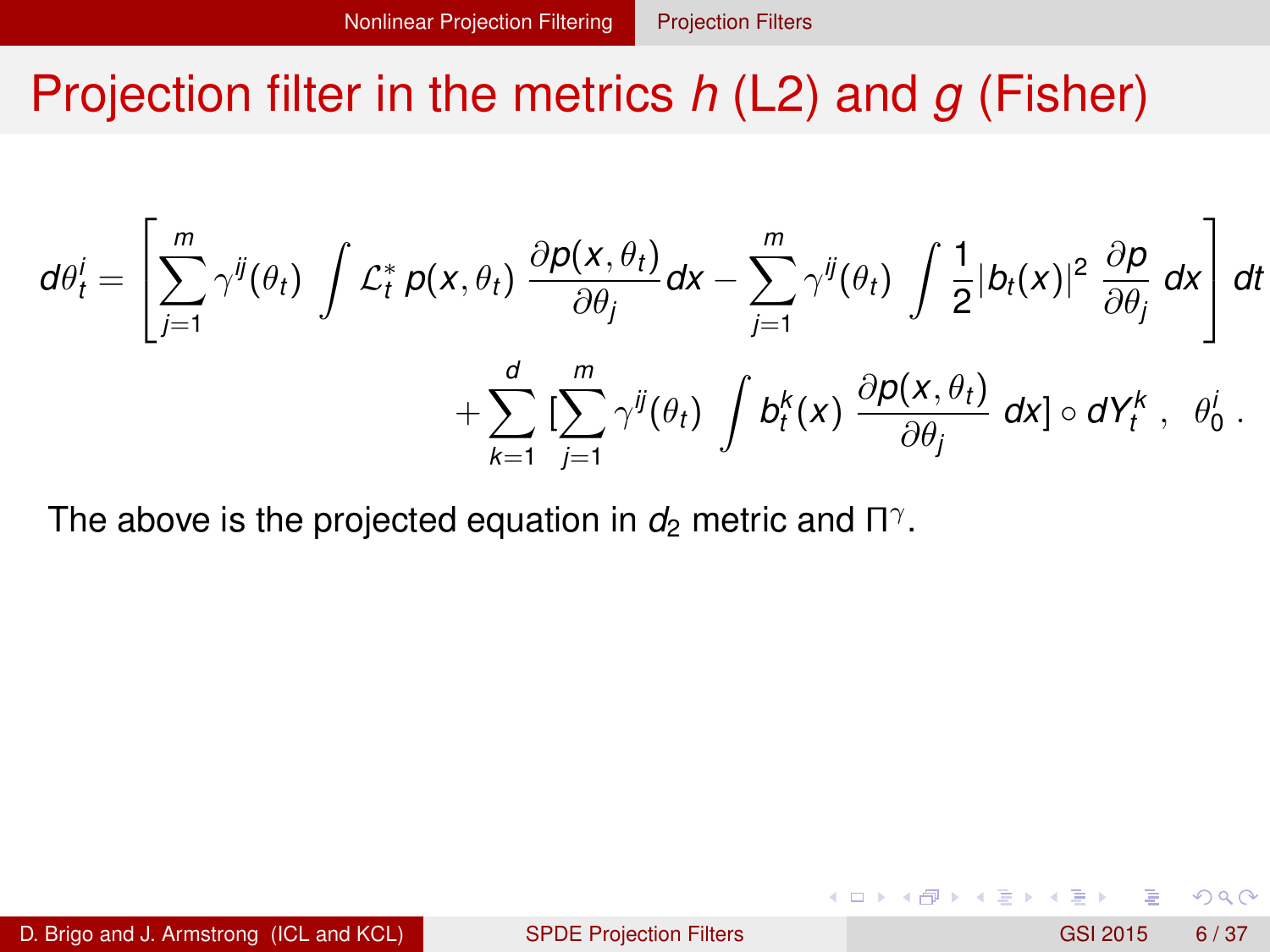# Projection filter in the metrics $h$ (L2) and $g$ (Fisher)

$$
d\theta_t^i = \left[ \sum_{j=1}^{m} \gamma^{ij}(\theta_t) \int \mathcal{L}_t^* \, p(x, \theta_t) \, \frac{\partial p(x, \theta_t)}{\partial \theta_j} dx - \sum_{j=1}^{m} \gamma^{ij}(\theta_t) \int \frac{1}{2} |b_t(x)|^2 \, \frac{\partial p}{\partial \theta_j} \, dx \right] dt
$$

$$
+ \sum_{k=1}^{d} \left[ \sum_{j=1}^{m} \gamma^{ij}(\theta_t) \int b_t^k(x) \, \frac{\partial p(x, \theta_t)}{\partial \theta_j} \, dx \right] \circ dY_t^k \ , \quad \theta_0^i \ .
$$

The above is the projected equation in $d_2$ metric and $\Pi^\gamma$.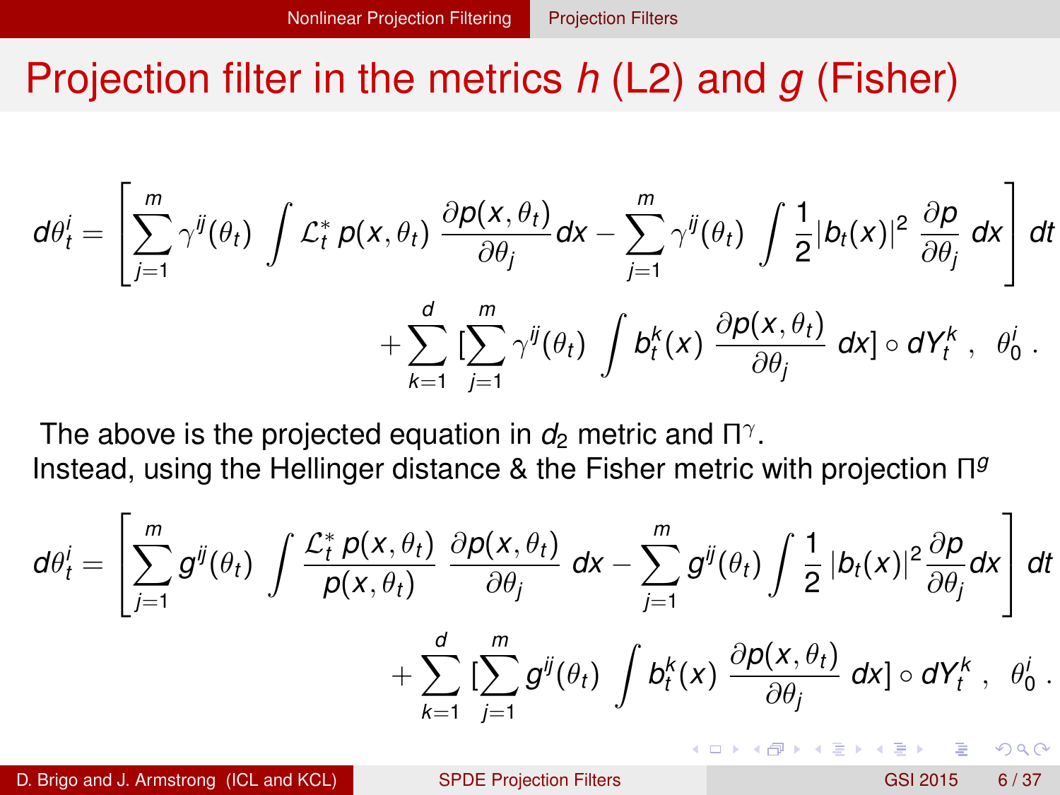# Projection filter in the metrics $h$ (L2) and $g$ (Fisher)

$$
d\theta_t^i = \left[ \sum_{j=1}^{m} \gamma^{ij}(\theta_t) \int \mathcal{L}_t^* \, p(x,\theta_t) \, \frac{\partial p(x,\theta_t)}{\partial \theta_j} dx - \sum_{j=1}^{m} \gamma^{ij}(\theta_t) \int \frac{1}{2} |b_t(x)|^2 \, \frac{\partial p}{\partial \theta_j} \, dx \right] dt
$$

$$
+ \sum_{k=1}^{d} [\sum_{j=1}^{m} \gamma^{ij}(\theta_t) \int b_t^k(x) \, \frac{\partial p(x,\theta_t)}{\partial \theta_j} \, dx] \circ dY_t^k \; , \quad \theta_0^i \; .
$$

The above is the projected equation in $d_2$ metric and $\Pi^\gamma$.
Instead, using the Hellinger distance & the Fisher metric with projection $\Pi^g$

$$
d\theta_t^i = \left[ \sum_{j=1}^{m} g^{ij}(\theta_t) \int \frac{\mathcal{L}_t^* \, p(x,\theta_t)}{p(x,\theta_t)} \, \frac{\partial p(x,\theta_t)}{\partial \theta_j} \, dx - \sum_{j=1}^{m} g^{ij}(\theta_t) \int \frac{1}{2} \, |b_t(x)|^2 \frac{\partial p}{\partial \theta_j} dx \right] dt
$$

$$
+ \sum_{k=1}^{d} [\sum_{j=1}^{m} g^{ij}(\theta_t) \int b_t^k(x) \, \frac{\partial p(x,\theta_t)}{\partial \theta_j} \, dx] \circ dY_t^k \; , \quad \theta_0^i \; .
$$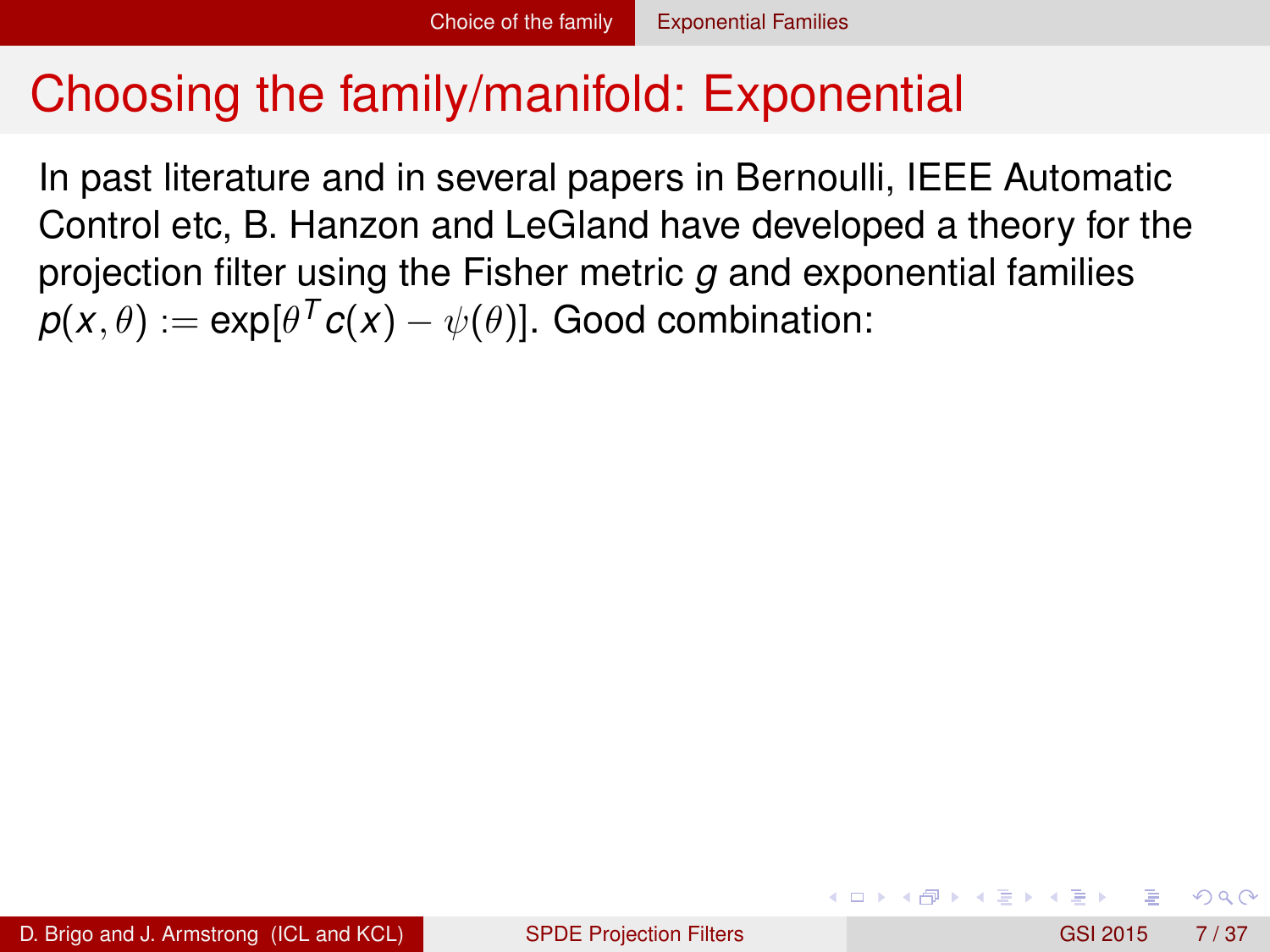# Choosing the family/manifold: Exponential

In past literature and in several papers in Bernoulli, IEEE Automatic Control etc, B. Hanzon and LeGland have developed a theory for the projection filter using the Fisher metric $g$ and exponential families $p(x, \theta) := \exp[\theta^T c(x) - \psi(\theta)]$. Good combination: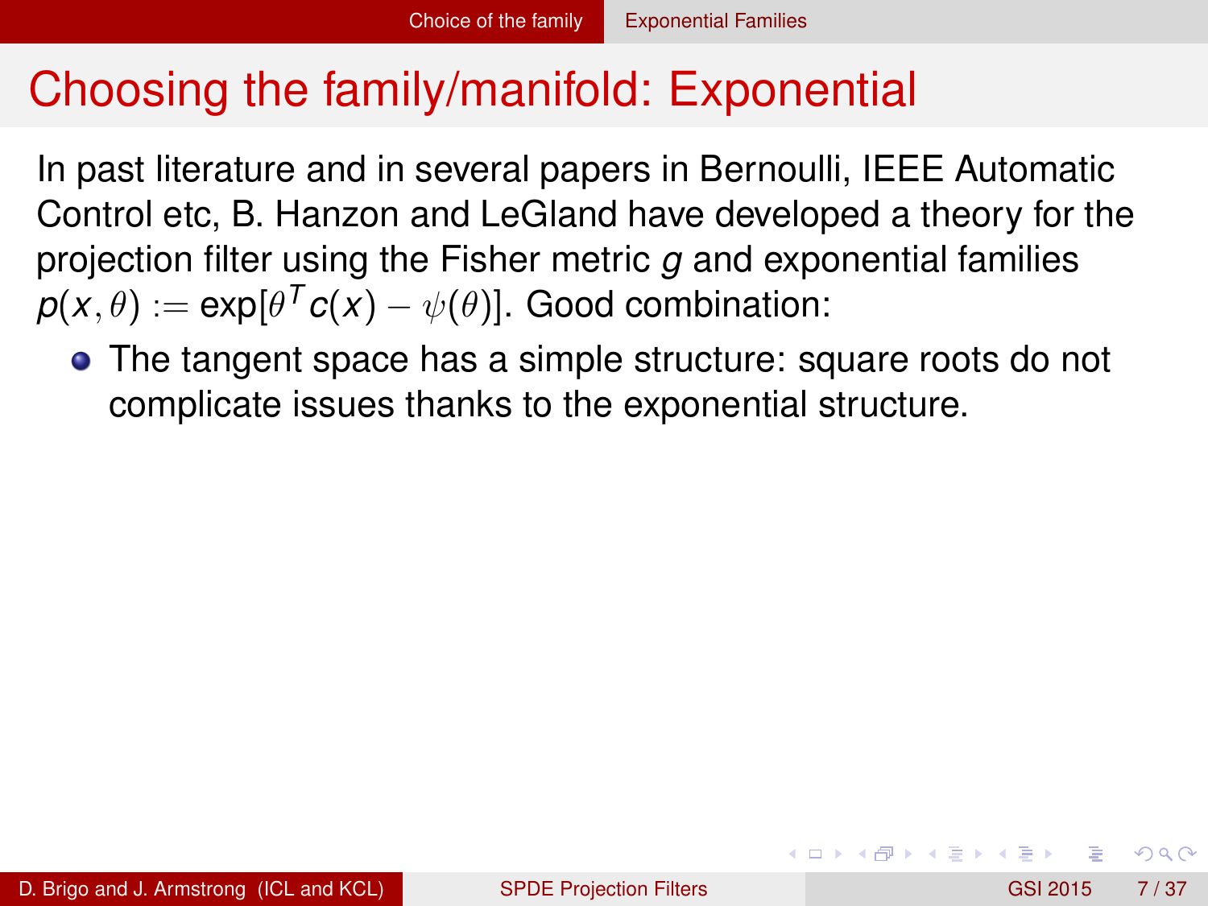# Choosing the family/manifold: Exponential

In past literature and in several papers in Bernoulli, IEEE Automatic Control etc, B. Hanzon and LeGland have developed a theory for the projection filter using the Fisher metric $g$ and exponential families $p(x, \theta) := \exp[\theta^T c(x) - \psi(\theta)]$. Good combination:

- The tangent space has a simple structure: square roots do not complicate issues thanks to the exponential structure.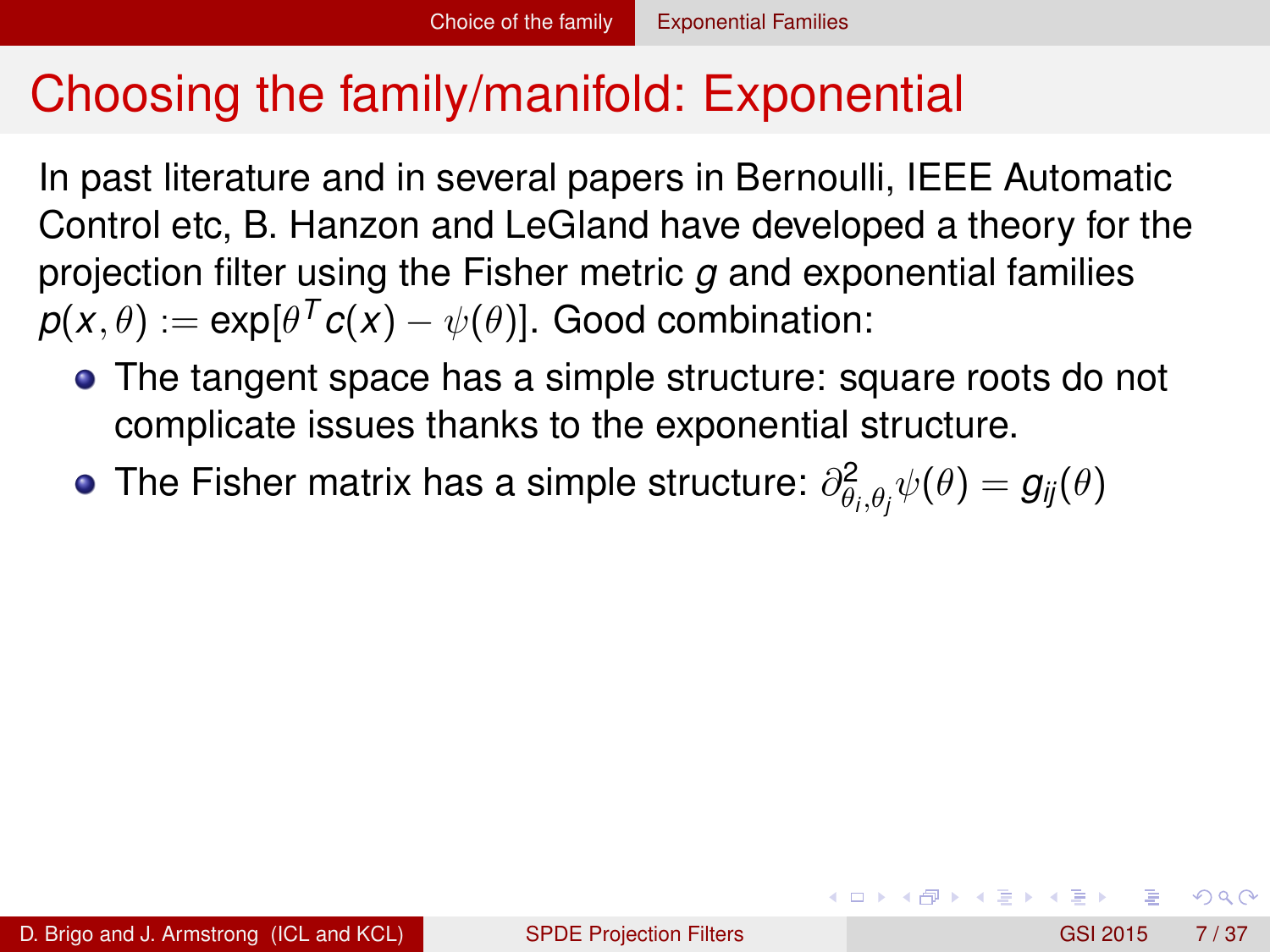# Choosing the family/manifold: Exponential

In past literature and in several papers in Bernoulli, IEEE Automatic Control etc, B. Hanzon and LeGland have developed a theory for the projection filter using the Fisher metric $g$ and exponential families $p(x, \theta) := \exp[\theta^T c(x) - \psi(\theta)]$. Good combination:

- The tangent space has a simple structure: square roots do not complicate issues thanks to the exponential structure.
- The Fisher matrix has a simple structure: $\partial^2_{\theta_i, \theta_j} \psi(\theta) = g_{ij}(\theta)$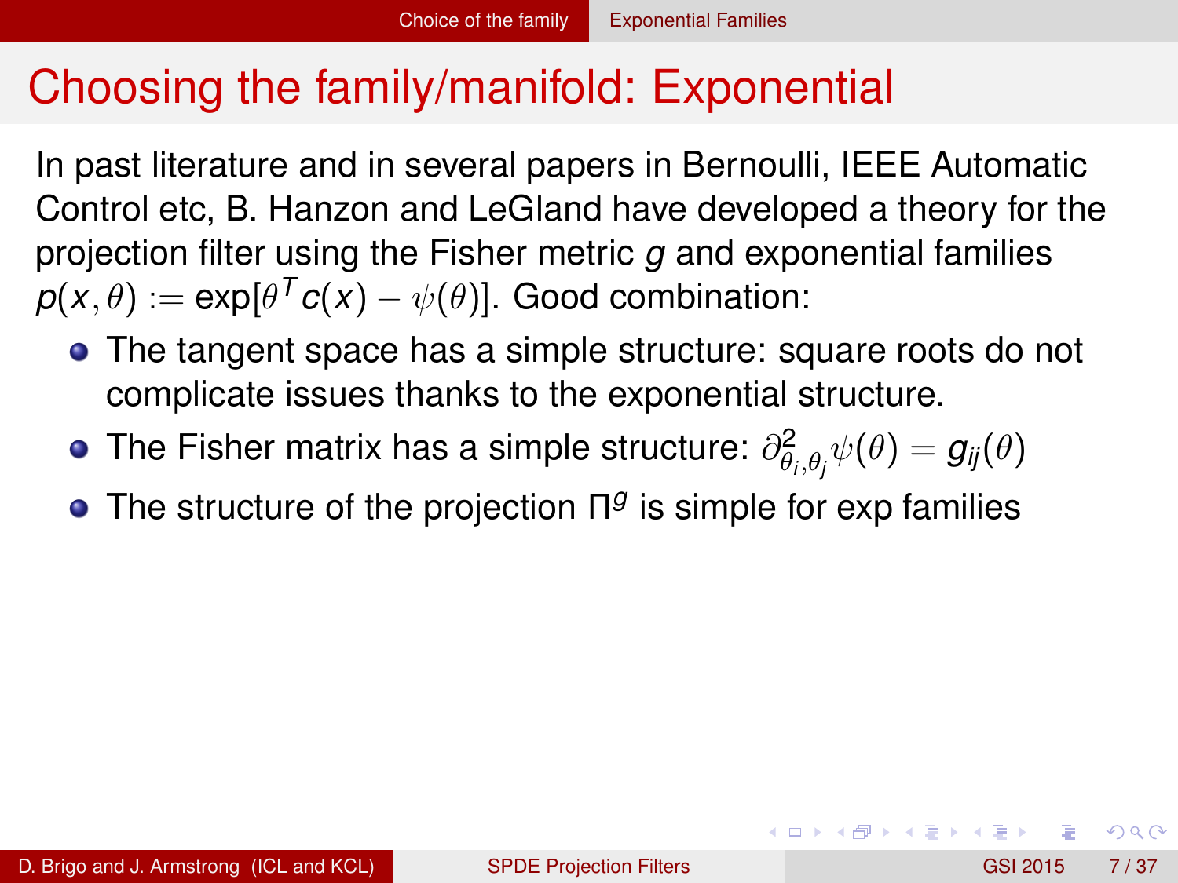# Choosing the family/manifold: Exponential

In past literature and in several papers in Bernoulli, IEEE Automatic Control etc, B. Hanzon and LeGland have developed a theory for the projection filter using the Fisher metric $g$ and exponential families $p(x,\theta) := \exp[\theta^T c(x) - \psi(\theta)]$. Good combination:

- The tangent space has a simple structure: square roots do not complicate issues thanks to the exponential structure.
- The Fisher matrix has a simple structure: $\partial^2_{\theta_i,\theta_j}\psi(\theta) = g_{ij}(\theta)$
- The structure of the projection $\Pi^g$ is simple for exp families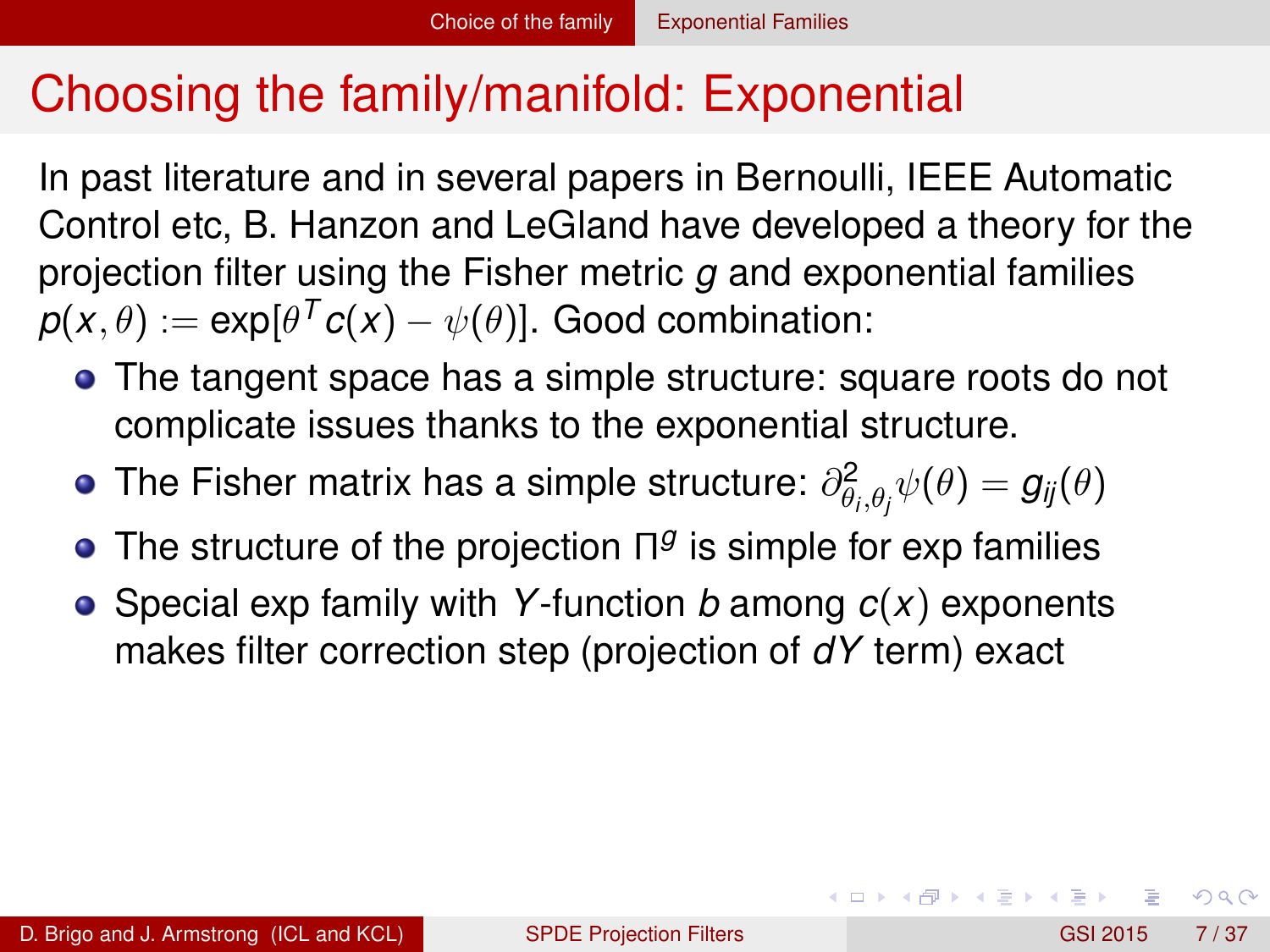# Choosing the family/manifold: Exponential

In past literature and in several papers in Bernoulli, IEEE Automatic Control etc, B. Hanzon and LeGland have developed a theory for the projection filter using the Fisher metric $g$ and exponential families $p(x,\theta) := \exp[\theta^T c(x) - \psi(\theta)]$. Good combination:

- The tangent space has a simple structure: square roots do not complicate issues thanks to the exponential structure.
- The Fisher matrix has a simple structure: $\partial^2_{\theta_i,\theta_j}\psi(\theta) = g_{ij}(\theta)$
- The structure of the projection $\Pi^g$ is simple for exp families
- Special exp family with $Y$-function $b$ among $c(x)$ exponents makes filter correction step (projection of $dY$ term) exact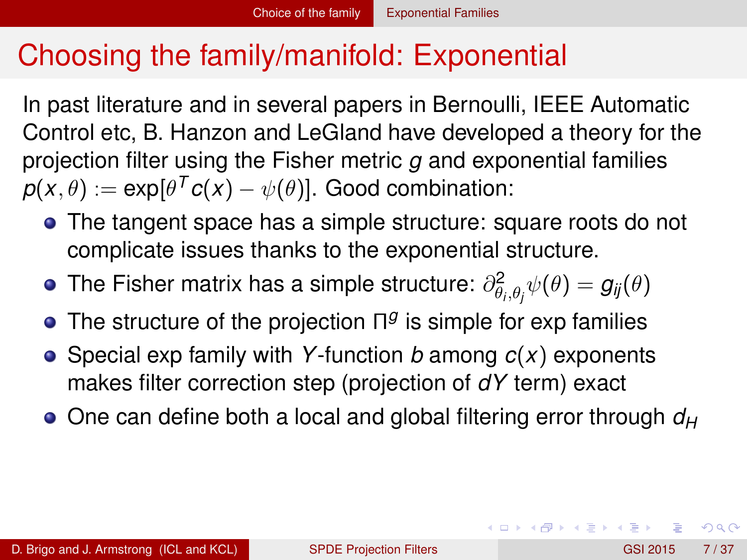# Choosing the family/manifold: Exponential

In past literature and in several papers in Bernoulli, IEEE Automatic Control etc, B. Hanzon and LeGland have developed a theory for the projection filter using the Fisher metric $g$ and exponential families $p(x, \theta) := \exp[\theta^T c(x) - \psi(\theta)]$. Good combination:

- The tangent space has a simple structure: square roots do not complicate issues thanks to the exponential structure.
- The Fisher matrix has a simple structure: $\partial^2_{\theta_i, \theta_j} \psi(\theta) = g_{ij}(\theta)$
- The structure of the projection $\Pi^g$ is simple for exp families
- Special exp family with $Y$-function $b$ among $c(x)$ exponents makes filter correction step (projection of $dY$ term) exact
- One can define both a local and global filtering error through $d_H$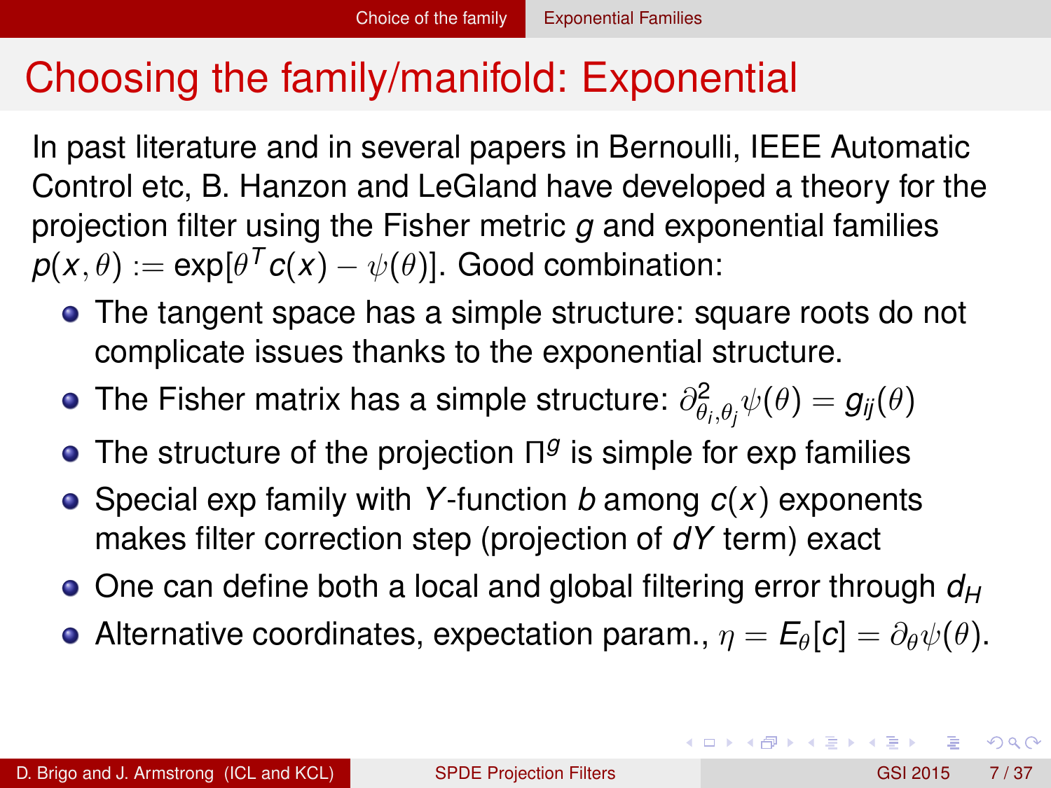# Choosing the family/manifold: Exponential

In past literature and in several papers in Bernoulli, IEEE Automatic Control etc, B. Hanzon and LeGland have developed a theory for the projection filter using the Fisher metric $g$ and exponential families $p(x, \theta) := \exp[\theta^T c(x) - \psi(\theta)]$. Good combination:

- The tangent space has a simple structure: square roots do not complicate issues thanks to the exponential structure.
- The Fisher matrix has a simple structure: $\partial^2_{\theta_i, \theta_j} \psi(\theta) = g_{ij}(\theta)$
- The structure of the projection $\Pi^g$ is simple for exp families
- Special exp family with $Y$-function $b$ among $c(x)$ exponents makes filter correction step (projection of $dY$ term) exact
- One can define both a local and global filtering error through $d_H$
- Alternative coordinates, expectation param., $\eta = E_\theta[c] = \partial_\theta \psi(\theta)$.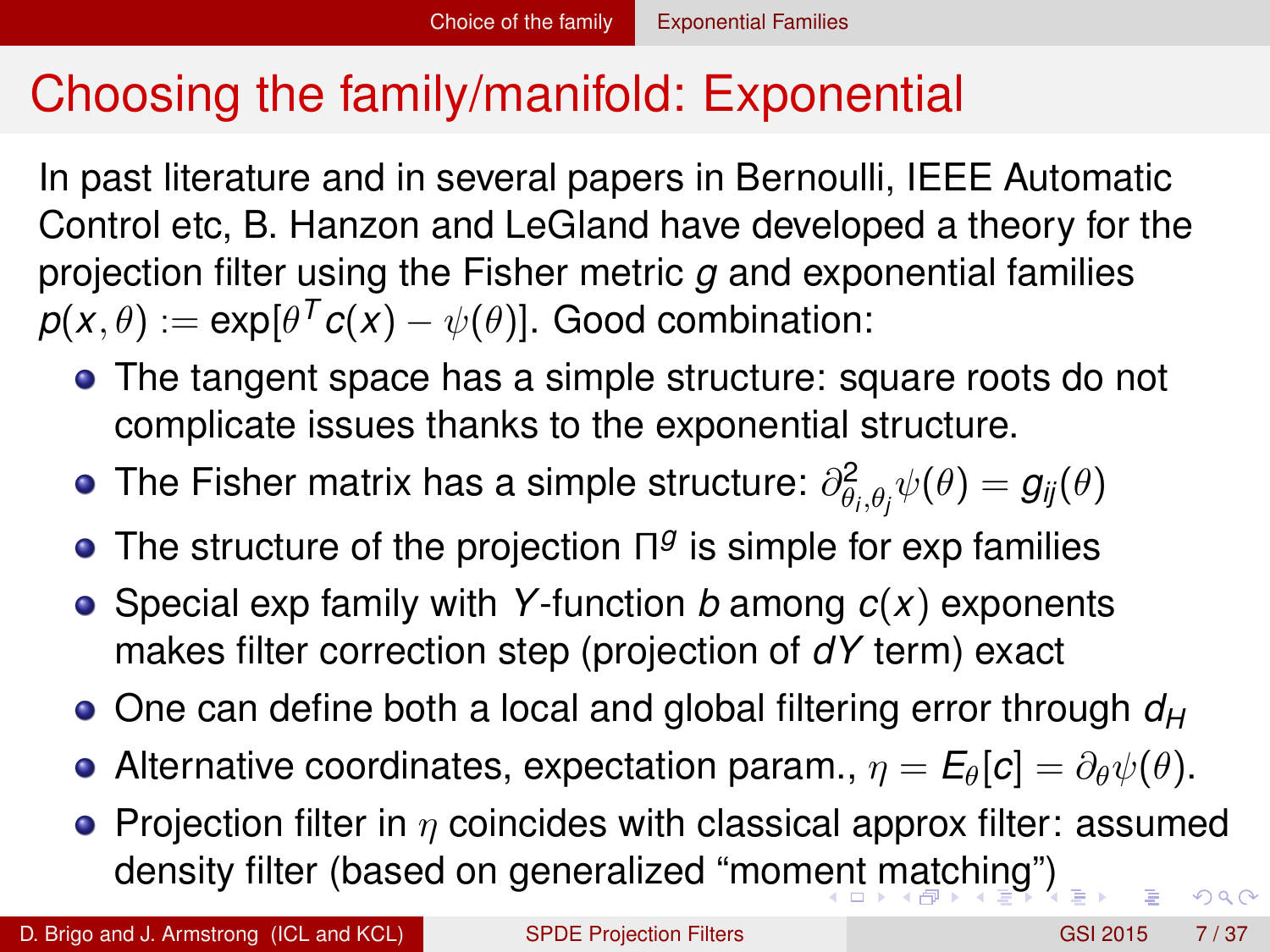# Choosing the family/manifold: Exponential

In past literature and in several papers in Bernoulli, IEEE Automatic Control etc, B. Hanzon and LeGland have developed a theory for the projection filter using the Fisher metric $g$ and exponential families $p(x,\theta) := \exp[\theta^T c(x) - \psi(\theta)]$. Good combination:

- The tangent space has a simple structure: square roots do not complicate issues thanks to the exponential structure.
- The Fisher matrix has a simple structure: $\partial^2_{\theta_i,\theta_j}\psi(\theta) = g_{ij}(\theta)$
- The structure of the projection $\Pi^g$ is simple for exp families
- Special exp family with $Y$-function $b$ among $c(x)$ exponents makes filter correction step (projection of $dY$ term) exact
- One can define both a local and global filtering error through $d_H$
- Alternative coordinates, expectation param., $\eta = E_\theta[c] = \partial_\theta\psi(\theta)$.
- Projection filter in $\eta$ coincides with classical approx filter: assumed density filter (based on generalized "moment matching")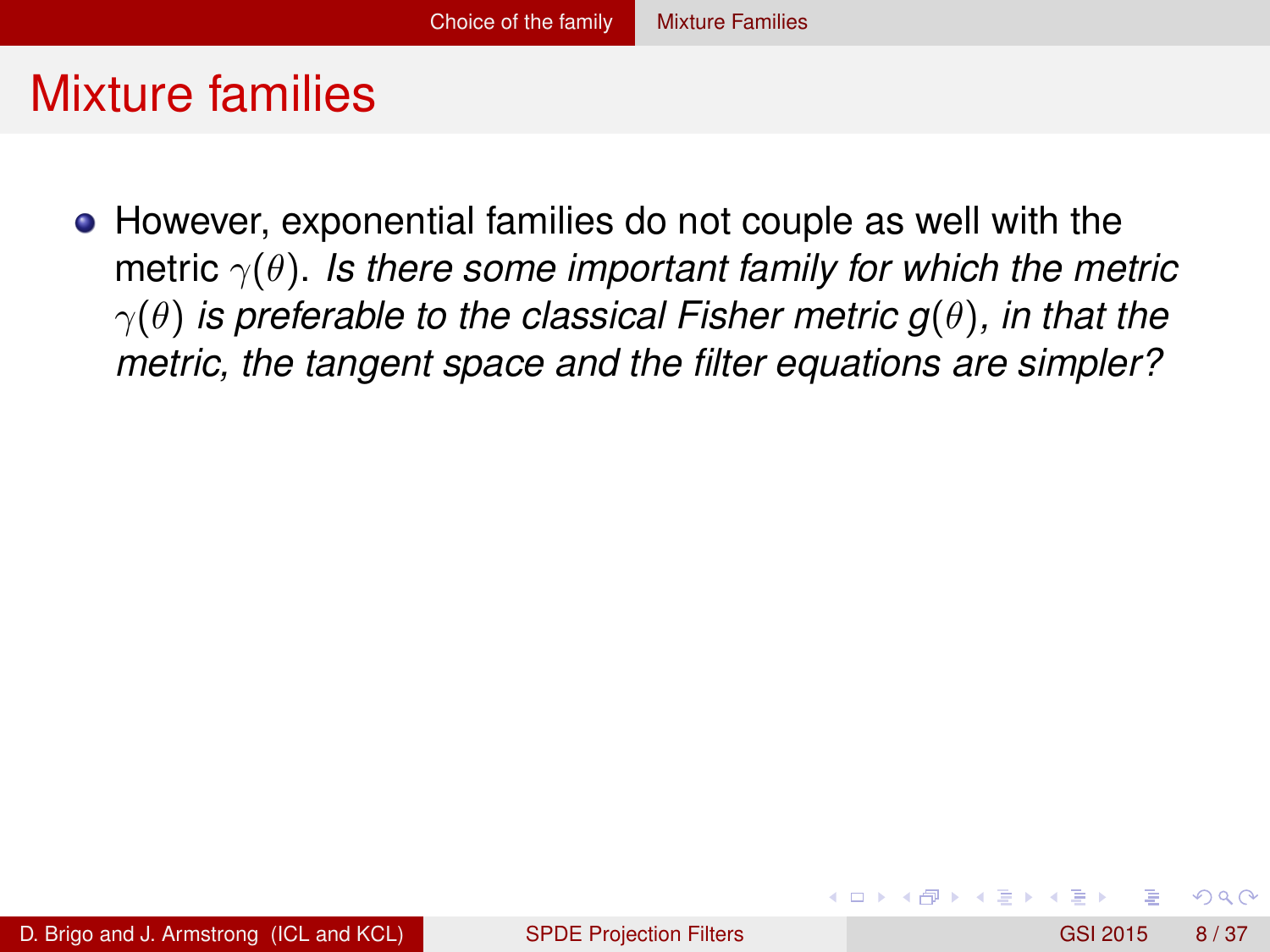# Mixture families

- However, exponential families do not couple as well with the metric $\gamma(\theta)$. *Is there some important family for which the metric $\gamma(\theta)$ is preferable to the classical Fisher metric $g(\theta)$, in that the metric, the tangent space and the filter equations are simpler?*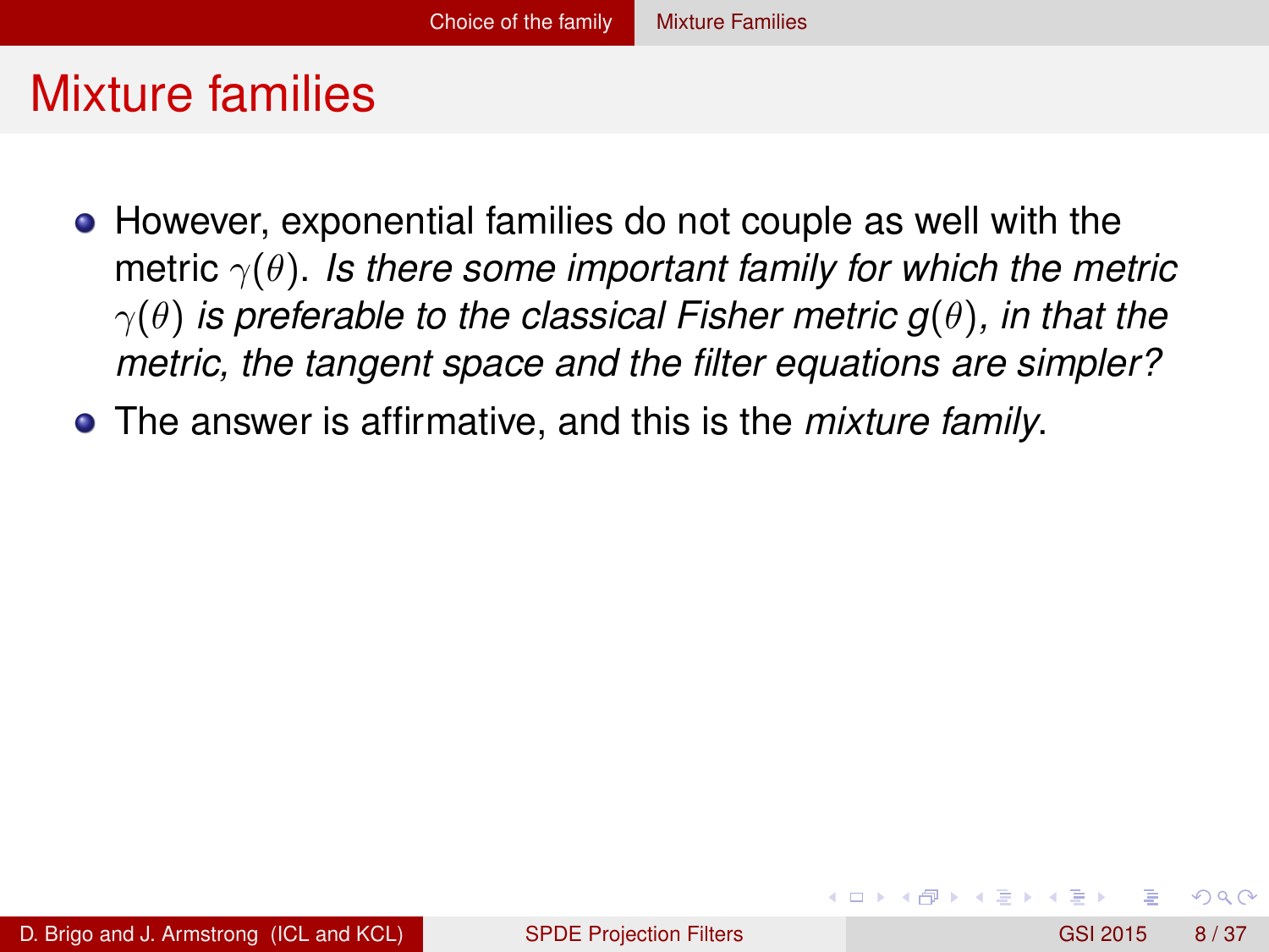# Mixture families

- However, exponential families do not couple as well with the metric $\gamma(\theta)$. *Is there some important family for which the metric $\gamma(\theta)$ is preferable to the classical Fisher metric $g(\theta)$, in that the metric, the tangent space and the filter equations are simpler?*
- The answer is affirmative, and this is the *mixture family*.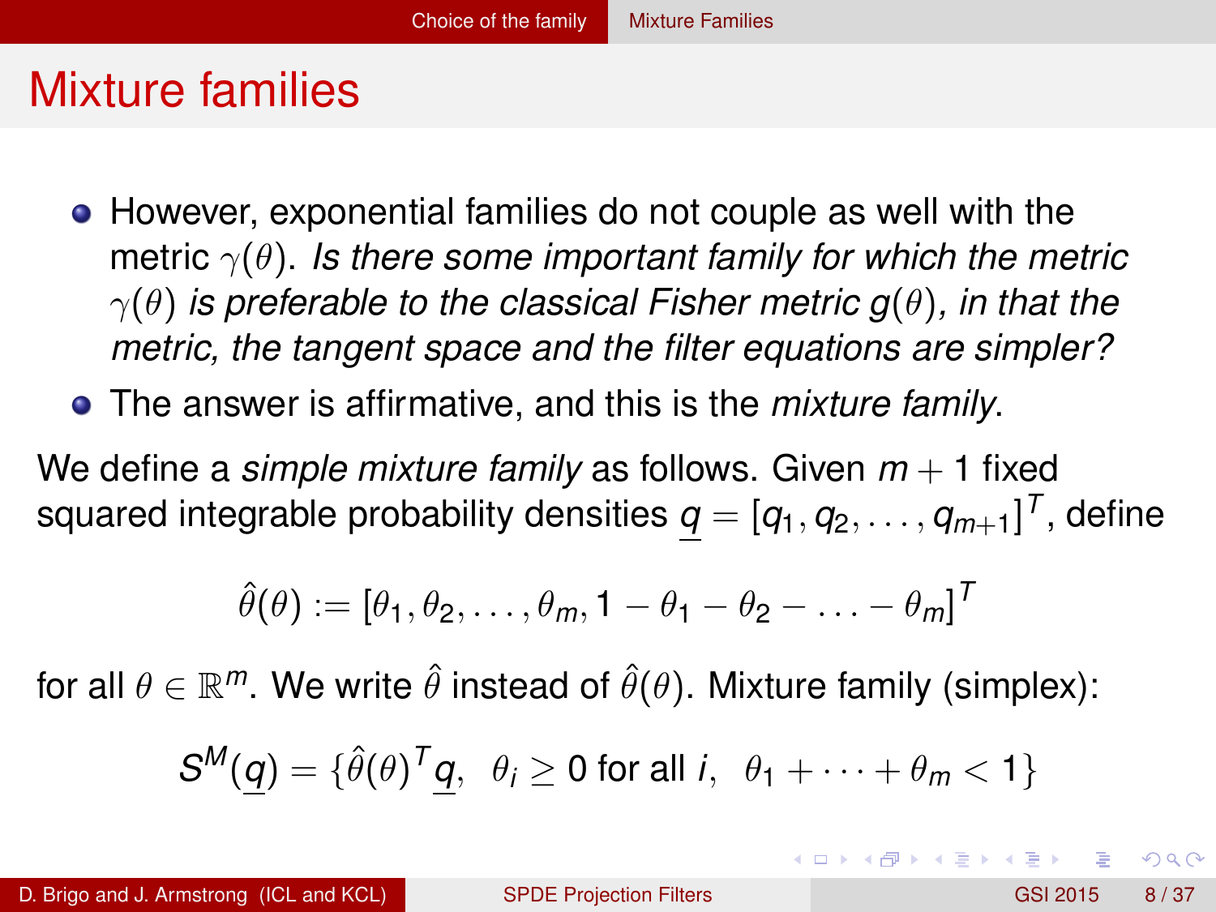# Mixture families

- However, exponential families do not couple as well with the metric $\gamma(\theta)$. *Is there some important family for which the metric $\gamma(\theta)$ is preferable to the classical Fisher metric $g(\theta)$, in that the metric, the tangent space and the filter equations are simpler?*
- The answer is affirmative, and this is the *mixture family*.

We define a *simple mixture family* as follows. Given $m+1$ fixed squared integrable probability densities $\underline{q} = [q_1, q_2, \ldots, q_{m+1}]^T$, define

$$\hat{\theta}(\theta) := [\theta_1, \theta_2, \ldots, \theta_m, 1 - \theta_1 - \theta_2 - \ldots - \theta_m]^T$$

for all $\theta \in \mathbb{R}^m$. We write $\hat{\theta}$ instead of $\hat{\theta}(\theta)$. Mixture family (simplex):

$$S^M(\underline{q}) = \{\hat{\theta}(\theta)^T \underline{q}, \ \ \theta_i \geq 0 \text{ for all } i, \ \ \theta_1 + \cdots + \theta_m < 1\}$$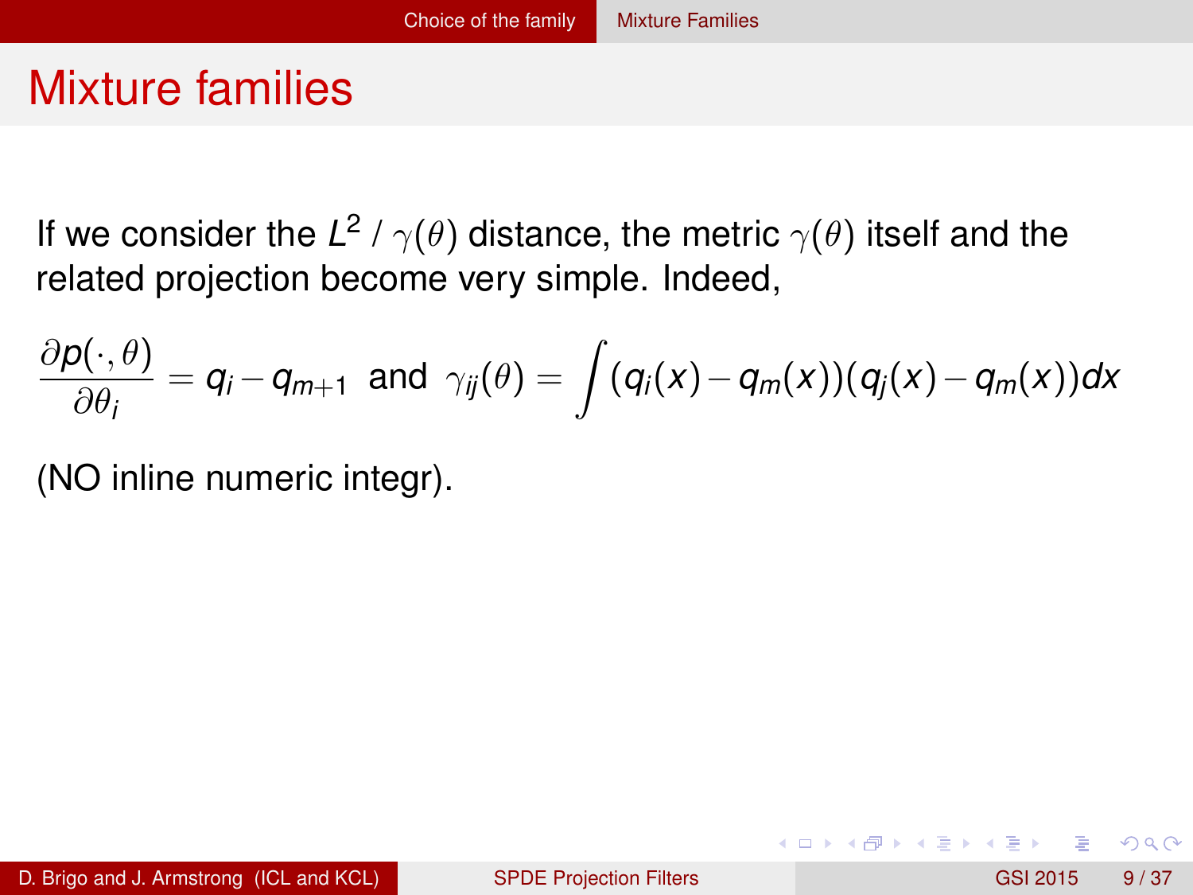# Mixture families

If we consider the $L^2$ / $\gamma(\theta)$ distance, the metric $\gamma(\theta)$ itself and the related projection become very simple. Indeed,

$$\frac{\partial p(\cdot,\theta)}{\partial \theta_i} = q_i - q_{m+1} \text{ and } \gamma_{ij}(\theta) = \int (q_i(x) - q_m(x))(q_j(x) - q_m(x))dx$$

(NO inline numeric integr).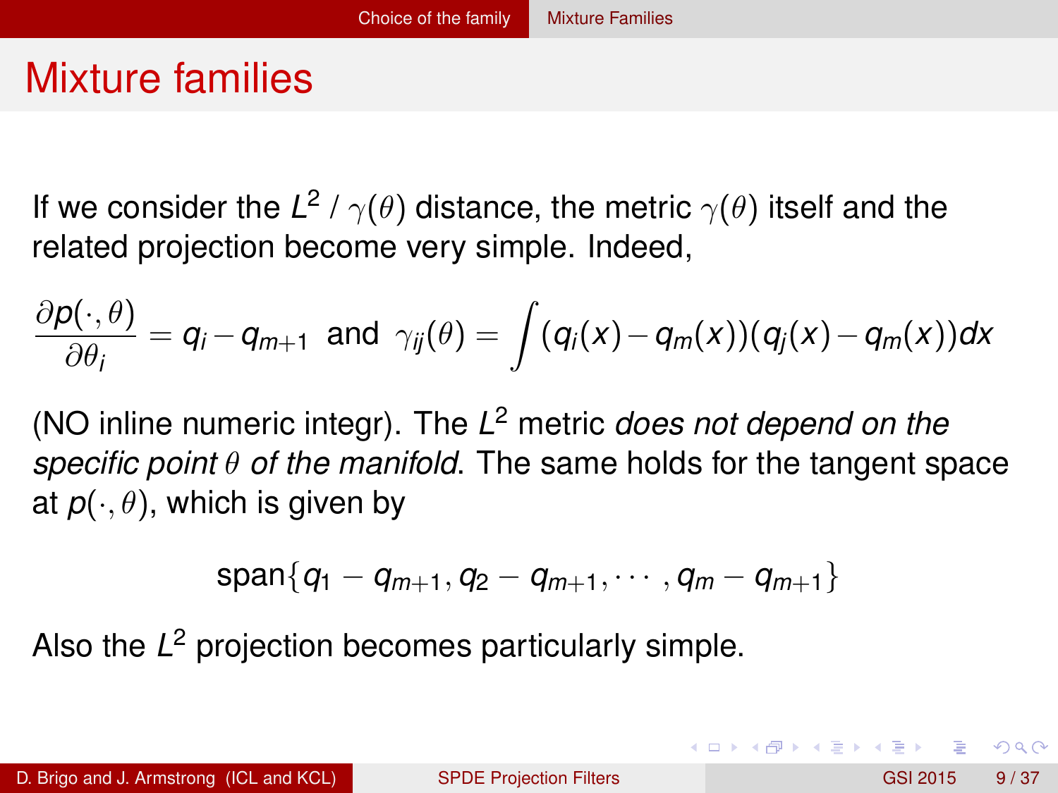# Mixture families

If we consider the $L^2$ / $\gamma(\theta)$ distance, the metric $\gamma(\theta)$ itself and the related projection become very simple. Indeed,

$$\frac{\partial p(\cdot,\theta)}{\partial \theta_i} = q_i - q_{m+1} \text{ and } \gamma_{ij}(\theta) = \int (q_i(x) - q_m(x))(q_j(x) - q_m(x))dx$$

(NO inline numeric integr). The $L^2$ metric *does not depend on the specific point $\theta$ of the manifold*. The same holds for the tangent space at $p(\cdot,\theta)$, which is given by

$$\text{span}\{q_1 - q_{m+1}, q_2 - q_{m+1}, \cdots, q_m - q_{m+1}\}$$

Also the $L^2$ projection becomes particularly simple.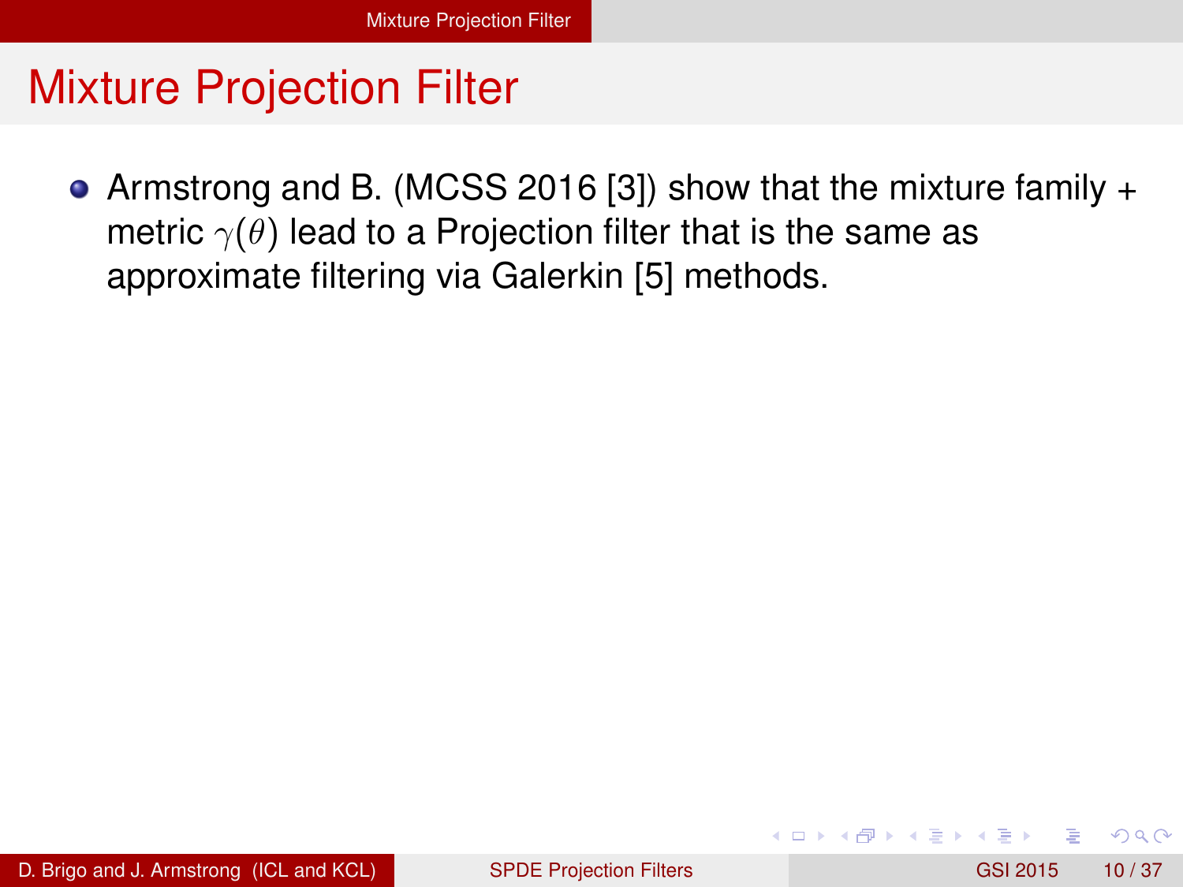# Mixture Projection Filter

- Armstrong and B. (MCSS 2016 [3]) show that the mixture family + metric $\gamma(\theta)$ lead to a Projection filter that is the same as approximate filtering via Galerkin [5] methods.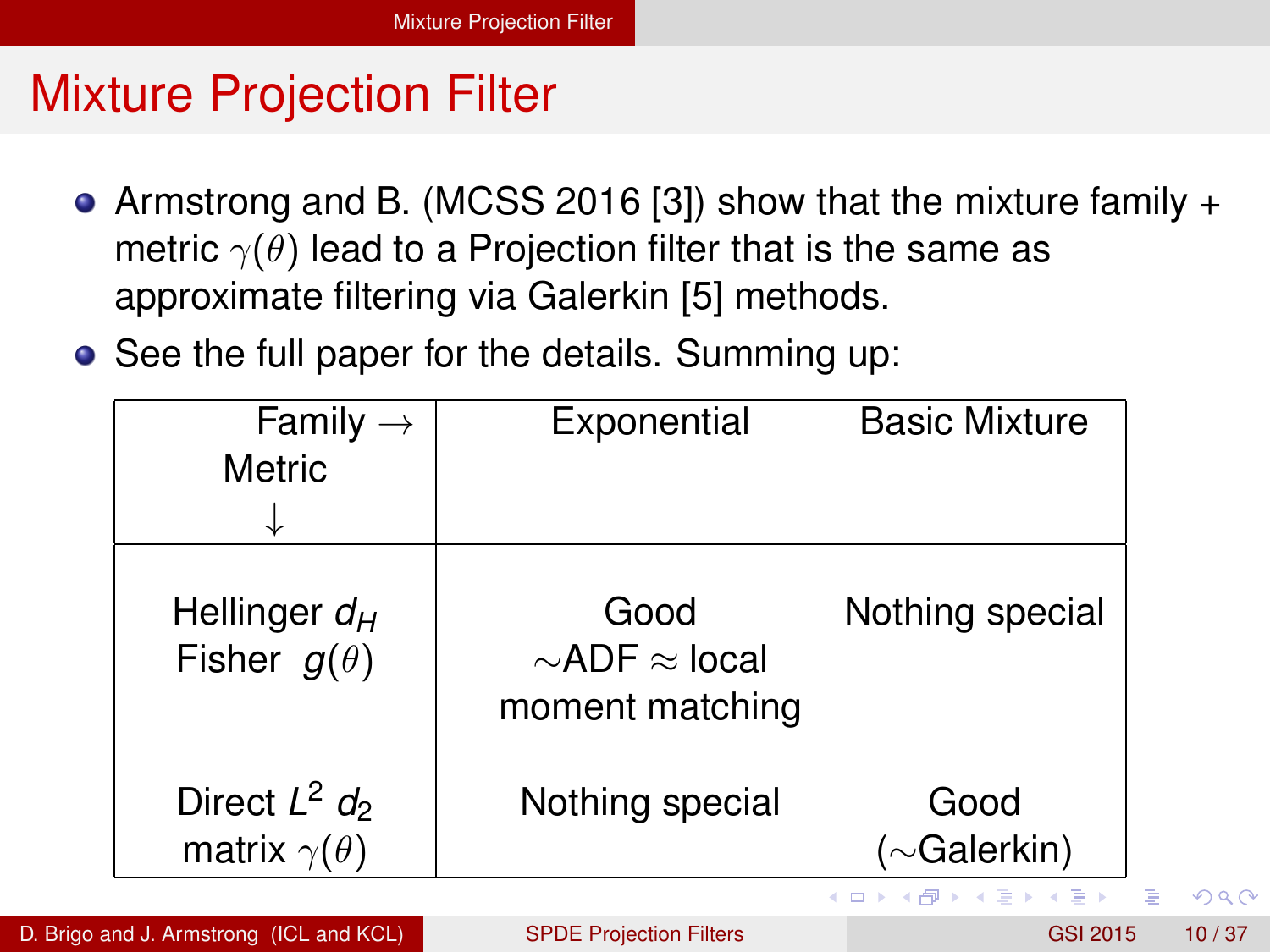# Mixture Projection Filter

- Armstrong and B. (MCSS 2016 [3]) show that the mixture family + metric $\gamma(\theta)$ lead to a Projection filter that is the same as approximate filtering via Galerkin [5] methods.
- See the full paper for the details. Summing up:

| Family $\rightarrow$ Metric $\downarrow$ | Exponential | Basic Mixture |
|---|---|---|
| Hellinger $d_H$ Fisher $g(\theta)$ | Good $\sim$ADF $\approx$ local moment matching | Nothing special |
| Direct $L^2$ $d_2$ matrix $\gamma(\theta)$ | Nothing special | Good ($\sim$Galerkin) |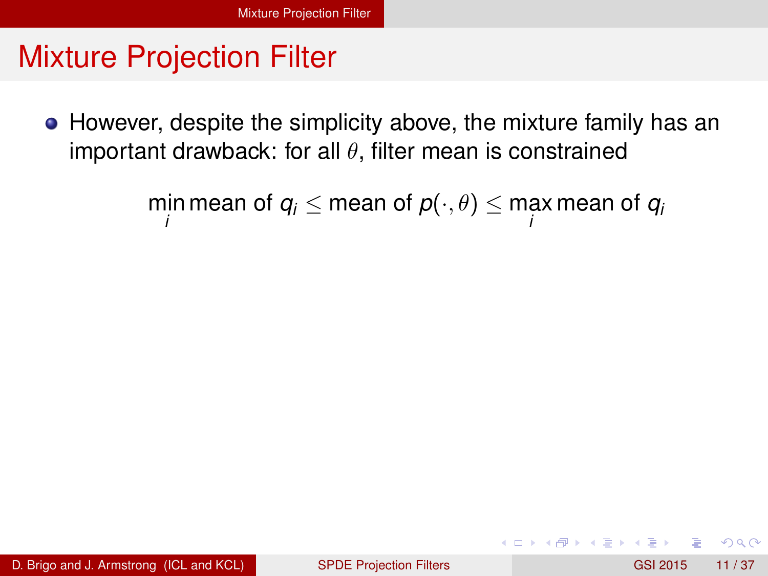# Mixture Projection Filter

- However, despite the simplicity above, the mixture family has an important drawback: for all $\theta$, filter mean is constrained

$$\min_i \text{mean of } q_i \leq \text{mean of } p(\cdot, \theta) \leq \max_i \text{mean of } q_i$$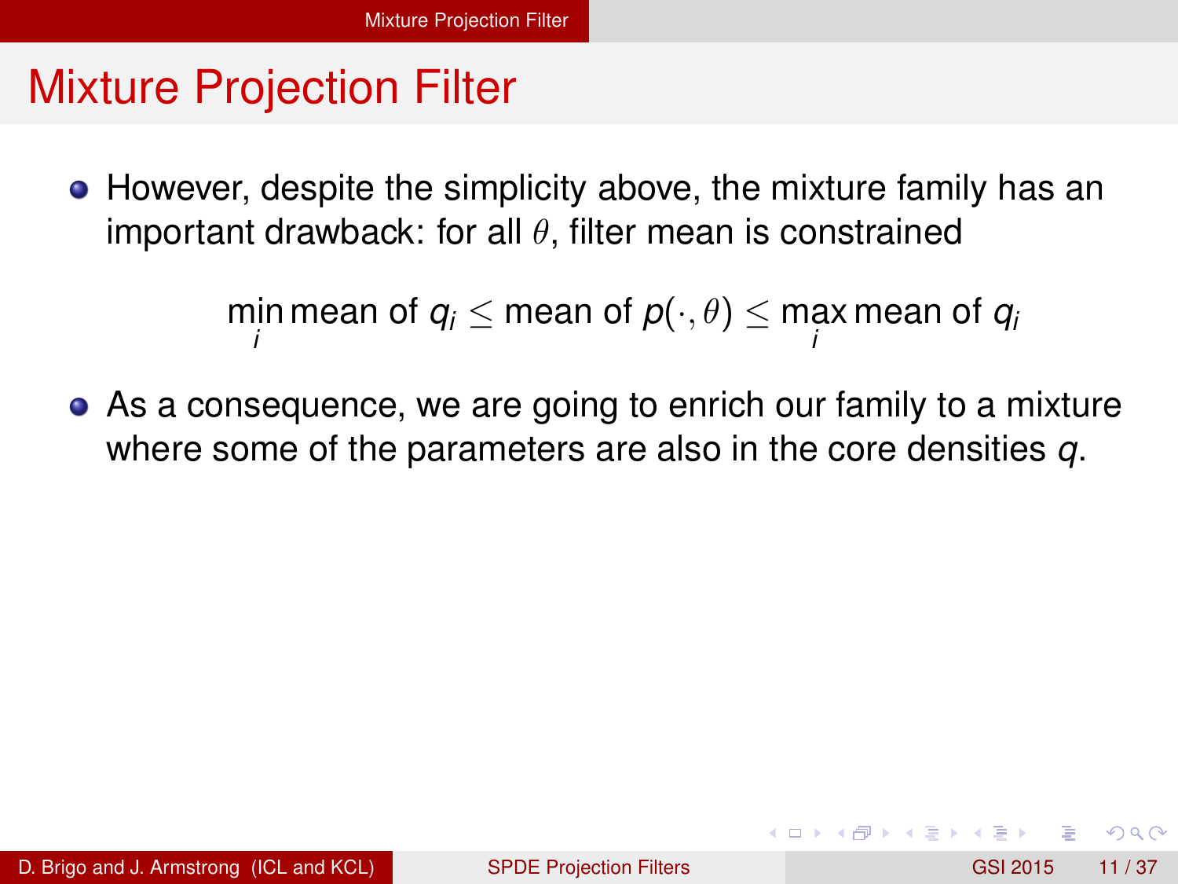# Mixture Projection Filter

- However, despite the simplicity above, the mixture family has an important drawback: for all $\theta$, filter mean is constrained

$$\min_i \text{mean of } q_i \leq \text{mean of } p(\cdot, \theta) \leq \max_i \text{mean of } q_i$$

- As a consequence, we are going to enrich our family to a mixture where some of the parameters are also in the core densities $q$.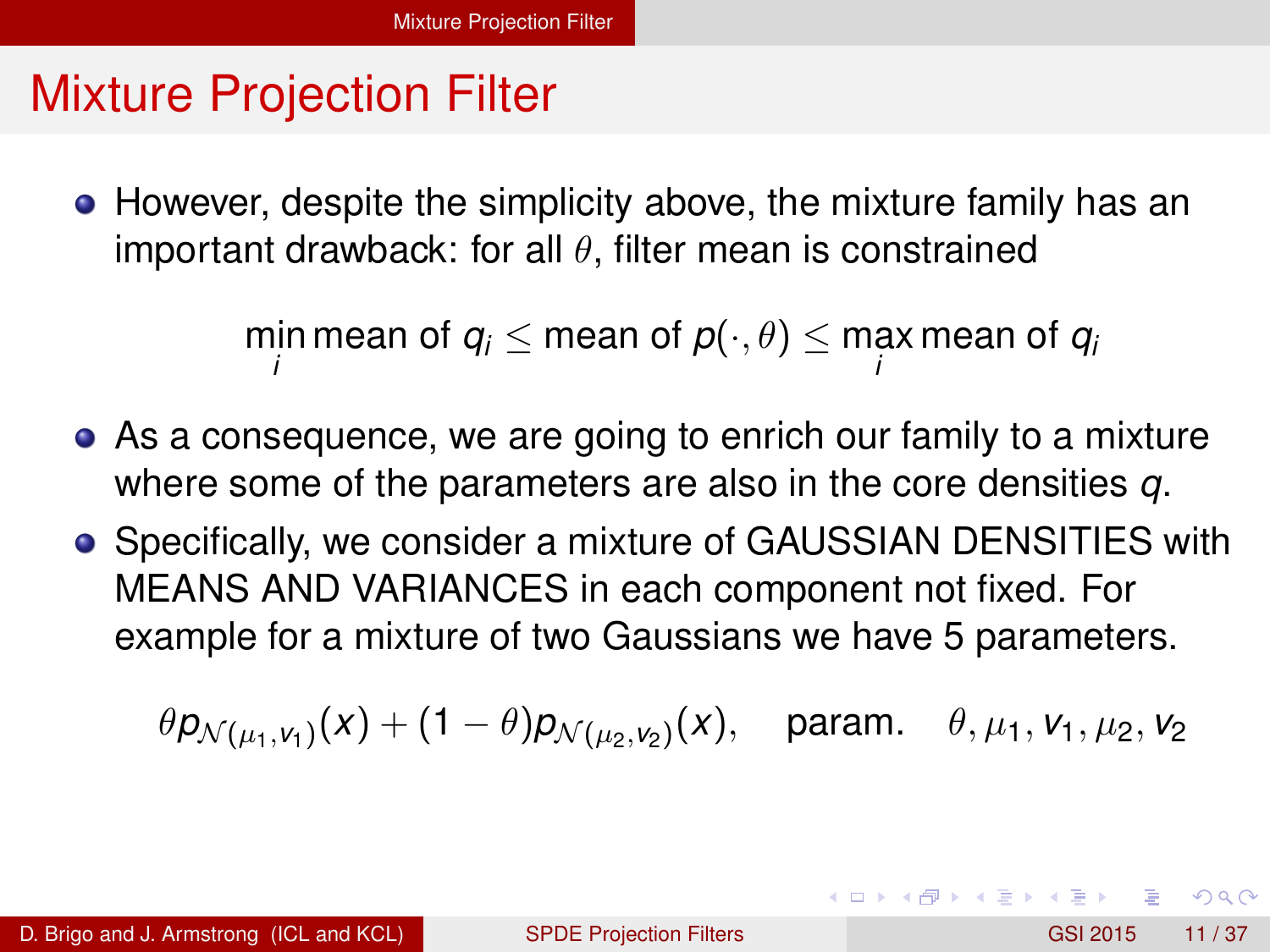# Mixture Projection Filter

- However, despite the simplicity above, the mixture family has an important drawback: for all $\theta$, filter mean is constrained

$$\min_i \text{mean of } q_i \leq \text{mean of } p(\cdot, \theta) \leq \max_i \text{mean of } q_i$$

- As a consequence, we are going to enrich our family to a mixture where some of the parameters are also in the core densities $q$.
- Specifically, we consider a mixture of GAUSSIAN DENSITIES with MEANS AND VARIANCES in each component not fixed. For example for a mixture of two Gaussians we have 5 parameters.

$$\theta p_{\mathcal{N}(\mu_1, v_1)}(x) + (1 - \theta) p_{\mathcal{N}(\mu_2, v_2)}(x), \quad \text{param.} \quad \theta, \mu_1, v_1, \mu_2, v_2$$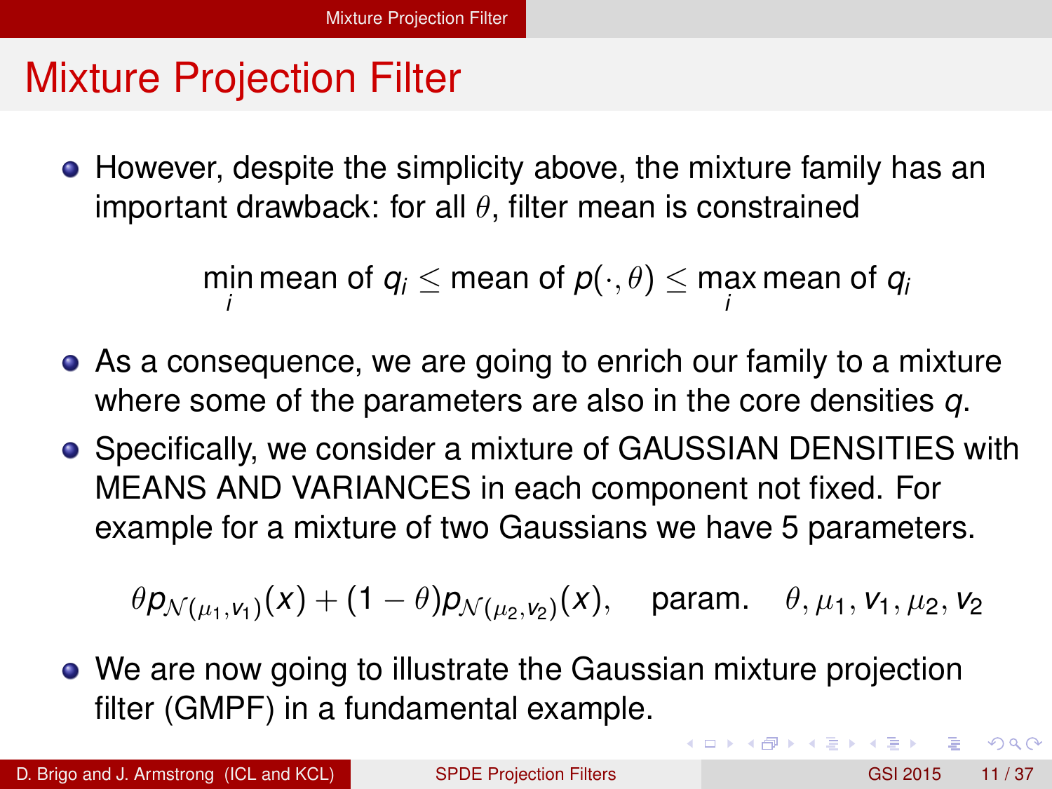# Mixture Projection Filter

- However, despite the simplicity above, the mixture family has an important drawback: for all $\theta$, filter mean is constrained

$$\min_i \text{mean of } q_i \leq \text{mean of } p(\cdot,\theta) \leq \max_i \text{mean of } q_i$$

- As a consequence, we are going to enrich our family to a mixture where some of the parameters are also in the core densities $q$.
- Specifically, we consider a mixture of GAUSSIAN DENSITIES with MEANS AND VARIANCES in each component not fixed. For example for a mixture of two Gaussians we have 5 parameters.

$$\theta p_{\mathcal{N}(\mu_1,v_1)}(x) + (1-\theta)p_{\mathcal{N}(\mu_2,v_2)}(x), \quad \text{param.} \quad \theta, \mu_1, v_1, \mu_2, v_2$$

- We are now going to illustrate the Gaussian mixture projection filter (GMPF) in a fundamental example.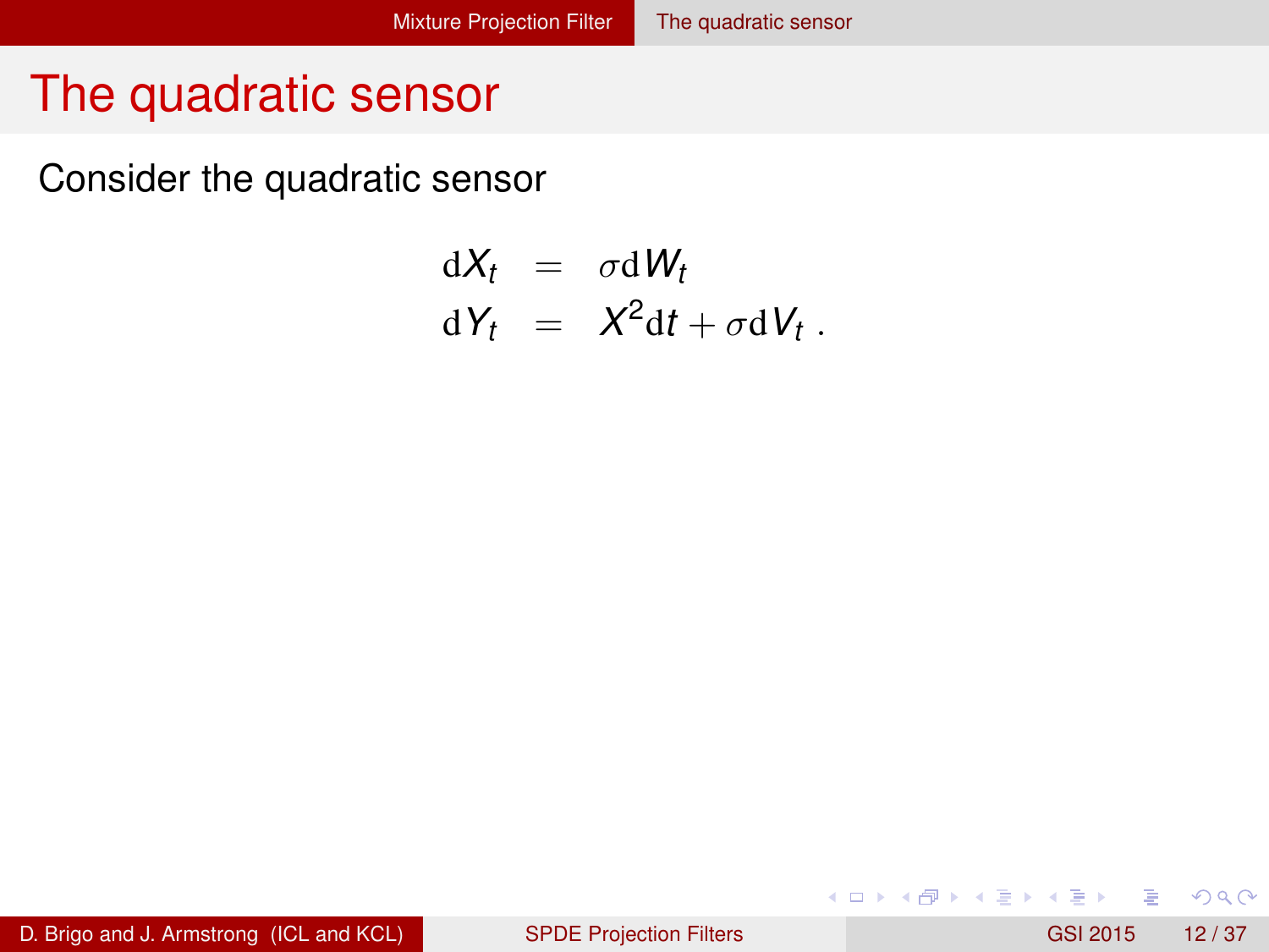# The quadratic sensor

Consider the quadratic sensor

$$
\begin{aligned}
\mathrm{d}X_t &= \sigma \mathrm{d}W_t \\
\mathrm{d}Y_t &= X^2 \mathrm{d}t + \sigma \mathrm{d}V_t \,.
\end{aligned}
$$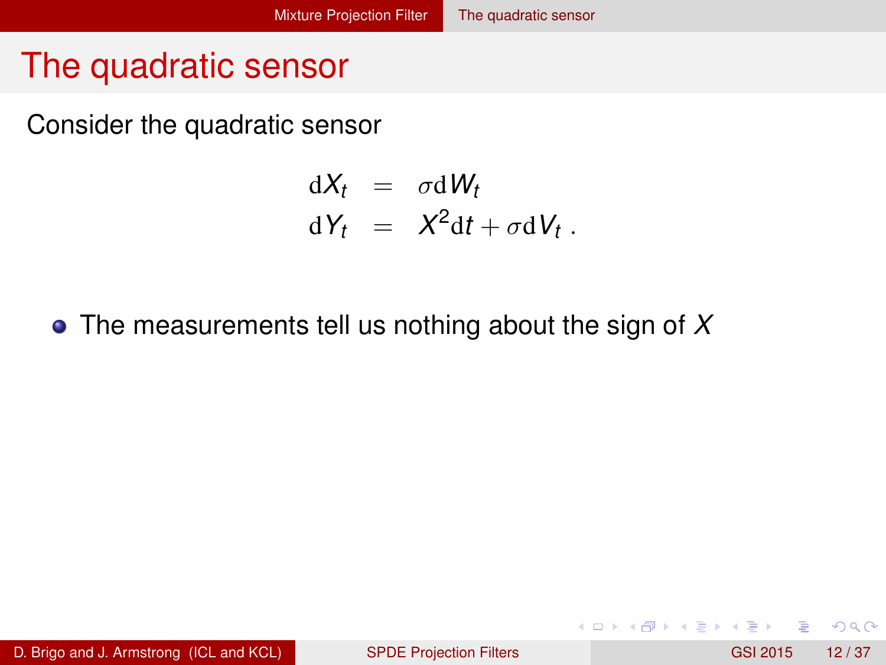# The quadratic sensor

Consider the quadratic sensor

$$
\begin{aligned}
\mathrm{d}X_t &= \sigma \mathrm{d}W_t \\
\mathrm{d}Y_t &= X^2 \mathrm{d}t + \sigma \mathrm{d}V_t \ .
\end{aligned}
$$

- The measurements tell us nothing about the sign of $X$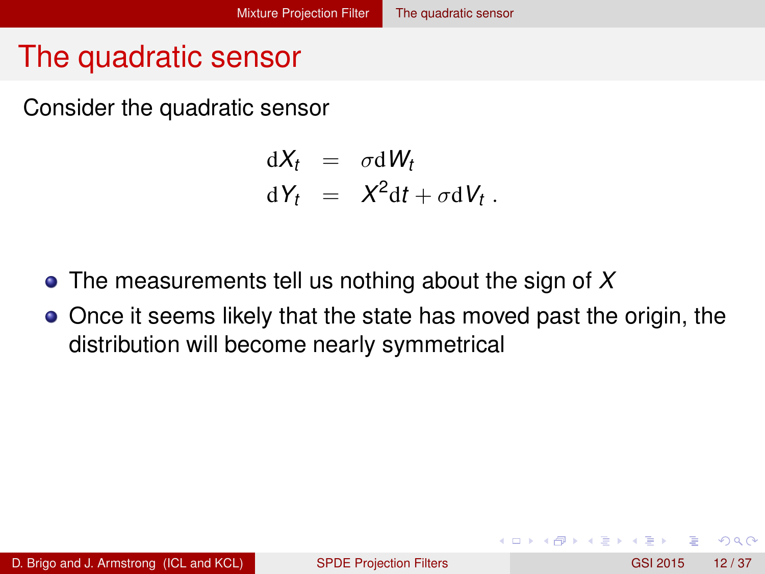# The quadratic sensor

Consider the quadratic sensor

$$
\begin{aligned}
\mathrm{d}X_t &= \sigma \mathrm{d}W_t \\
\mathrm{d}Y_t &= X^2 \mathrm{d}t + \sigma \mathrm{d}V_t \,.
\end{aligned}
$$

- The measurements tell us nothing about the sign of $X$
- Once it seems likely that the state has moved past the origin, the distribution will become nearly symmetrical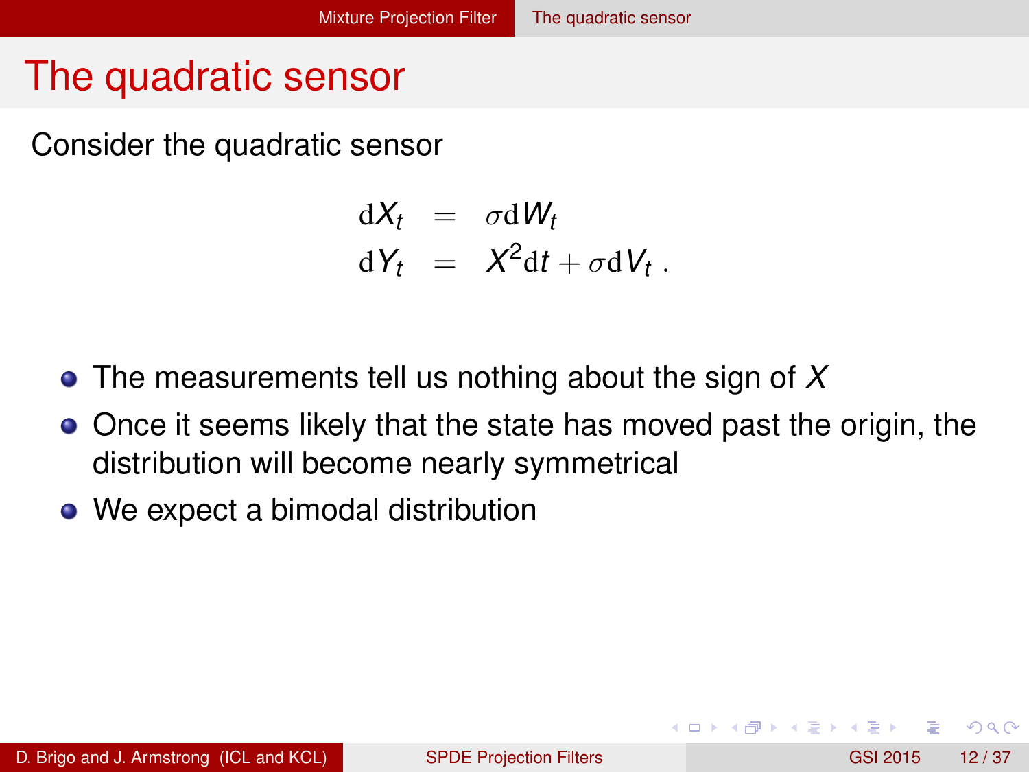# The quadratic sensor

Consider the quadratic sensor

$$
\begin{aligned}
\mathrm{d}X_t &= \sigma \mathrm{d}W_t \\
\mathrm{d}Y_t &= X^2 \mathrm{d}t + \sigma \mathrm{d}V_t \, .
\end{aligned}
$$

- The measurements tell us nothing about the sign of $X$
- Once it seems likely that the state has moved past the origin, the distribution will become nearly symmetrical
- We expect a bimodal distribution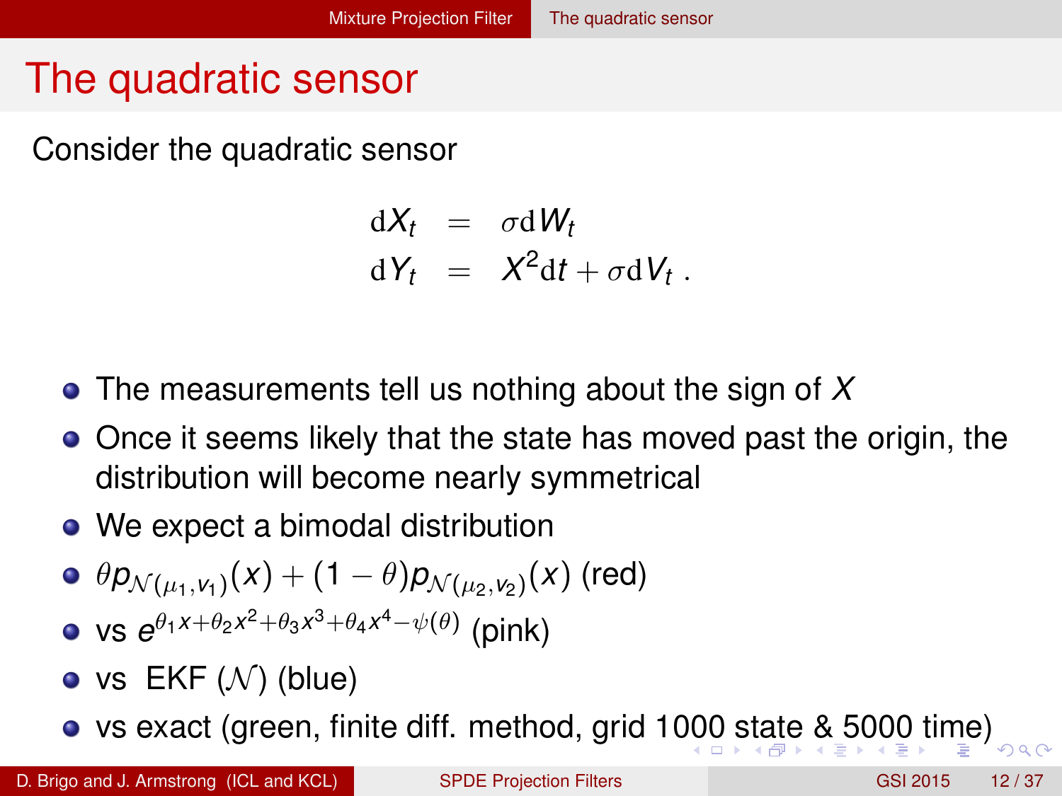# The quadratic sensor

Consider the quadratic sensor

$$
\begin{aligned}
\mathrm{d}X_t &= \sigma \mathrm{d}W_t \\
\mathrm{d}Y_t &= X^2 \mathrm{d}t + \sigma \mathrm{d}V_t \,.
\end{aligned}
$$

- The measurements tell us nothing about the sign of $X$
- Once it seems likely that the state has moved past the origin, the distribution will become nearly symmetrical
- We expect a bimodal distribution
- $\theta p_{\mathcal{N}(\mu_1, v_1)}(x) + (1-\theta) p_{\mathcal{N}(\mu_2, v_2)}(x)$ (red)
- vs $e^{\theta_1 x + \theta_2 x^2 + \theta_3 x^3 + \theta_4 x^4 - \psi(\theta)}$ (pink)
- vs EKF ($\mathcal{N}$) (blue)
- vs exact (green, finite diff. method, grid 1000 state & 5000 time)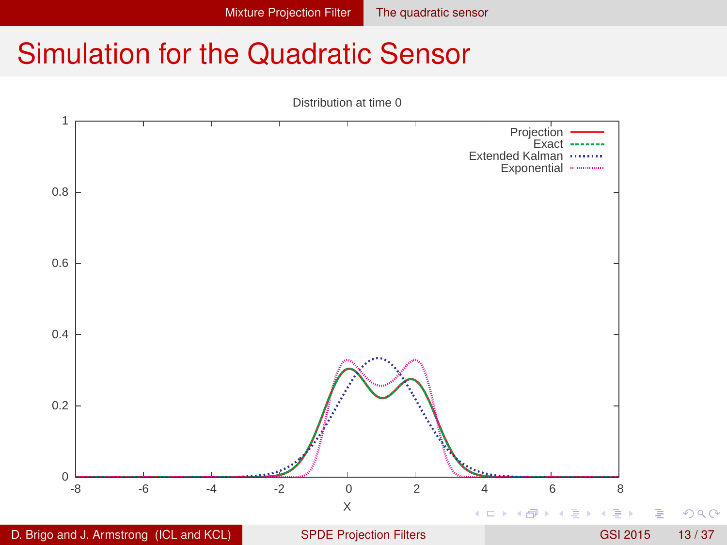# Simulation for the Quadratic Sensor

Distribution at time 0

Legend: Projection, Exact, Extended Kalman, Exponential

X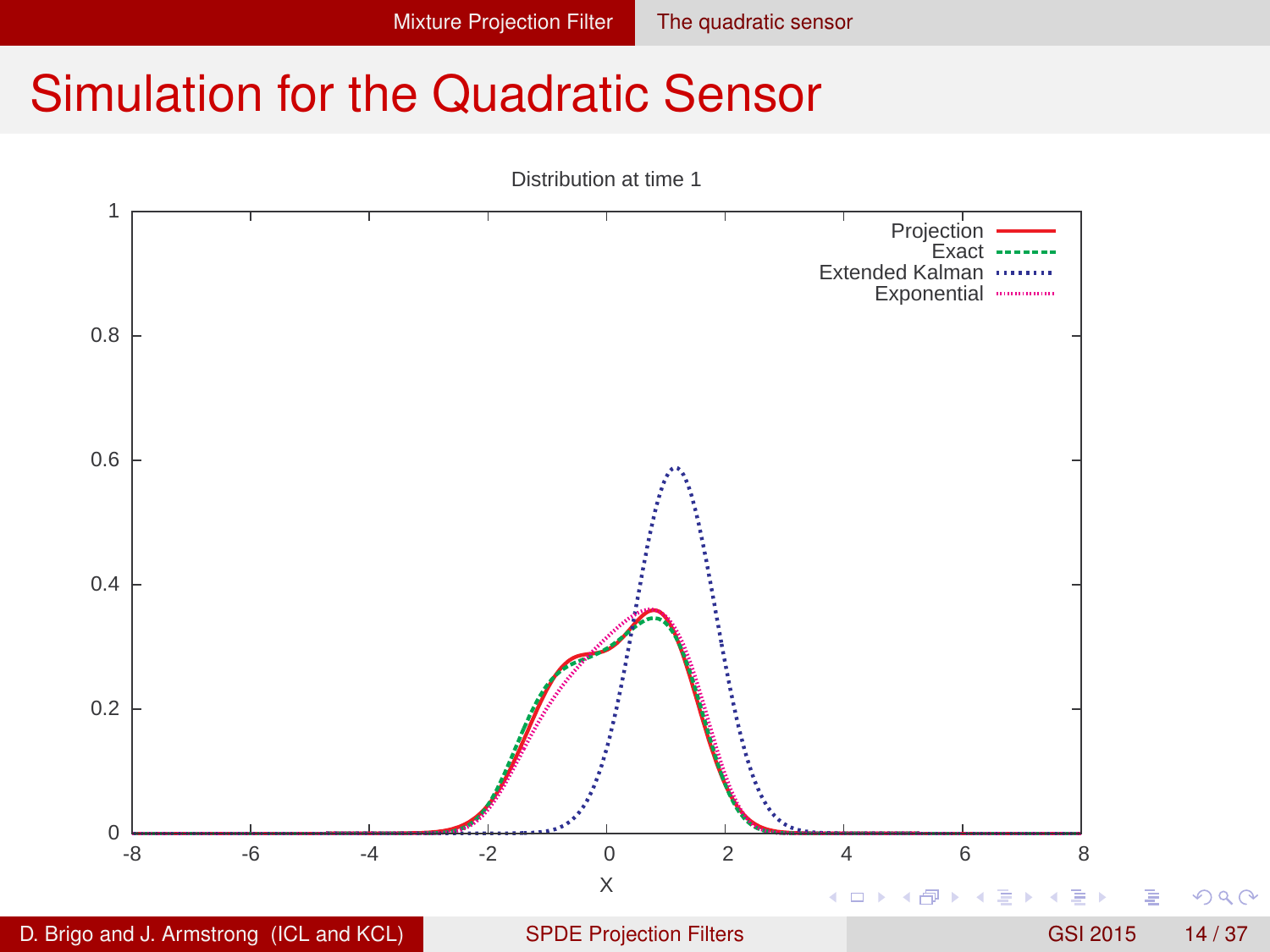# Simulation for the Quadratic Sensor

Distribution at time 1

Legend: Projection, Exact, Extended Kalman, Exponential

X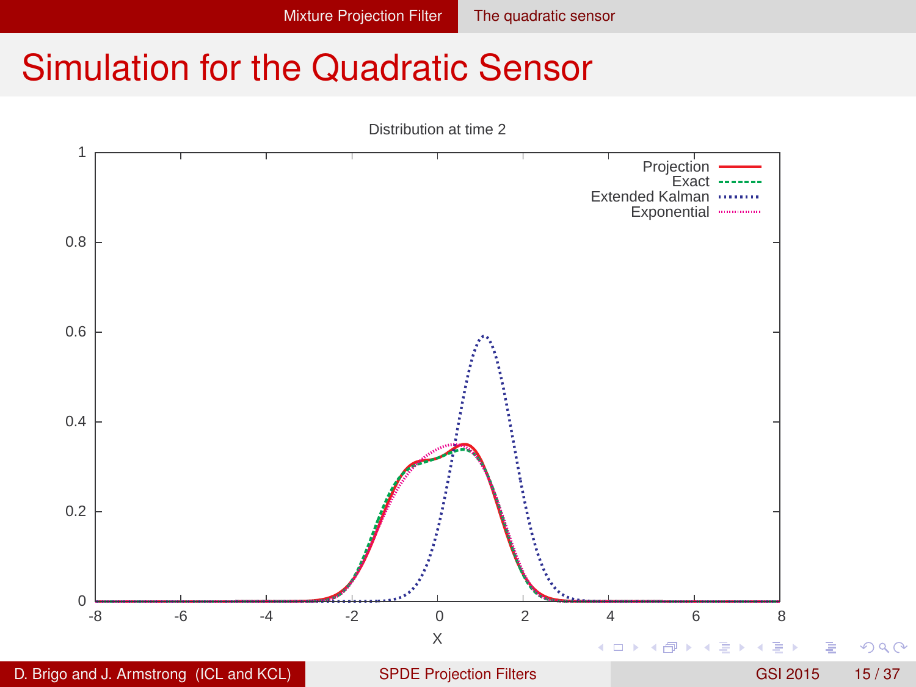# Simulation for the Quadratic Sensor

Distribution at time 2

Projection
Exact
Extended Kalman
Exponential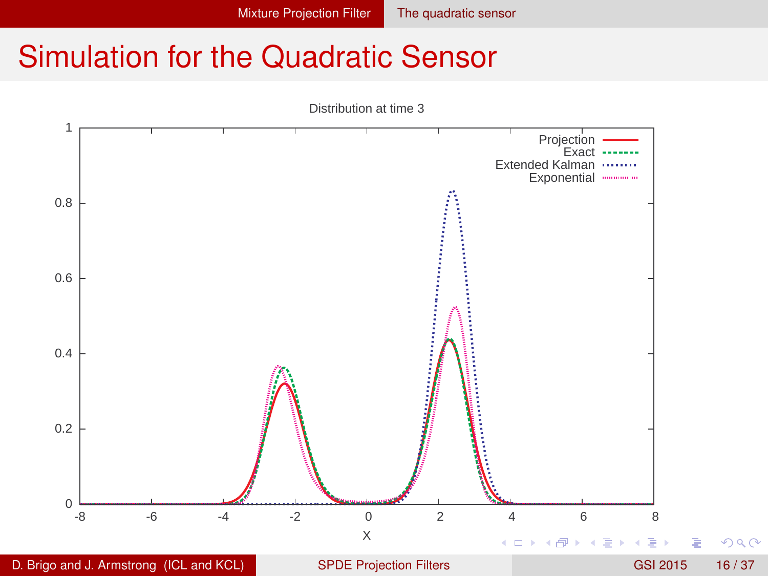# Simulation for the Quadratic Sensor

Distribution at time 3

| X | Projection | Exact | Extended Kalman | Exponential |
|---|---|---|---|---|
| Legend | Projection | Exact | Extended Kalman | Exponential |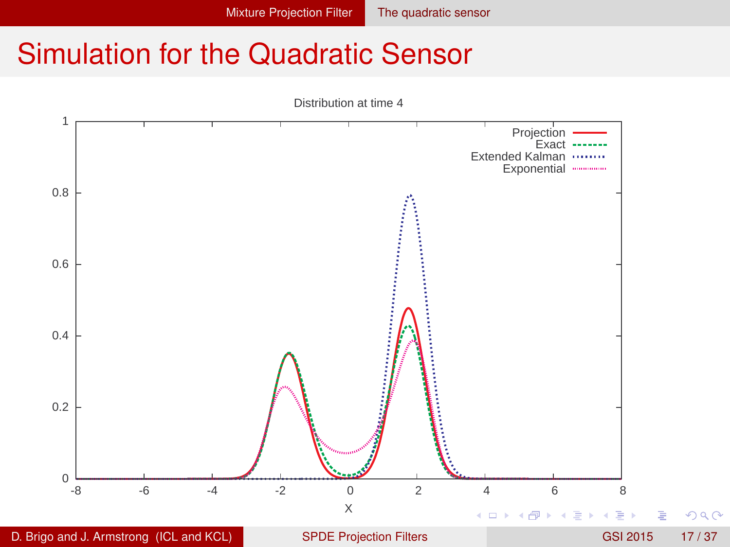# Simulation for the Quadratic Sensor

Distribution at time 4

Legend: Projection, Exact, Extended Kalman, Exponential

X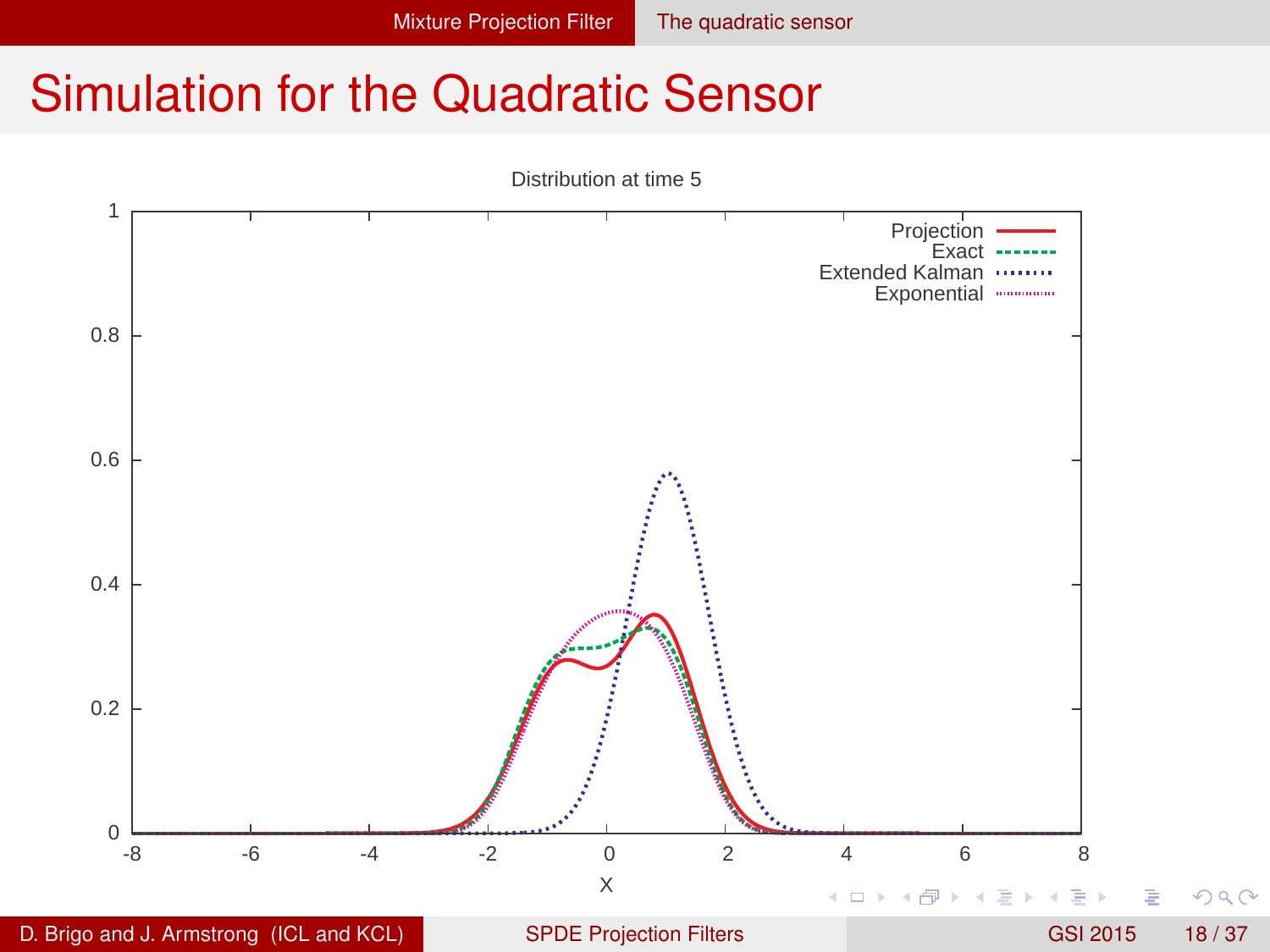# Simulation for the Quadratic Sensor

Distribution at time 5

| | |
|---|---|
| Projection | solid red |
| Exact | dashed green |
| Extended Kalman | dotted blue |
| Exponential | dotted magenta |

X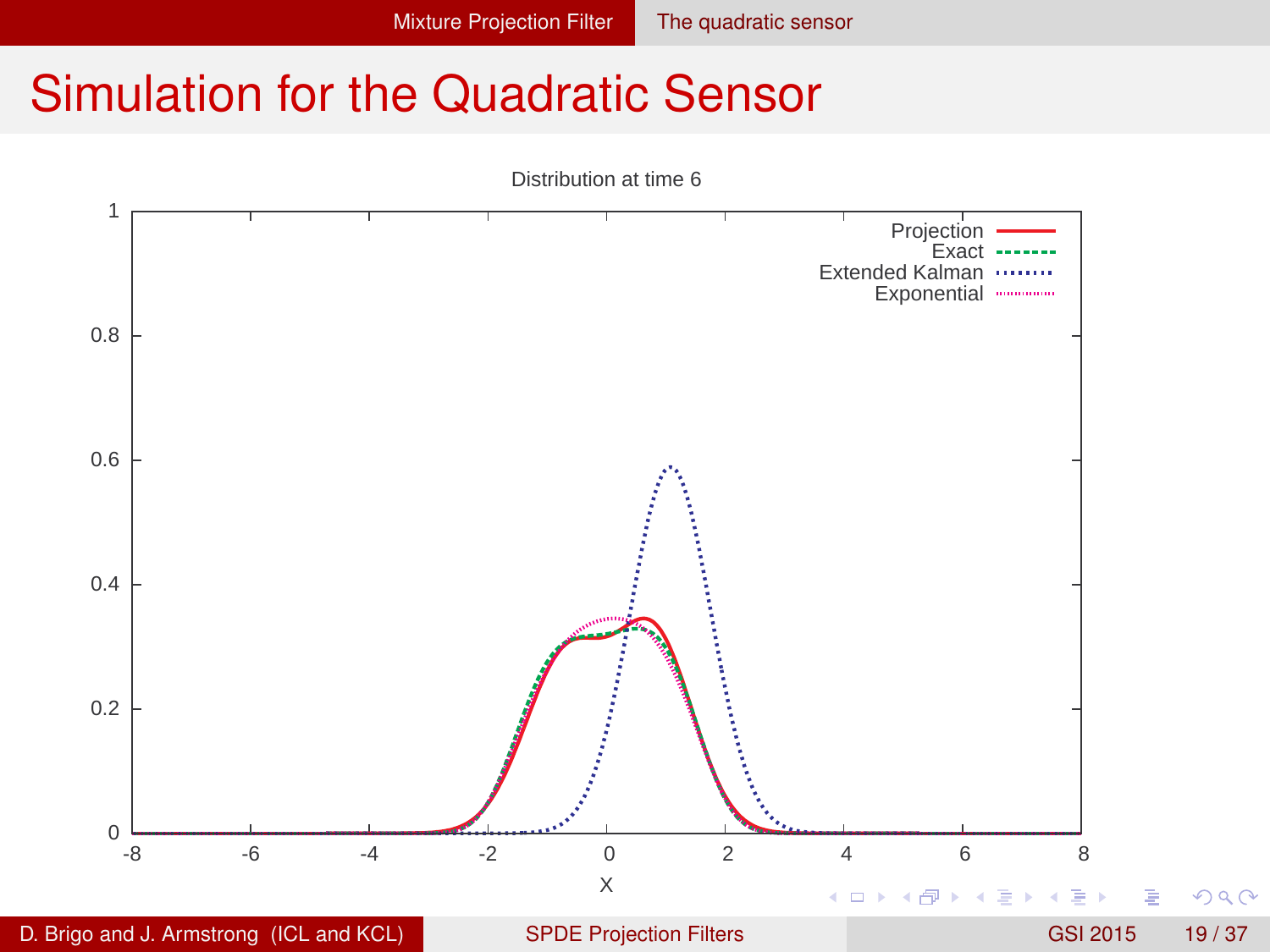# Simulation for the Quadratic Sensor

Distribution at time 6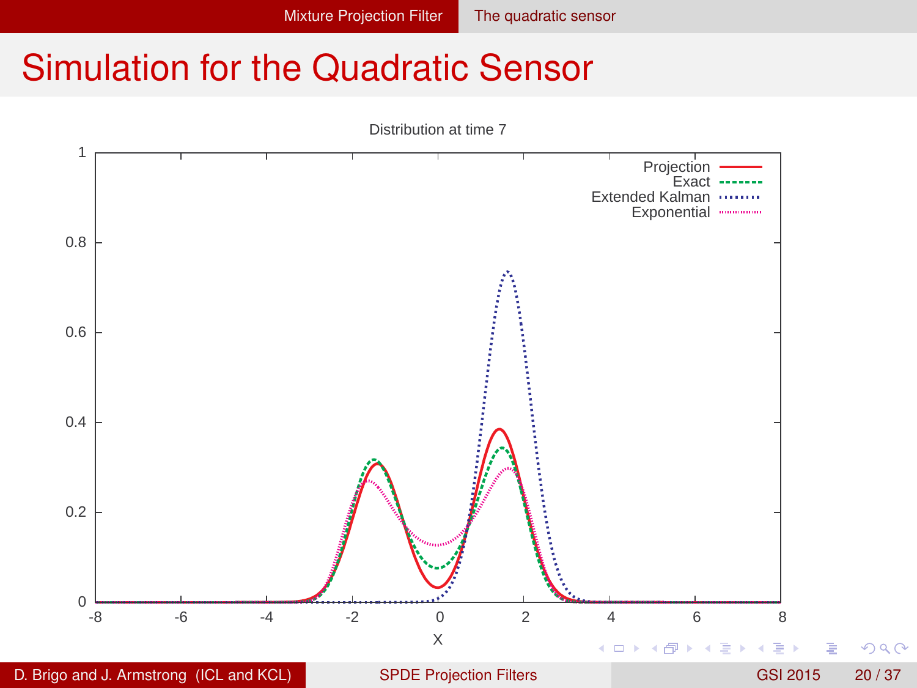# Simulation for the Quadratic Sensor

Distribution at time 7

Projection
Exact
Extended Kalman
Exponential

X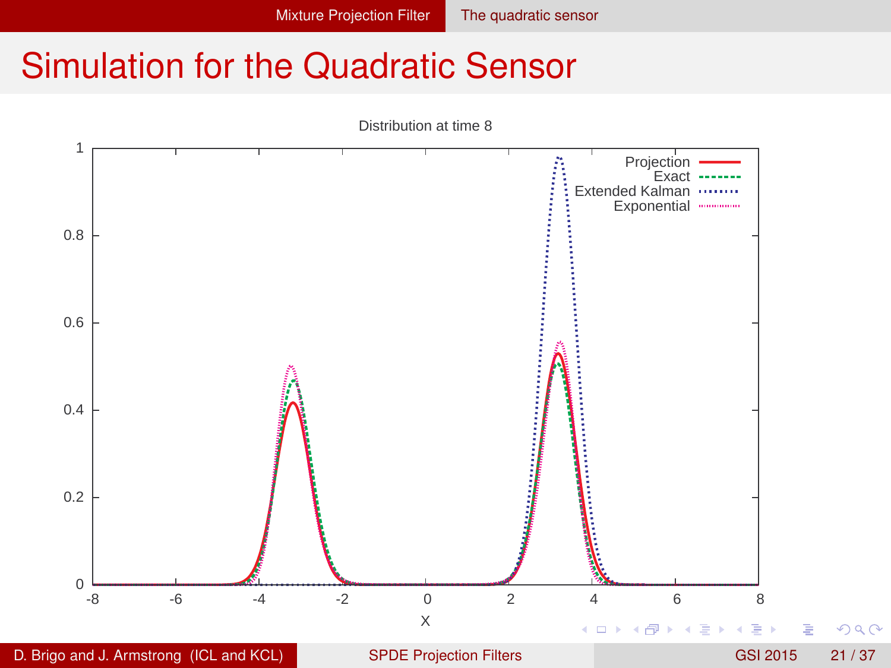# Simulation for the Quadratic Sensor

Distribution at time 8

Legend: Projection, Exact, Extended Kalman, Exponential

X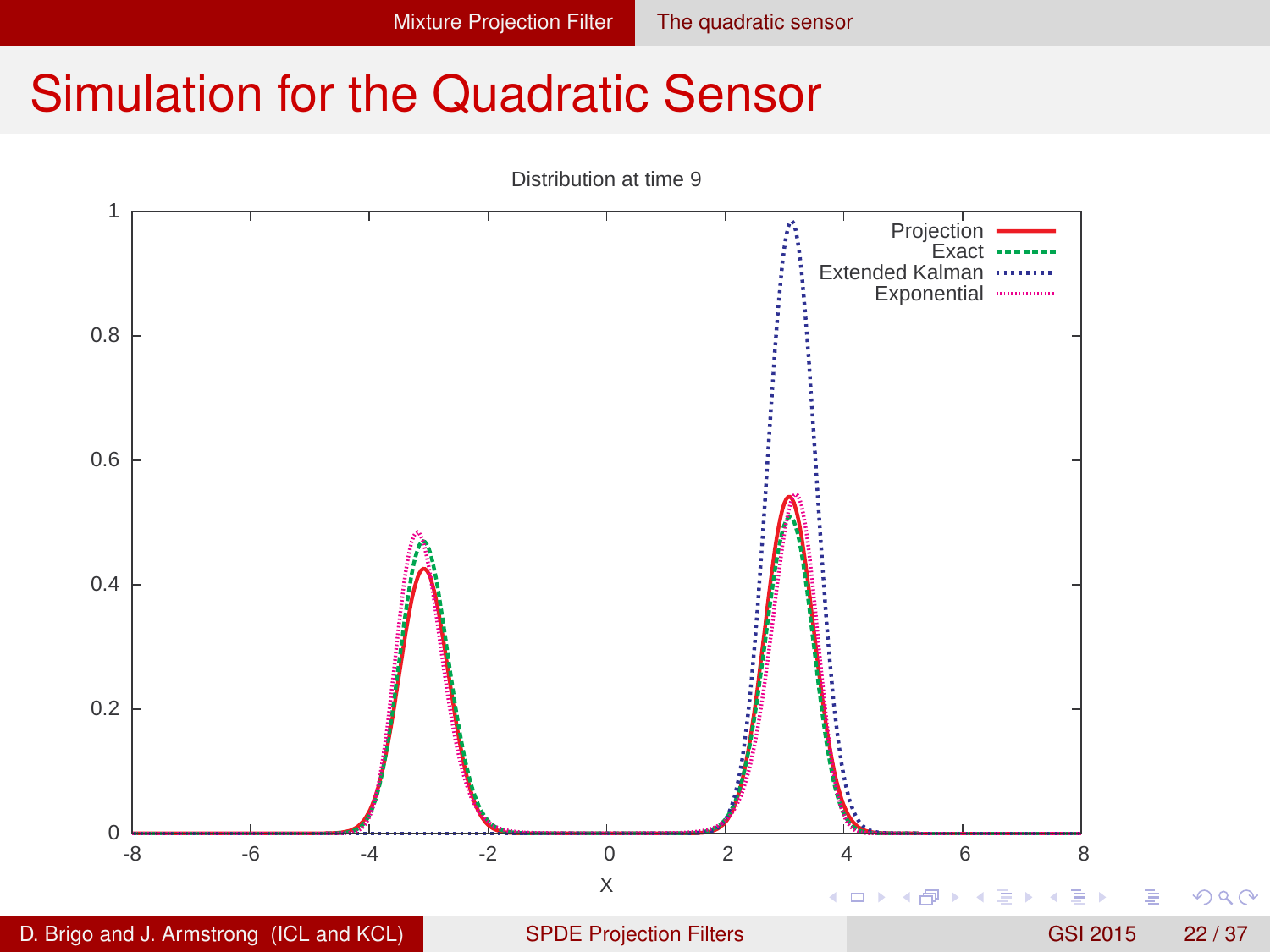# Simulation for the Quadratic Sensor

Distribution at time 9

Legend: Projection, Exact, Extended Kalman, Exponential

X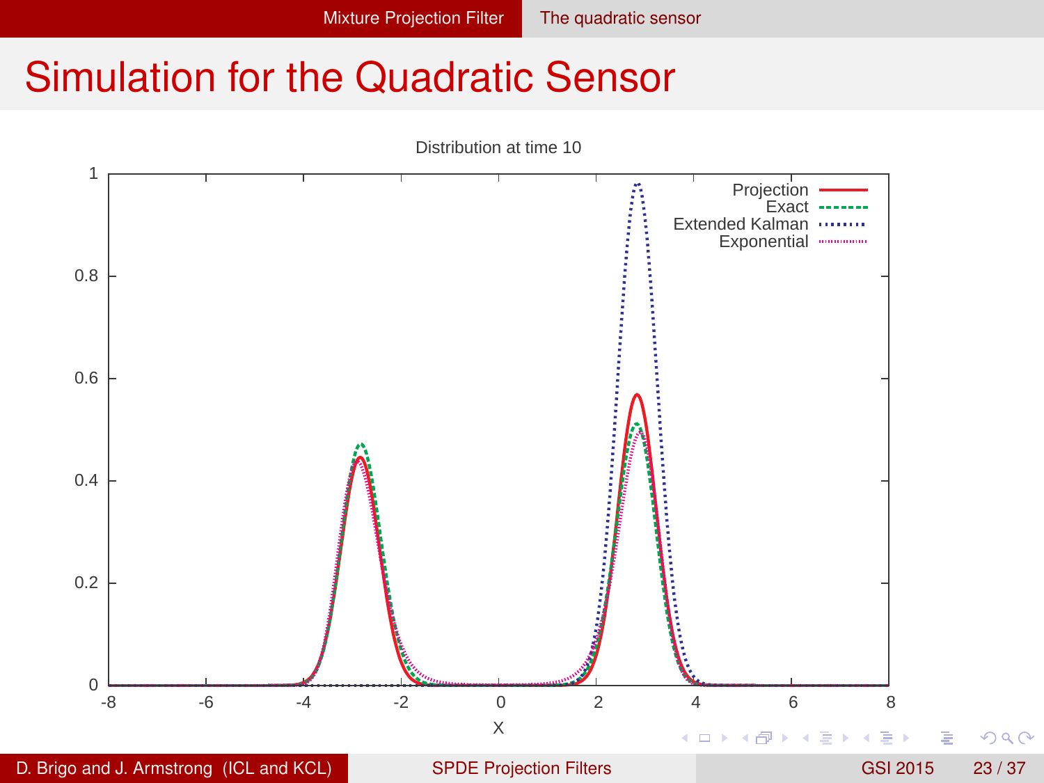# Simulation for the Quadratic Sensor

Distribution at time 10

Legend: Projection, Exact, Extended Kalman, Exponential

X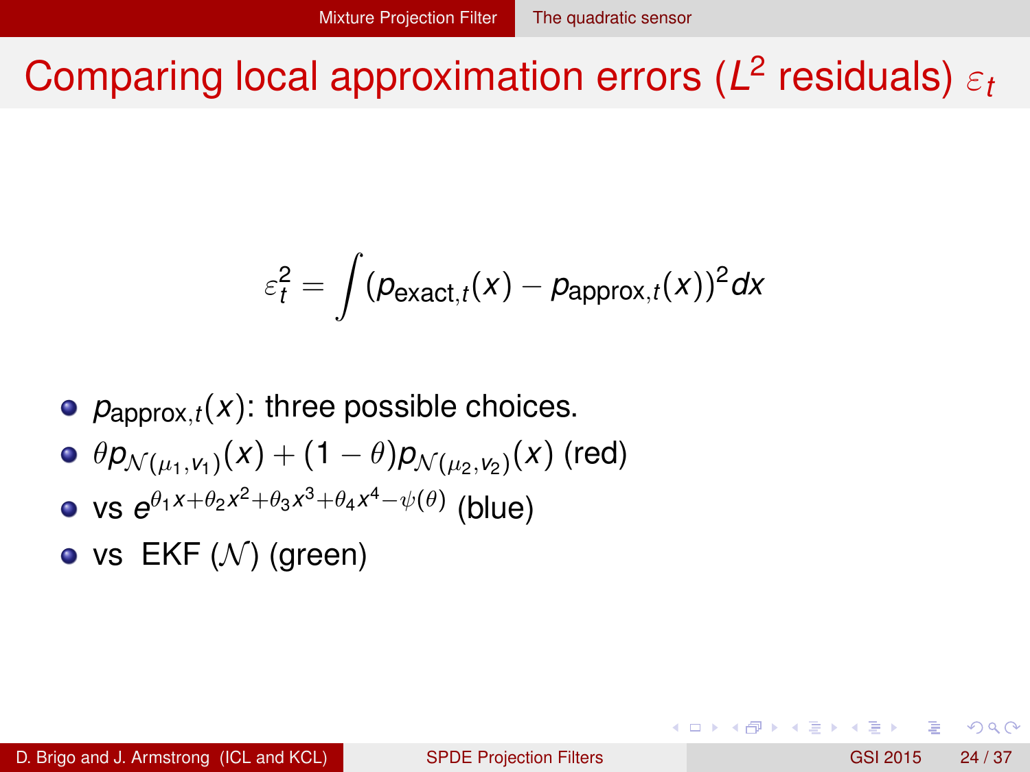# Comparing local approximation errors ($L^2$ residuals) $\varepsilon_t$

$$\varepsilon_t^2 = \int (p_{\text{exact},t}(x) - p_{\text{approx},t}(x))^2 dx$$

- $p_{\text{approx},t}(x)$: three possible choices.
- $\theta p_{\mathcal{N}(\mu_1,v_1)}(x) + (1-\theta) p_{\mathcal{N}(\mu_2,v_2)}(x)$ (red)
- vs $e^{\theta_1 x + \theta_2 x^2 + \theta_3 x^3 + \theta_4 x^4 - \psi(\theta)}$ (blue)
- vs EKF ($\mathcal{N}$) (green)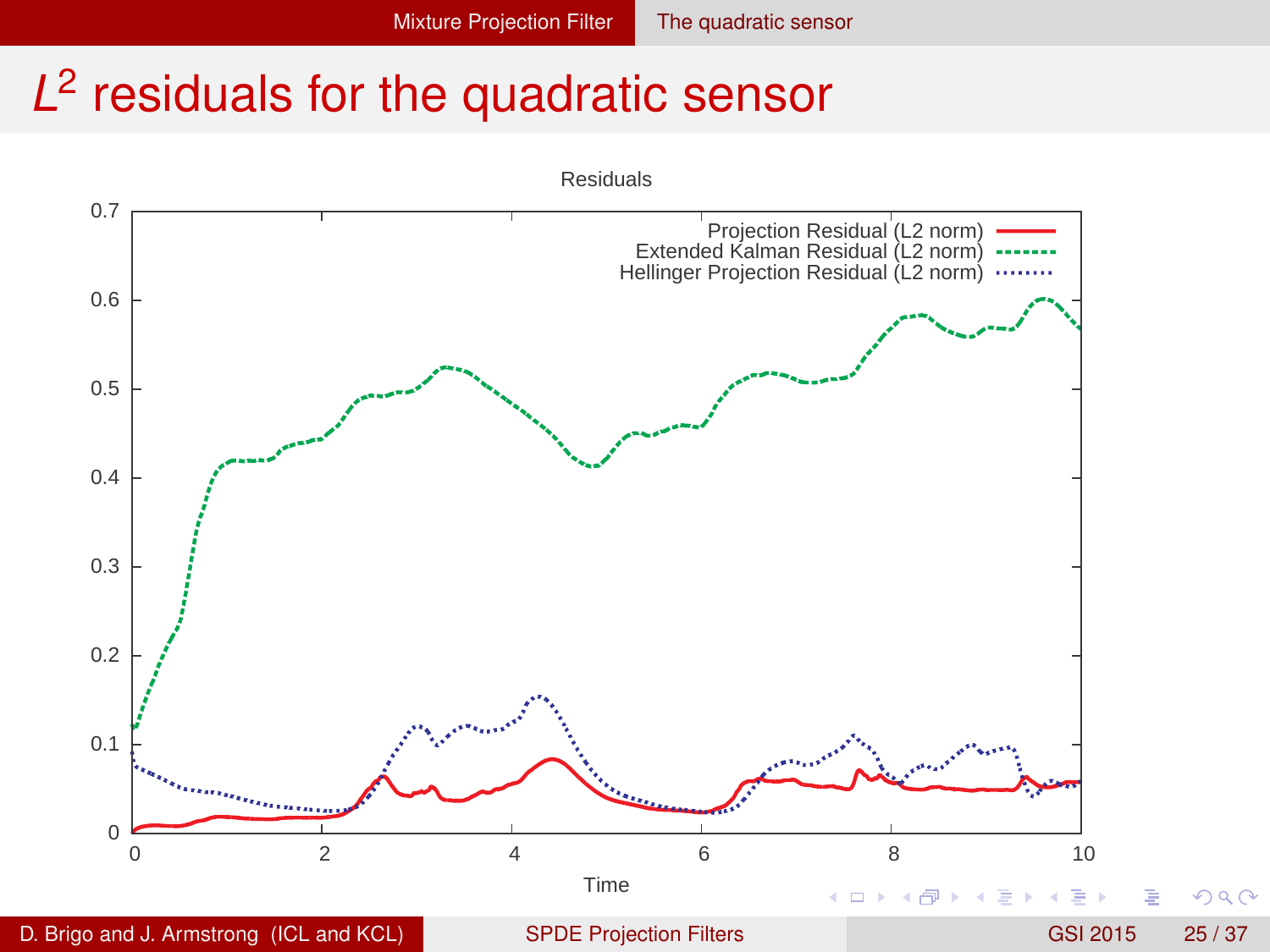# $L^2$ residuals for the quadratic sensor

Residuals

Projection Residual (L2 norm)
Extended Kalman Residual (L2 norm)
Hellinger Projection Residual (L2 norm)

Time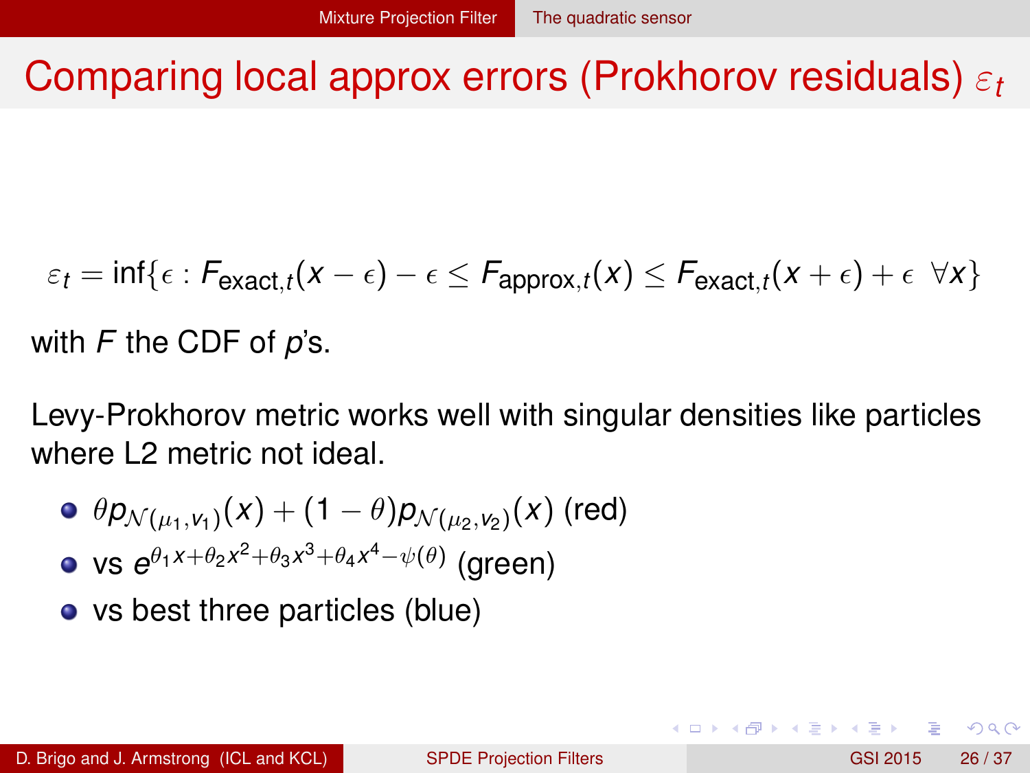# Comparing local approx errors (Prokhorov residuals) $\varepsilon_t$

$$\varepsilon_t = \inf\{\epsilon : F_{\text{exact},t}(x-\epsilon) - \epsilon \leq F_{\text{approx},t}(x) \leq F_{\text{exact},t}(x+\epsilon) + \epsilon \;\; \forall x\}$$

with $F$ the CDF of $p$'s.

Levy-Prokhorov metric works well with singular densities like particles where L2 metric not ideal.

- $\theta p_{\mathcal{N}(\mu_1,v_1)}(x) + (1-\theta) p_{\mathcal{N}(\mu_2,v_2)}(x)$ (red)
- vs $e^{\theta_1 x + \theta_2 x^2 + \theta_3 x^3 + \theta_4 x^4 - \psi(\theta)}$ (green)
- vs best three particles (blue)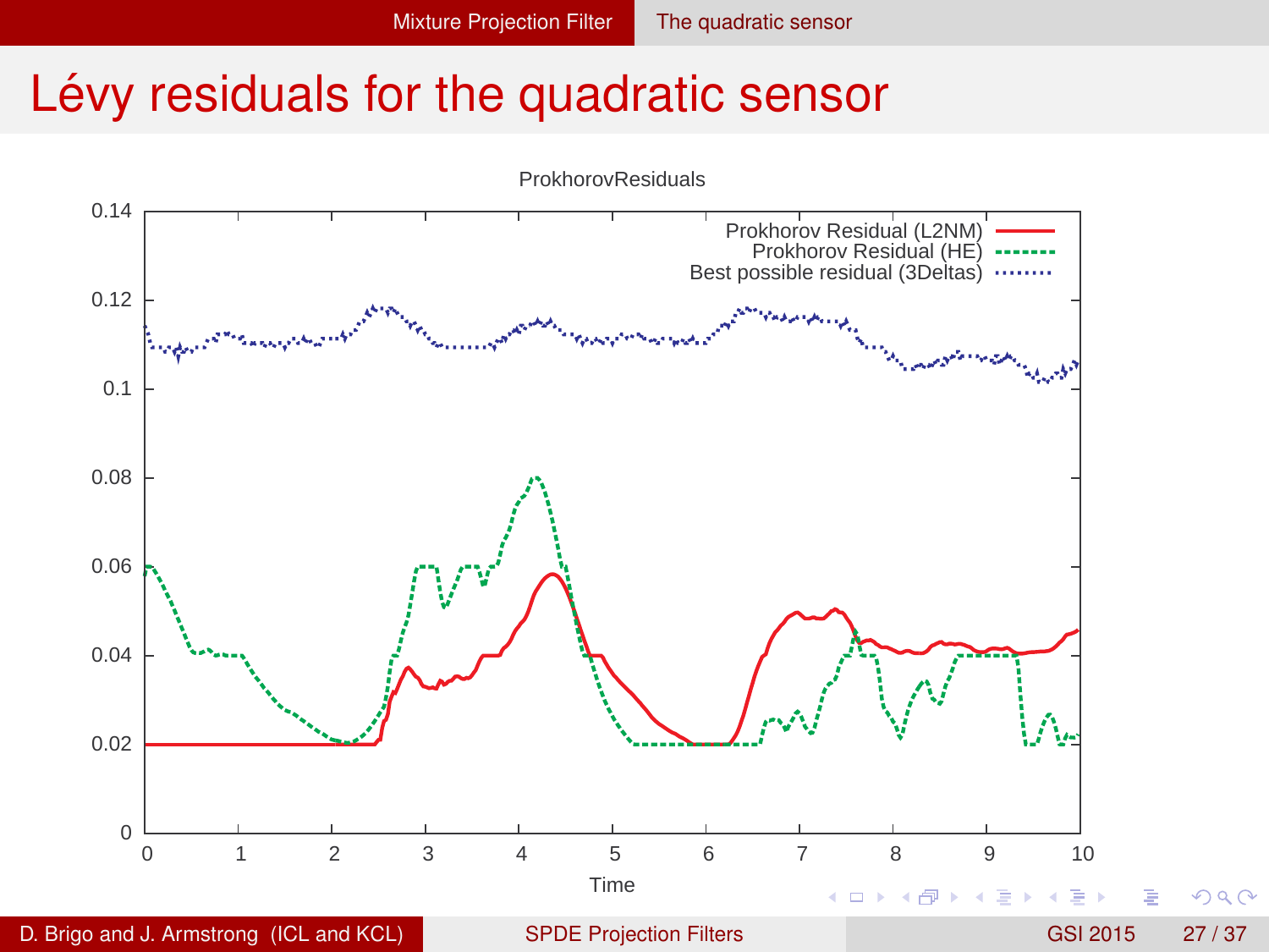# Lévy residuals for the quadratic sensor

ProkhorovResiduals

- Prokhorov Residual (L2NM)
- Prokhorov Residual (HE)
- Best possible residual (3Deltas)

Time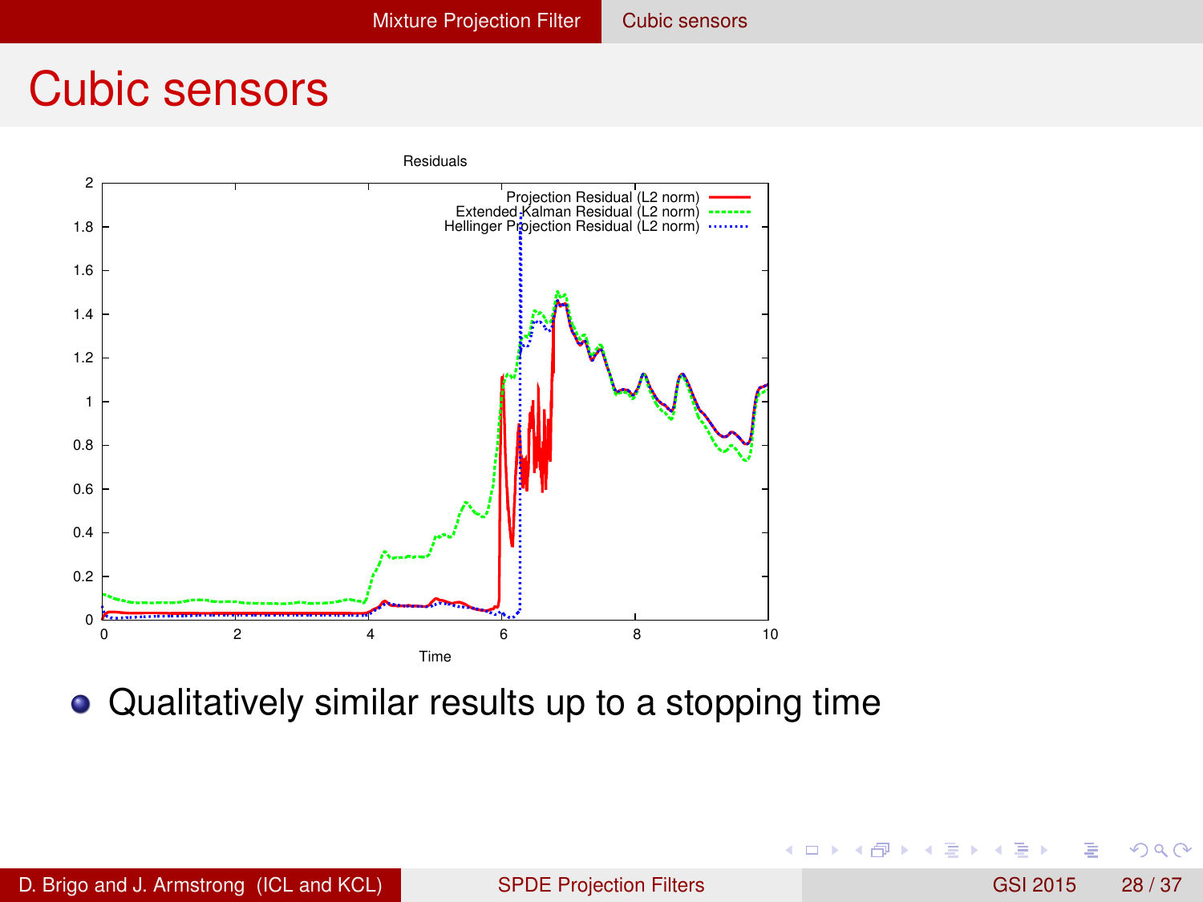# Cubic sensors

- Qualitatively similar results up to a stopping time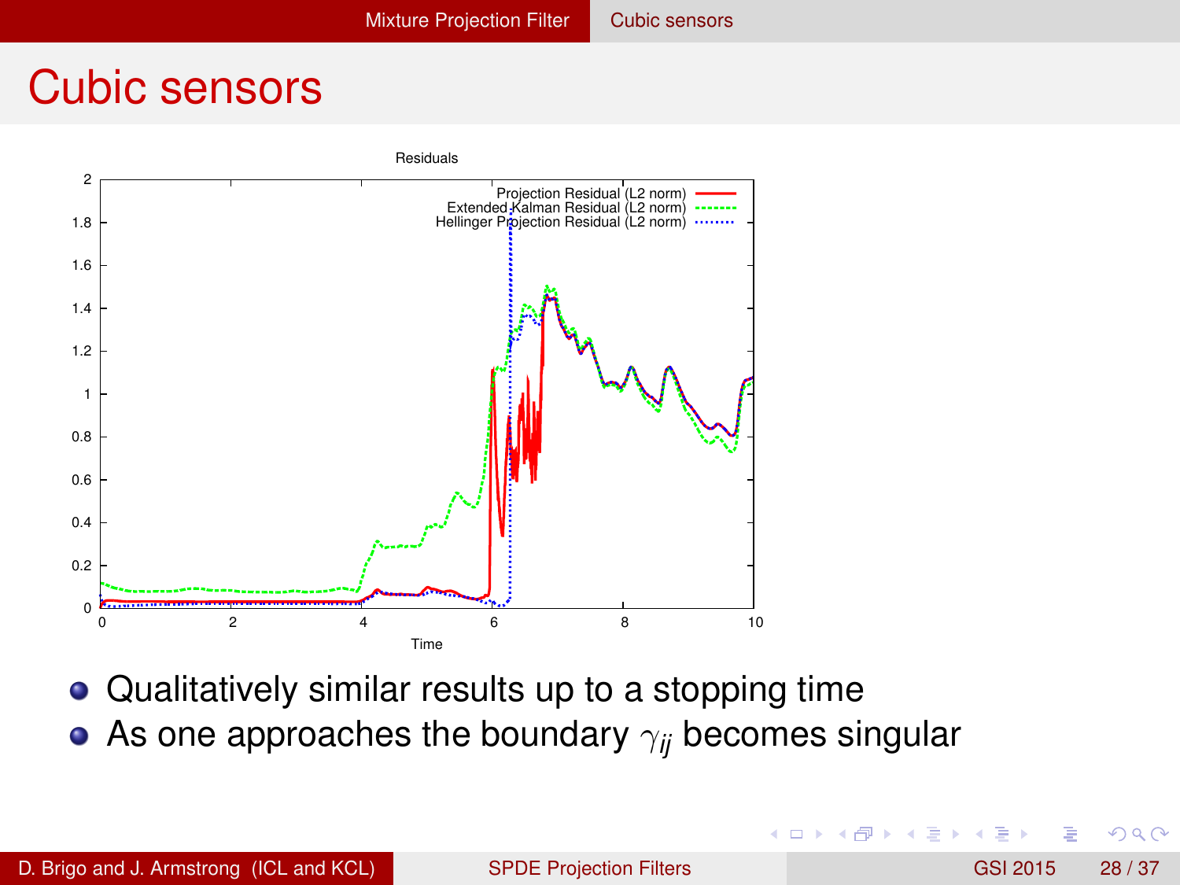# Cubic sensors

- Qualitatively similar results up to a stopping time
- As one approaches the boundary $\gamma_{ij}$ becomes singular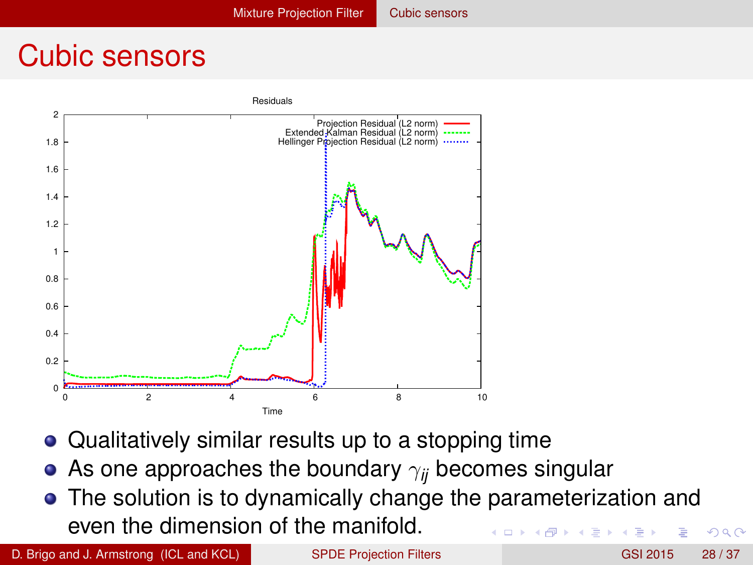# Cubic sensors

- Qualitatively similar results up to a stopping time
- As one approaches the boundary $\gamma_{ij}$ becomes singular
- The solution is to dynamically change the parameterization and even the dimension of the manifold.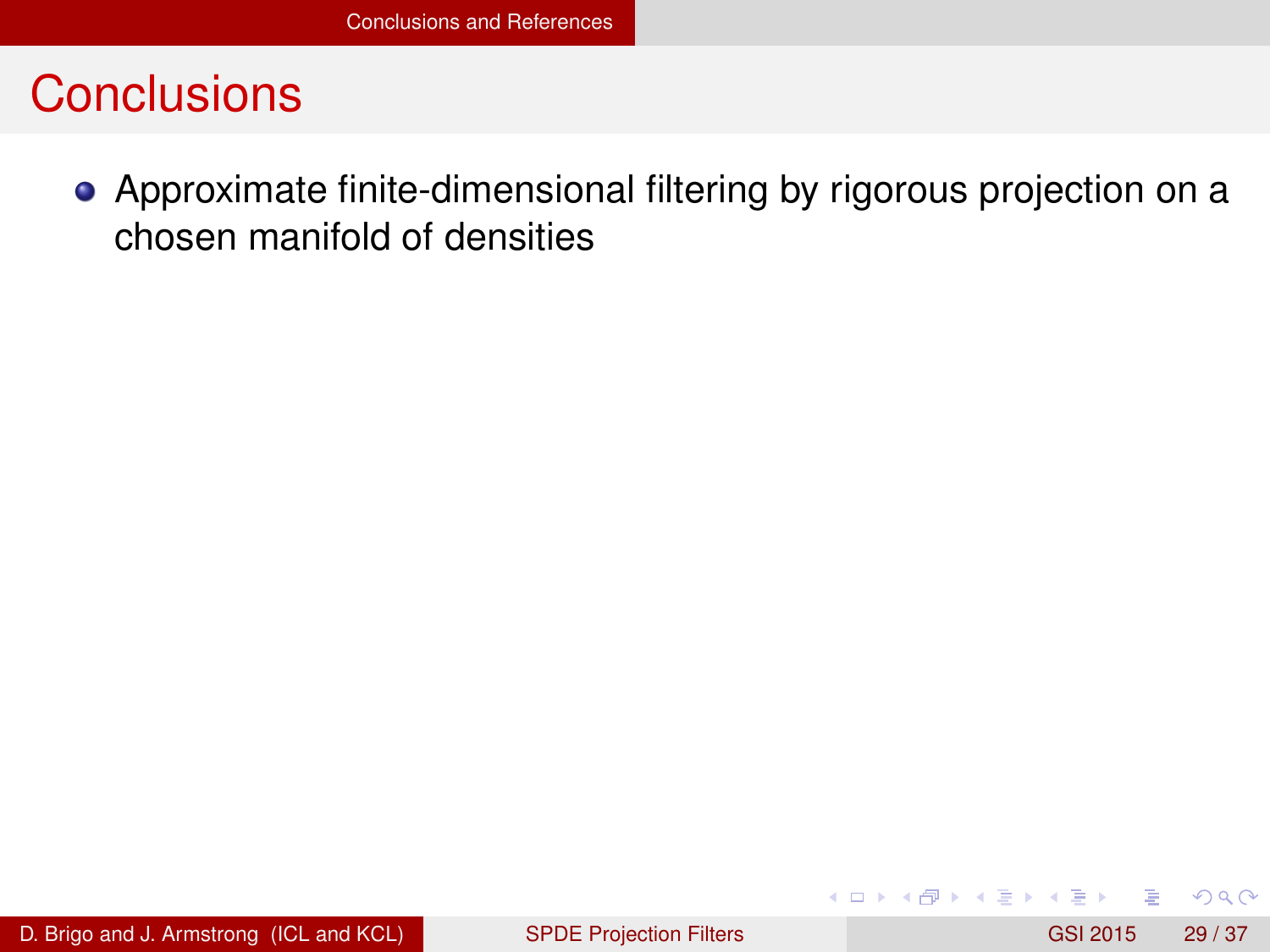# Conclusions

- Approximate finite-dimensional filtering by rigorous projection on a chosen manifold of densities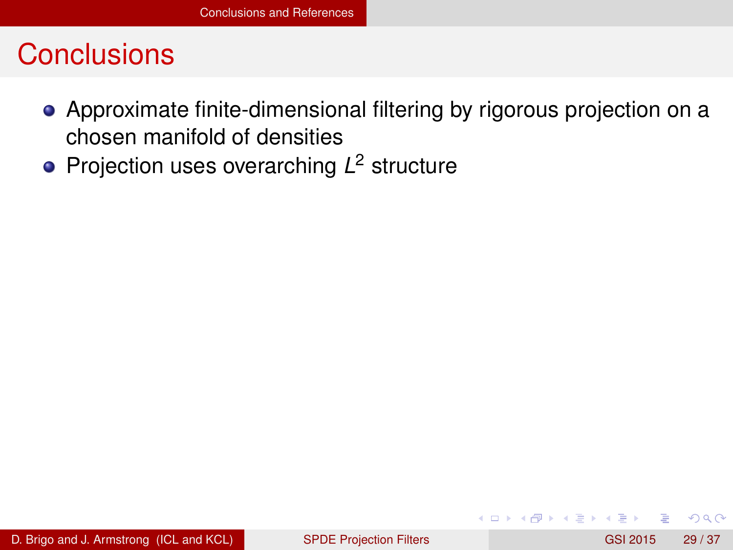# Conclusions

- Approximate finite-dimensional filtering by rigorous projection on a chosen manifold of densities
- Projection uses overarching $L^2$ structure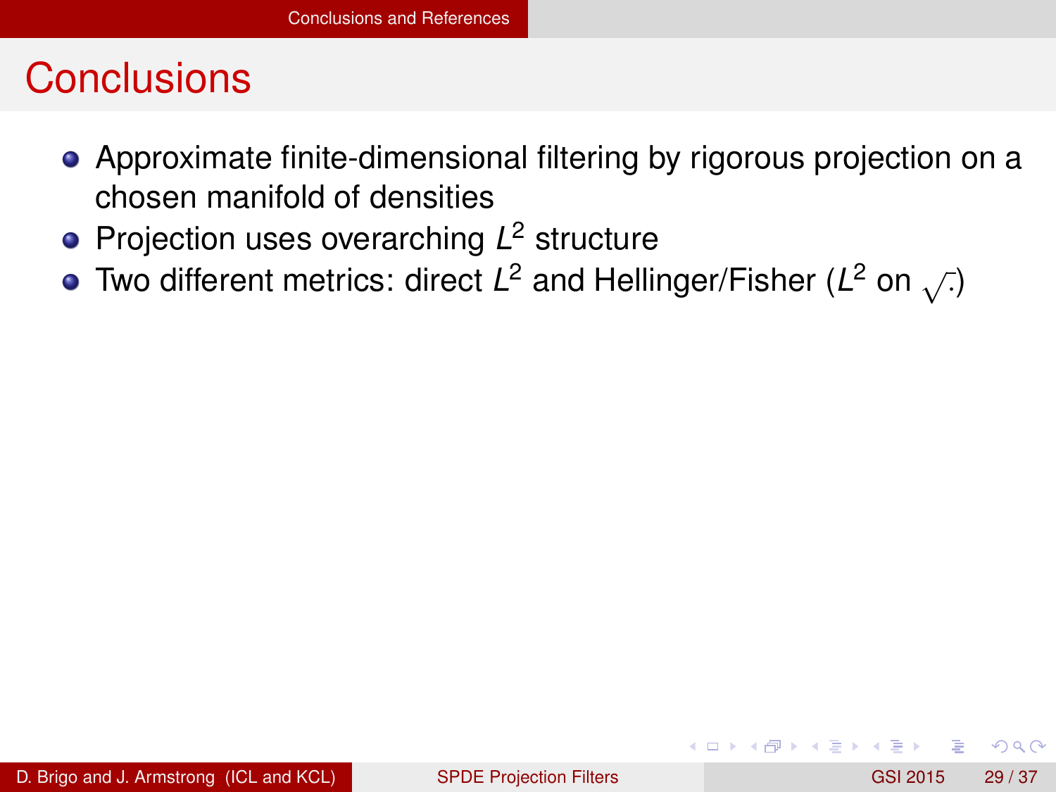# Conclusions

- Approximate finite-dimensional filtering by rigorous projection on a chosen manifold of densities
- Projection uses overarching $L^2$ structure
- Two different metrics: direct $L^2$ and Hellinger/Fisher ($L^2$ on $\sqrt{\cdot}$)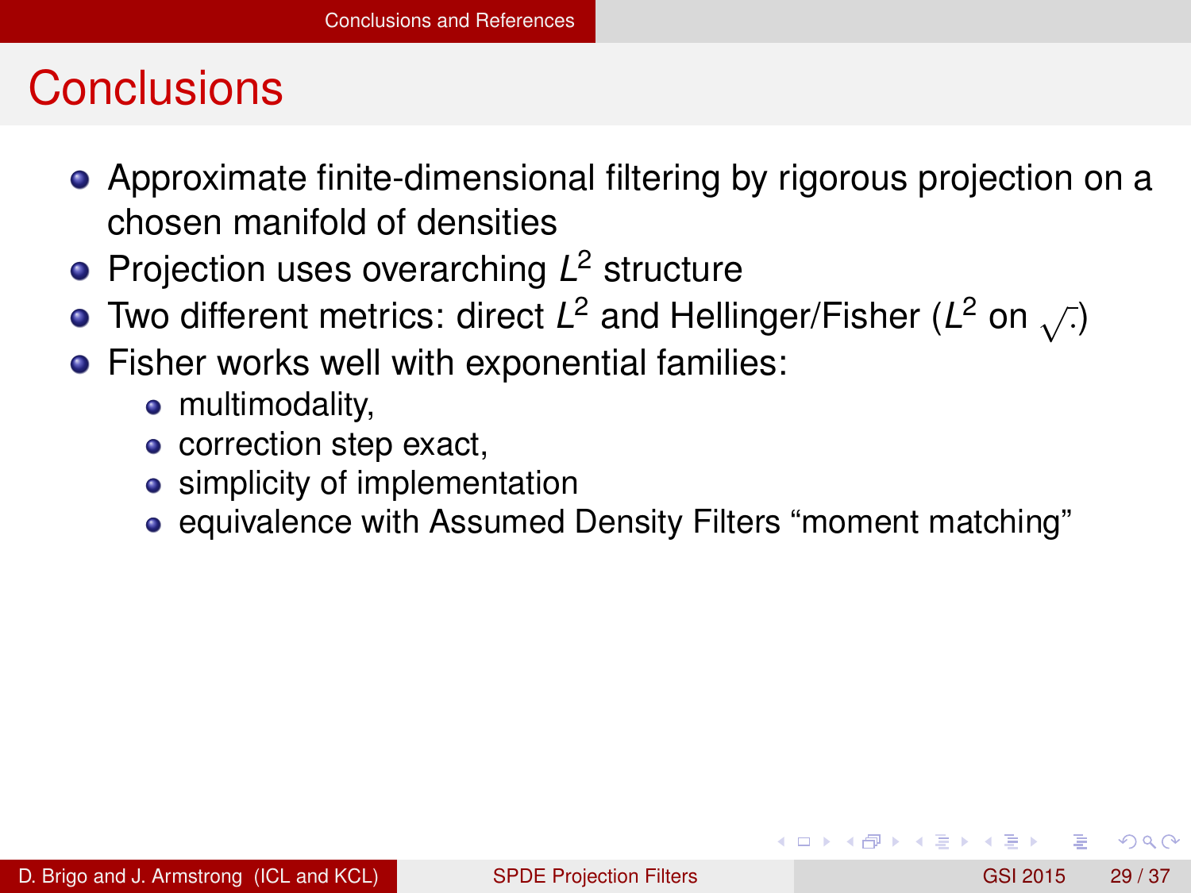# Conclusions

- Approximate finite-dimensional filtering by rigorous projection on a chosen manifold of densities
- Projection uses overarching $L^2$ structure
- Two different metrics: direct $L^2$ and Hellinger/Fisher ($L^2$ on $\sqrt{\cdot}$)
- Fisher works well with exponential families:
  - multimodality,
  - correction step exact,
  - simplicity of implementation
  - equivalence with Assumed Density Filters “moment matching”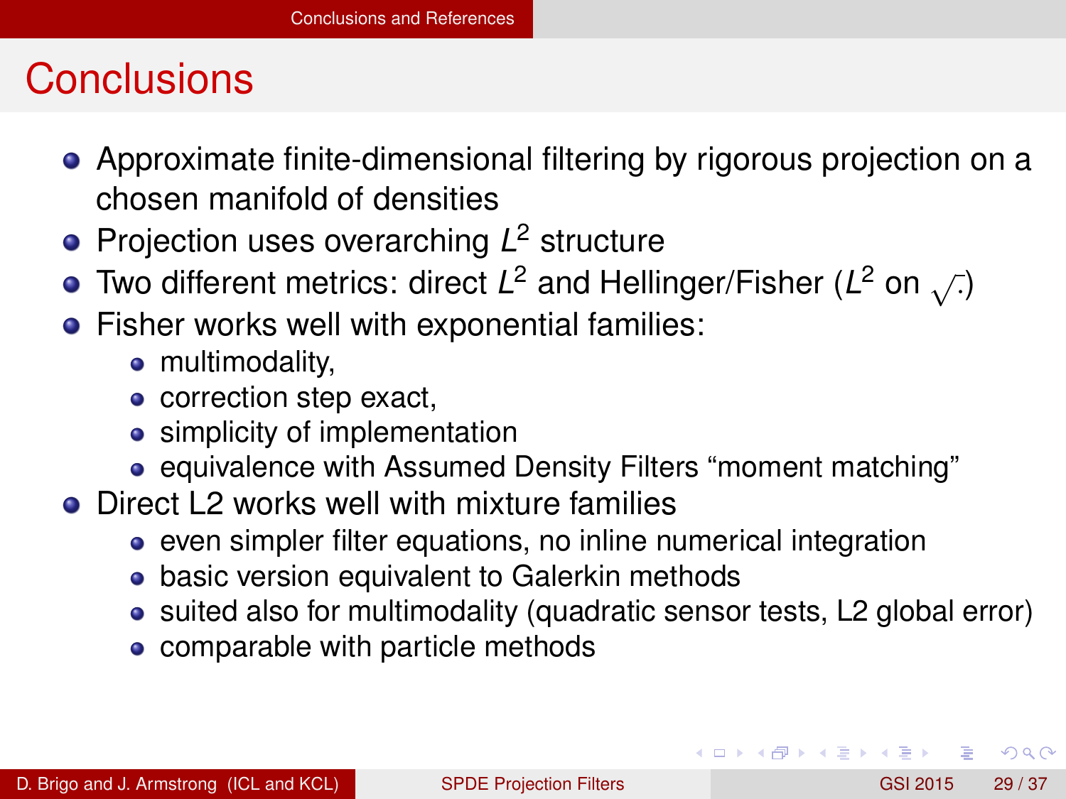# Conclusions

- Approximate finite-dimensional filtering by rigorous projection on a chosen manifold of densities
- Projection uses overarching $L^2$ structure
- Two different metrics: direct $L^2$ and Hellinger/Fisher ($L^2$ on $\sqrt{\cdot}$)
- Fisher works well with exponential families:
  - multimodality,
  - correction step exact,
  - simplicity of implementation
  - equivalence with Assumed Density Filters "moment matching"
- Direct L2 works well with mixture families
  - even simpler filter equations, no inline numerical integration
  - basic version equivalent to Galerkin methods
  - suited also for multimodality (quadratic sensor tests, L2 global error)
  - comparable with particle methods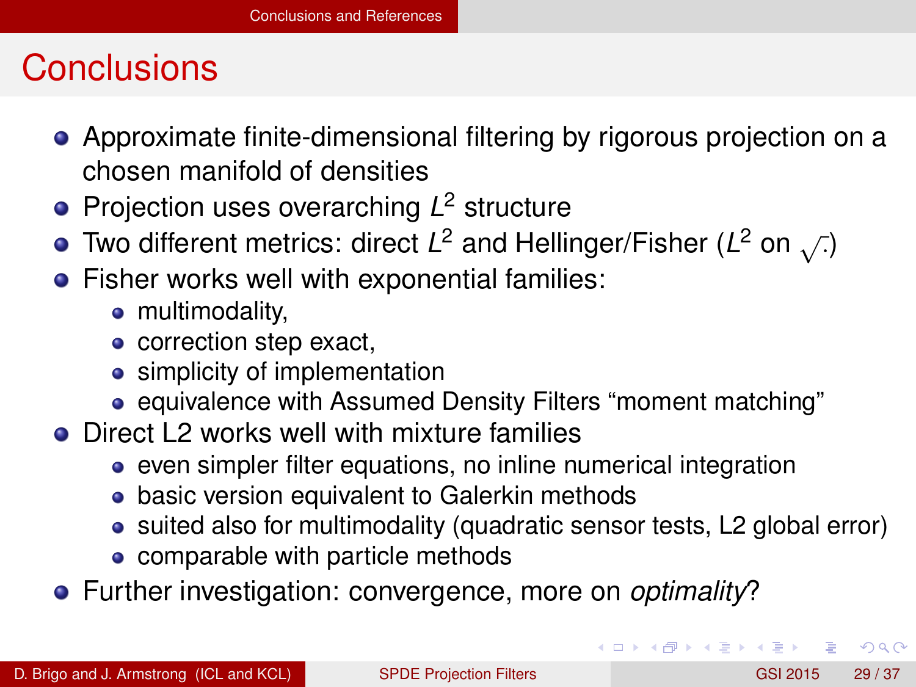# Conclusions

- Approximate finite-dimensional filtering by rigorous projection on a chosen manifold of densities
- Projection uses overarching $L^2$ structure
- Two different metrics: direct $L^2$ and Hellinger/Fisher ($L^2$ on $\sqrt{\cdot}$)
- Fisher works well with exponential families:
  - multimodality,
  - correction step exact,
  - simplicity of implementation
  - equivalence with Assumed Density Filters "moment matching"
- Direct L2 works well with mixture families
  - even simpler filter equations, no inline numerical integration
  - basic version equivalent to Galerkin methods
  - suited also for multimodality (quadratic sensor tests, L2 global error)
  - comparable with particle methods
- Further investigation: convergence, more on *optimality*?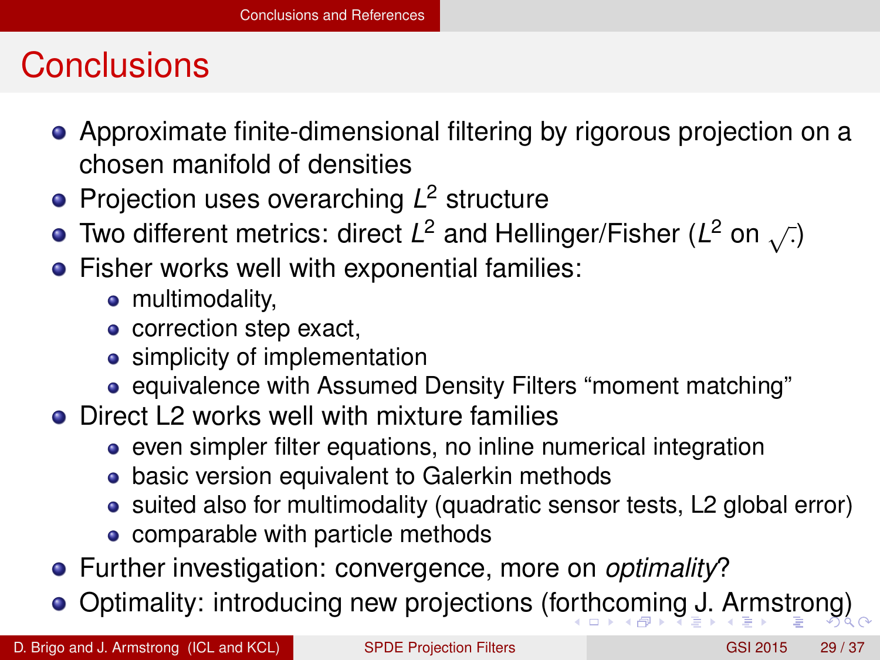# Conclusions

- Approximate finite-dimensional filtering by rigorous projection on a chosen manifold of densities
- Projection uses overarching $L^2$ structure
- Two different metrics: direct $L^2$ and Hellinger/Fisher ($L^2$ on $\sqrt{\cdot}$)
- Fisher works well with exponential families:
  - multimodality,
  - correction step exact,
  - simplicity of implementation
  - equivalence with Assumed Density Filters "moment matching"
- Direct L2 works well with mixture families
  - even simpler filter equations, no inline numerical integration
  - basic version equivalent to Galerkin methods
  - suited also for multimodality (quadratic sensor tests, L2 global error)
  - comparable with particle methods
- Further investigation: convergence, more on *optimality*?
- Optimality: introducing new projections (forthcoming J. Armstrong)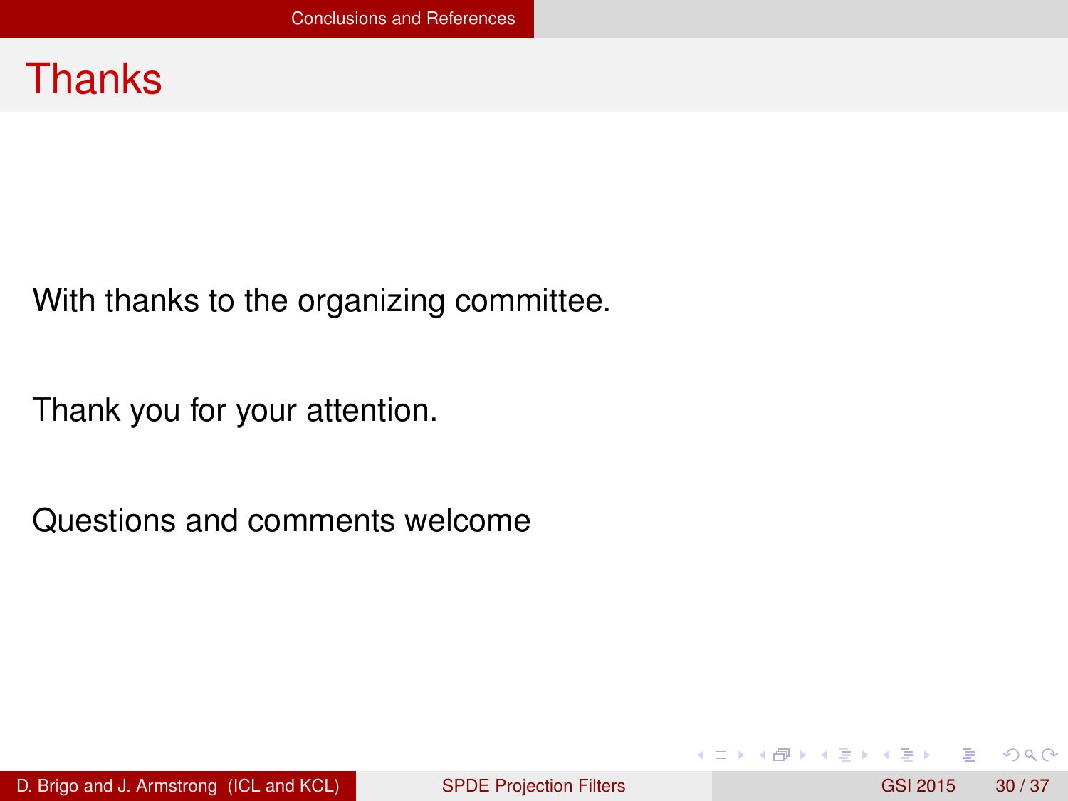# Thanks

With thanks to the organizing committee.

Thank you for your attention.

Questions and comments welcome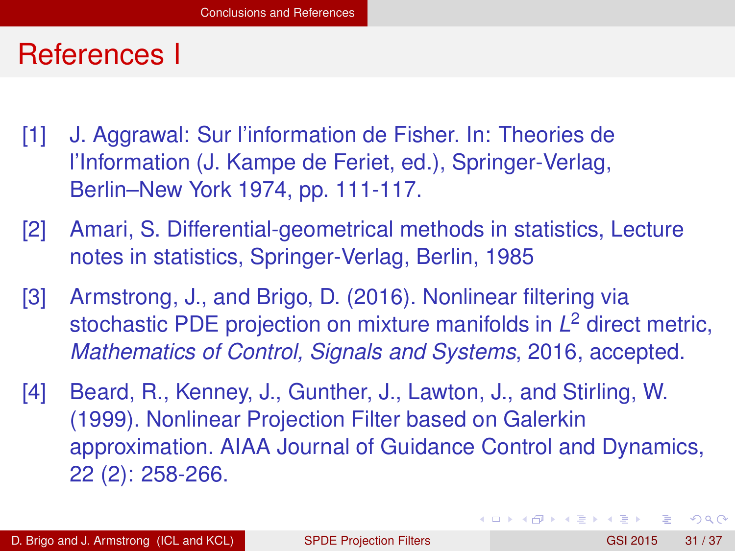# References I

[1] J. Aggrawal: Sur l'information de Fisher. In: Theories de l'Information (J. Kampe de Feriet, ed.), Springer-Verlag, Berlin–New York 1974, pp. 111-117.

[2] Amari, S. Differential-geometrical methods in statistics, Lecture notes in statistics, Springer-Verlag, Berlin, 1985

[3] Armstrong, J., and Brigo, D. (2016). Nonlinear filtering via stochastic PDE projection on mixture manifolds in $L^2$ direct metric, *Mathematics of Control, Signals and Systems*, 2016, accepted.

[4] Beard, R., Kenney, J., Gunther, J., Lawton, J., and Stirling, W. (1999). Nonlinear Projection Filter based on Galerkin approximation. AIAA Journal of Guidance Control and Dynamics, 22 (2): 258-266.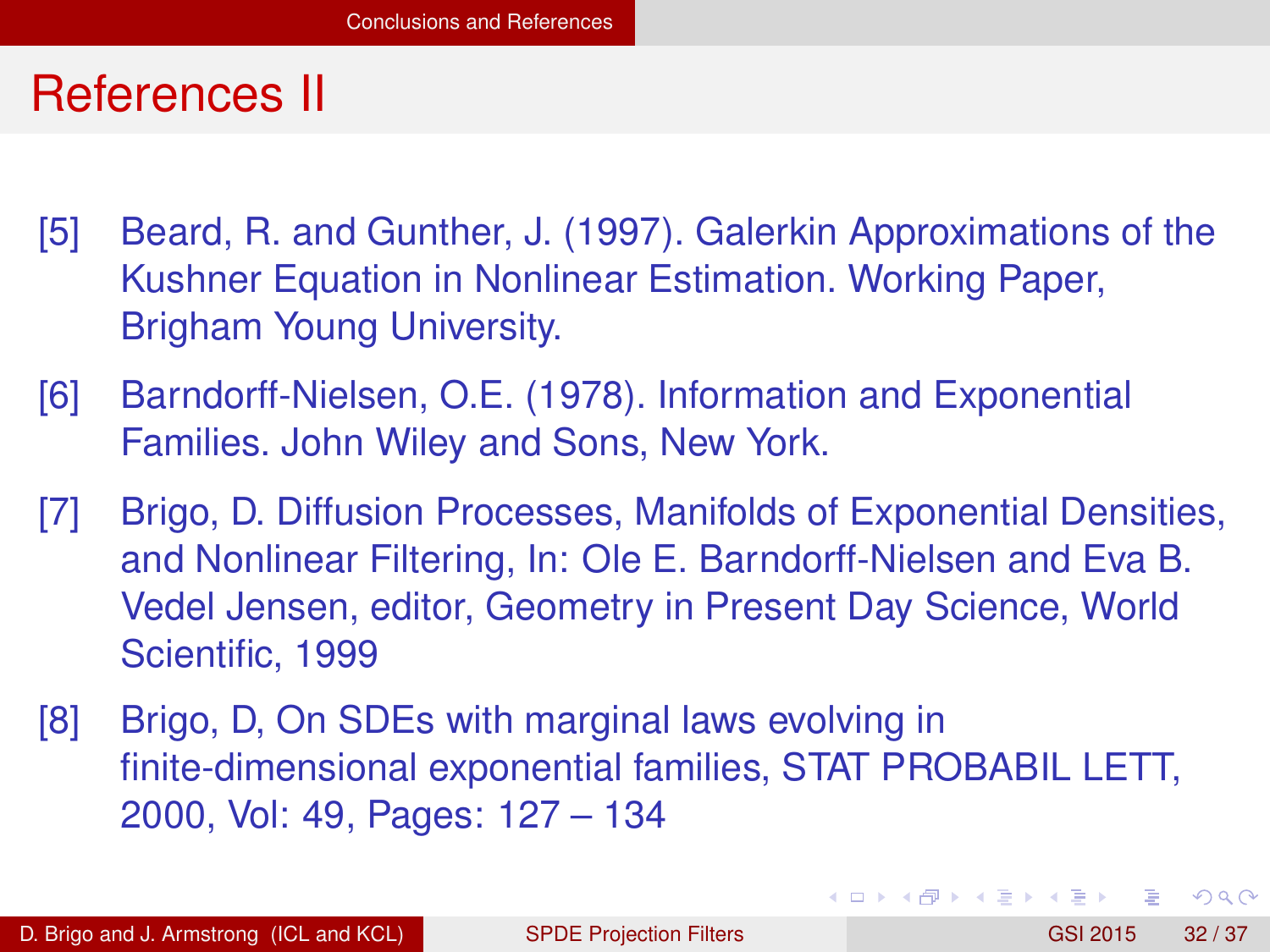# References II

[5] Beard, R. and Gunther, J. (1997). Galerkin Approximations of the Kushner Equation in Nonlinear Estimation. Working Paper, Brigham Young University.

[6] Barndorff-Nielsen, O.E. (1978). Information and Exponential Families. John Wiley and Sons, New York.

[7] Brigo, D. Diffusion Processes, Manifolds of Exponential Densities, and Nonlinear Filtering, In: Ole E. Barndorff-Nielsen and Eva B. Vedel Jensen, editor, Geometry in Present Day Science, World Scientific, 1999

[8] Brigo, D, On SDEs with marginal laws evolving in finite-dimensional exponential families, STAT PROBABIL LETT, 2000, Vol: 49, Pages: 127 – 134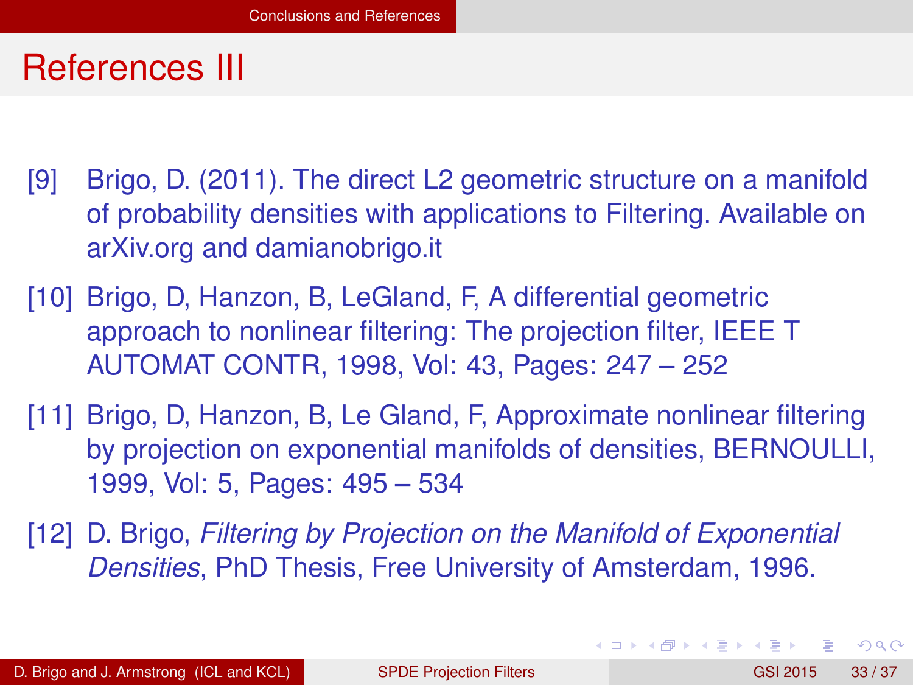# References III

[9] Brigo, D. (2011). The direct L2 geometric structure on a manifold of probability densities with applications to Filtering. Available on arXiv.org and damianobrigo.it

[10] Brigo, D, Hanzon, B, LeGland, F, A differential geometric approach to nonlinear filtering: The projection filter, IEEE T AUTOMAT CONTR, 1998, Vol: 43, Pages: 247 – 252

[11] Brigo, D, Hanzon, B, Le Gland, F, Approximate nonlinear filtering by projection on exponential manifolds of densities, BERNOULLI, 1999, Vol: 5, Pages: 495 – 534

[12] D. Brigo, *Filtering by Projection on the Manifold of Exponential Densities*, PhD Thesis, Free University of Amsterdam, 1996.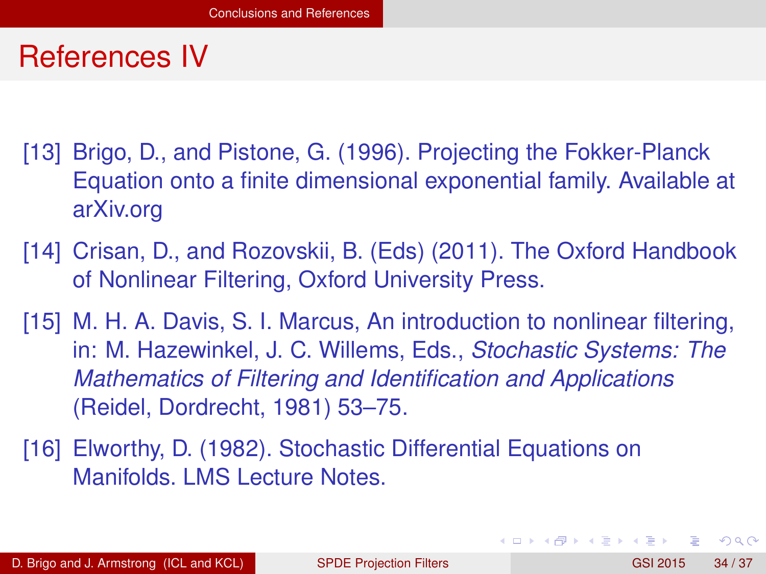# References IV

[13] Brigo, D., and Pistone, G. (1996). Projecting the Fokker-Planck Equation onto a finite dimensional exponential family. Available at arXiv.org

[14] Crisan, D., and Rozovskii, B. (Eds) (2011). The Oxford Handbook of Nonlinear Filtering, Oxford University Press.

[15] M. H. A. Davis, S. I. Marcus, An introduction to nonlinear filtering, in: M. Hazewinkel, J. C. Willems, Eds., *Stochastic Systems: The Mathematics of Filtering and Identification and Applications* (Reidel, Dordrecht, 1981) 53–75.

[16] Elworthy, D. (1982). Stochastic Differential Equations on Manifolds. LMS Lecture Notes.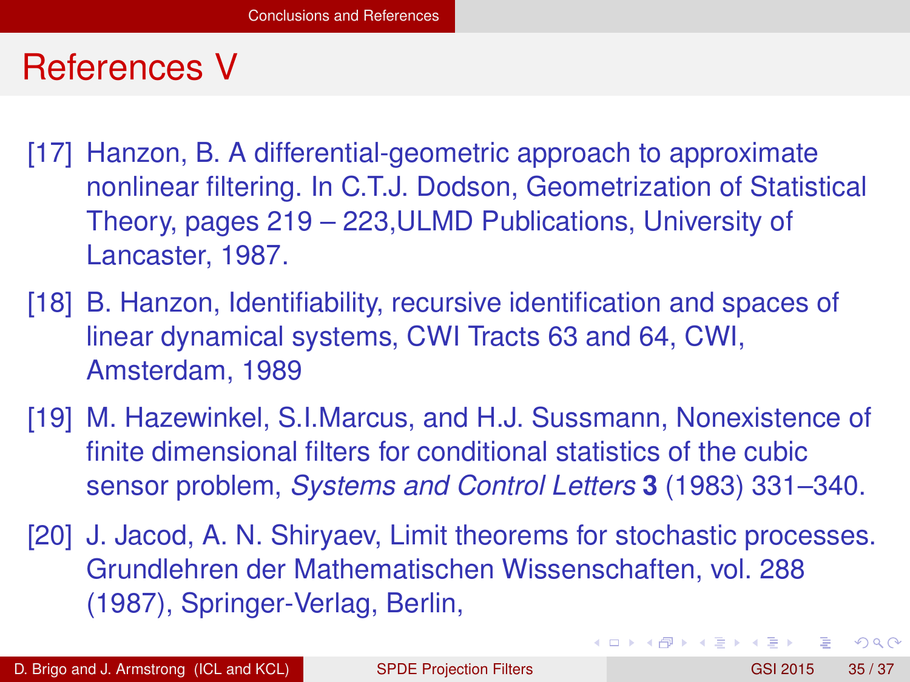# References V

[17] Hanzon, B. A differential-geometric approach to approximate nonlinear filtering. In C.T.J. Dodson, Geometrization of Statistical Theory, pages 219 – 223,ULMD Publications, University of Lancaster, 1987.

[18] B. Hanzon, Identifiability, recursive identification and spaces of linear dynamical systems, CWI Tracts 63 and 64, CWI, Amsterdam, 1989

[19] M. Hazewinkel, S.I.Marcus, and H.J. Sussmann, Nonexistence of finite dimensional filters for conditional statistics of the cubic sensor problem, *Systems and Control Letters* **3** (1983) 331–340.

[20] J. Jacod, A. N. Shiryaev, Limit theorems for stochastic processes. Grundlehren der Mathematischen Wissenschaften, vol. 288 (1987), Springer-Verlag, Berlin,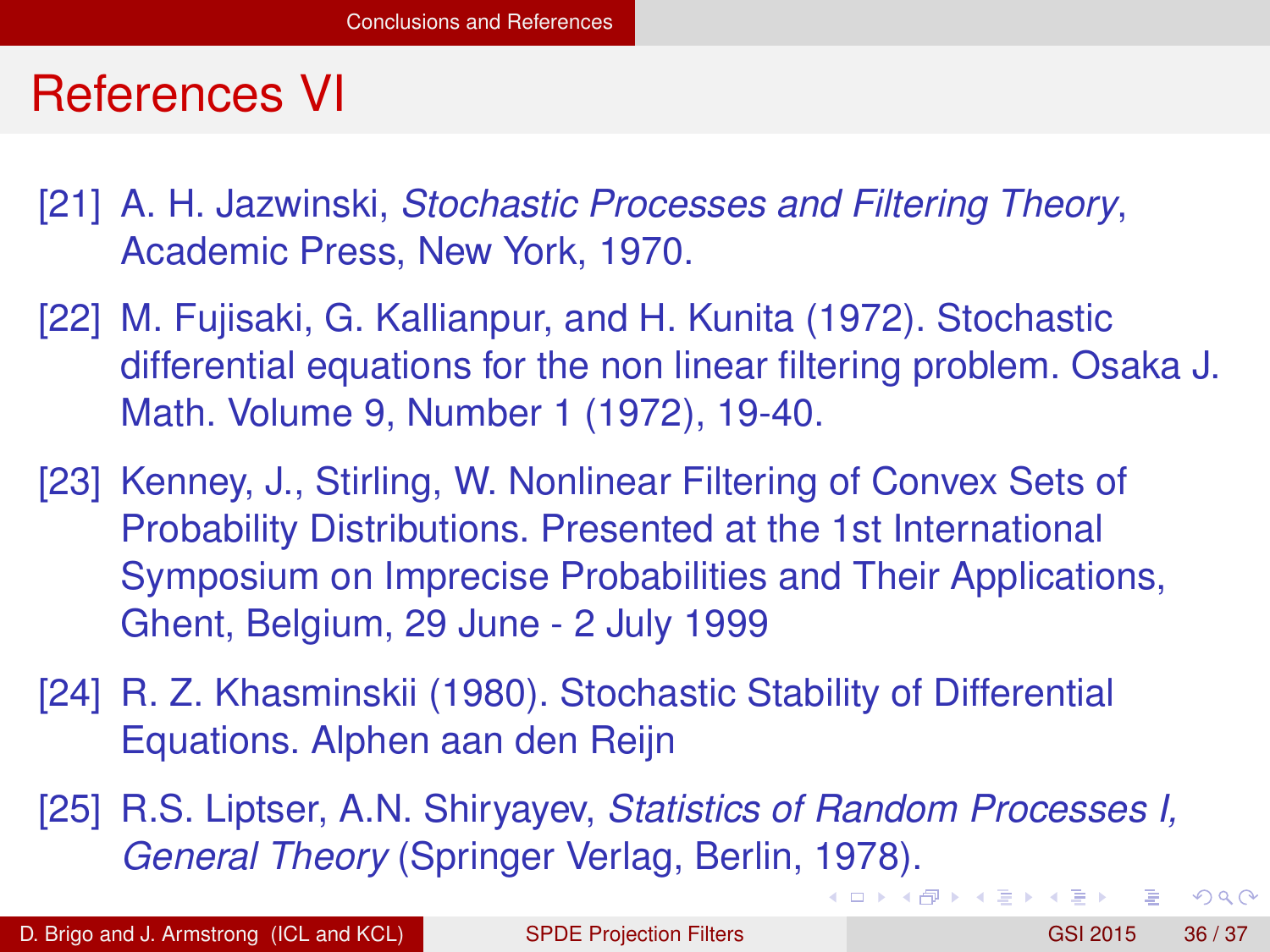# References VI

[21] A. H. Jazwinski, *Stochastic Processes and Filtering Theory*, Academic Press, New York, 1970.

[22] M. Fujisaki, G. Kallianpur, and H. Kunita (1972). Stochastic differential equations for the non linear filtering problem. Osaka J. Math. Volume 9, Number 1 (1972), 19-40.

[23] Kenney, J., Stirling, W. Nonlinear Filtering of Convex Sets of Probability Distributions. Presented at the 1st International Symposium on Imprecise Probabilities and Their Applications, Ghent, Belgium, 29 June - 2 July 1999

[24] R. Z. Khasminskii (1980). Stochastic Stability of Differential Equations. Alphen aan den Reijn

[25] R.S. Liptser, A.N. Shiryayev, *Statistics of Random Processes I, General Theory* (Springer Verlag, Berlin, 1978).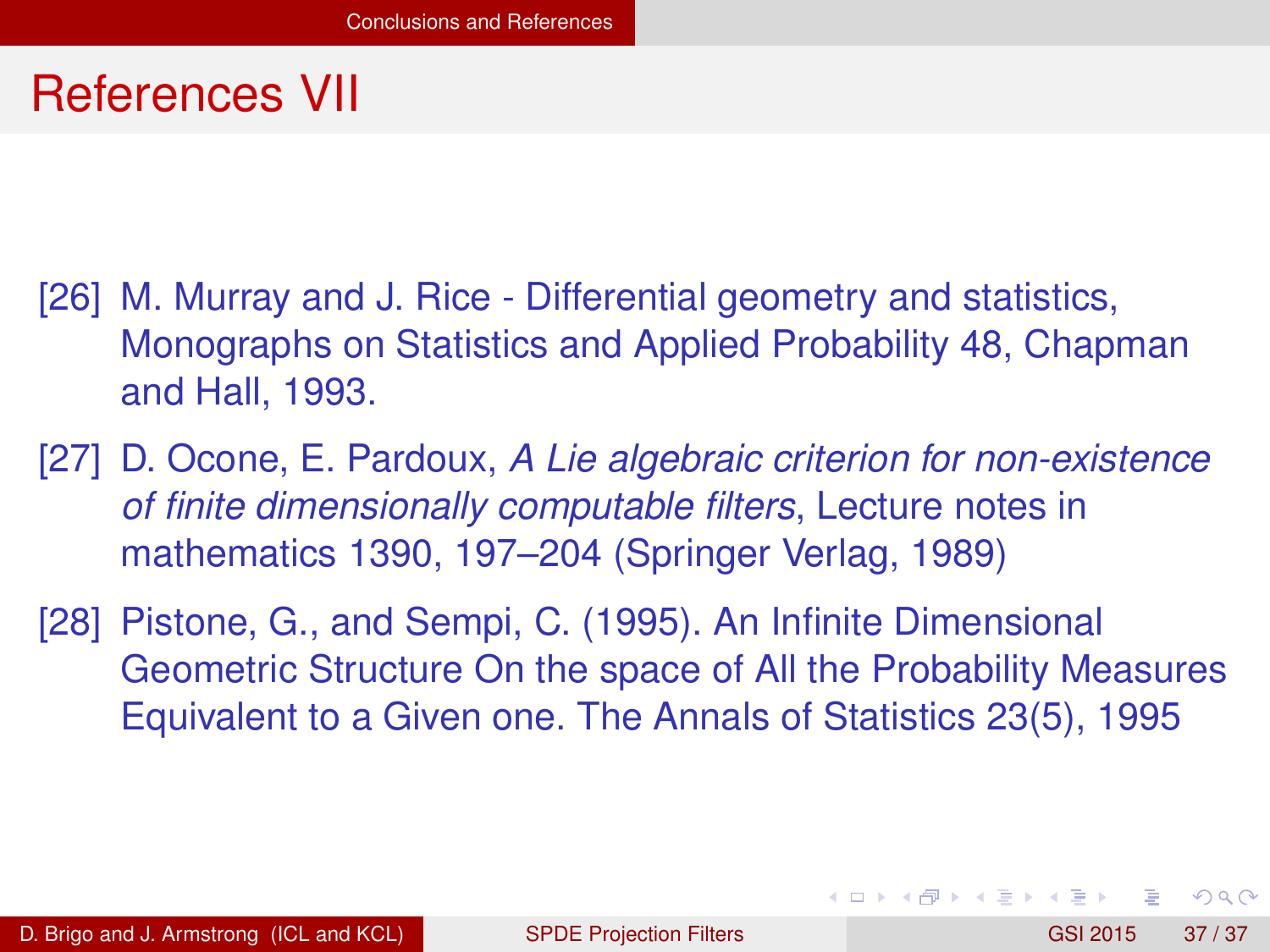# References VII

[26] M. Murray and J. Rice - Differential geometry and statistics, Monographs on Statistics and Applied Probability 48, Chapman and Hall, 1993.

[27] D. Ocone, E. Pardoux, *A Lie algebraic criterion for non-existence of finite dimensionally computable filters*, Lecture notes in mathematics 1390, 197–204 (Springer Verlag, 1989)

[28] Pistone, G., and Sempi, C. (1995). An Infinite Dimensional Geometric Structure On the space of All the Probability Measures Equivalent to a Given one. The Annals of Statistics 23(5), 1995